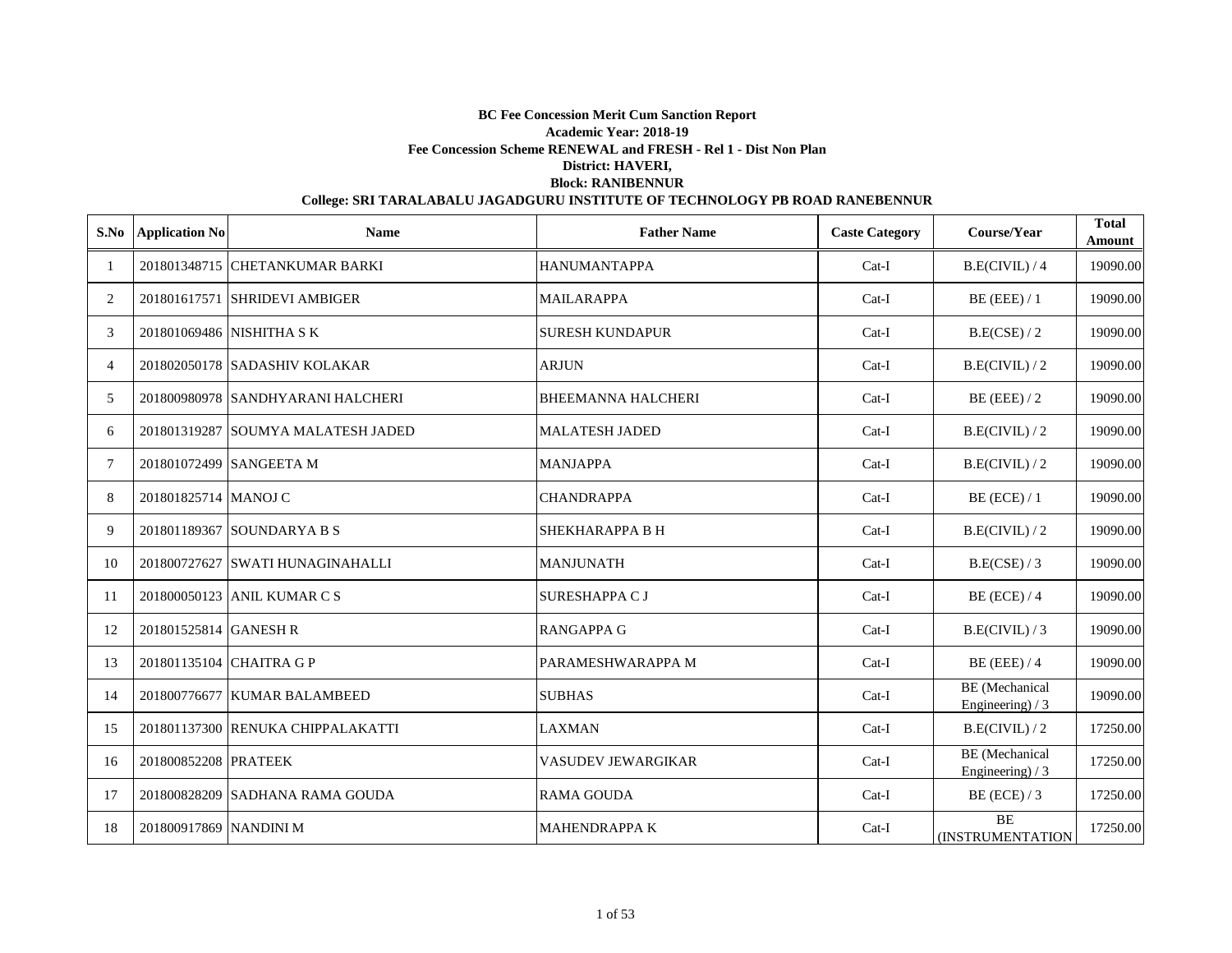**BC Fee Concession Merit Cum Sanction Report**
**Academic Year: 2018-19**
**Fee Concession Scheme RENEWAL and FRESH - Rel 1 - Dist Non Plan**
**District: HAVERI,**
**Block: RANIBENNUR**
**College: SRI TARALABALU JAGADGURU INSTITUTE OF TECHNOLOGY PB ROAD RANEBENNUR**

| S.No | Application No | Name | Father Name | Caste Category | Course/Year | Total Amount |
|---|---|---|---|---|---|---|
| 1 | 201801348715 | CHETANKUMAR BARKI | HANUMANTAPPA | Cat-I | B.E(CIVIL) / 4 | 19090.00 |
| 2 | 201801617571 | SHRIDEVI AMBIGER | MAILARAPPA | Cat-I | BE (EEE) / 1 | 19090.00 |
| 3 | 201801069486 | NISHITHA S K | SURESH KUNDAPUR | Cat-I | B.E(CSE) / 2 | 19090.00 |
| 4 | 201802050178 | SADASHIV KOLAKAR | ARJUN | Cat-I | B.E(CIVIL) / 2 | 19090.00 |
| 5 | 201800980978 | SANDHYARANI HALCHERI | BHEEMANNA HALCHERI | Cat-I | BE (EEE) / 2 | 19090.00 |
| 6 | 201801319287 | SOUMYA MALATESH JADED | MALATESH JADED | Cat-I | B.E(CIVIL) / 2 | 19090.00 |
| 7 | 201801072499 | SANGEETA M | MANJAPPA | Cat-I | B.E(CIVIL) / 2 | 19090.00 |
| 8 | 201801825714 | MANOJ C | CHANDRAPPA | Cat-I | BE (ECE) / 1 | 19090.00 |
| 9 | 201801189367 | SOUNDARYA B S | SHEKHARAPPA B H | Cat-I | B.E(CIVIL) / 2 | 19090.00 |
| 10 | 201800727627 | SWATI HUNAGINAHALLI | MANJUNATH | Cat-I | B.E(CSE) / 3 | 19090.00 |
| 11 | 201800050123 | ANIL KUMAR C S | SURESHAPPA C J | Cat-I | BE (ECE) / 4 | 19090.00 |
| 12 | 201801525814 | GANESH R | RANGAPPA G | Cat-I | B.E(CIVIL) / 3 | 19090.00 |
| 13 | 201801135104 | CHAITRA G P | PARAMESHWARAPPA M | Cat-I | BE (EEE) / 4 | 19090.00 |
| 14 | 201800776677 | KUMAR BALAMBEED | SUBHAS | Cat-I | BE (Mechanical Engineering) / 3 | 19090.00 |
| 15 | 201801137300 | RENUKA CHIPPALAKATTI | LAXMAN | Cat-I | B.E(CIVIL) / 2 | 17250.00 |
| 16 | 201800852208 | PRATEEK | VASUDEV JEWARGIKAR | Cat-I | BE (Mechanical Engineering) / 3 | 17250.00 |
| 17 | 201800828209 | SADHANA RAMA GOUDA | RAMA GOUDA | Cat-I | BE (ECE) / 3 | 17250.00 |
| 18 | 201800917869 | NANDINI M | MAHENDRAPPA K | Cat-I | BE (INSTRUMENTATION | 17250.00 |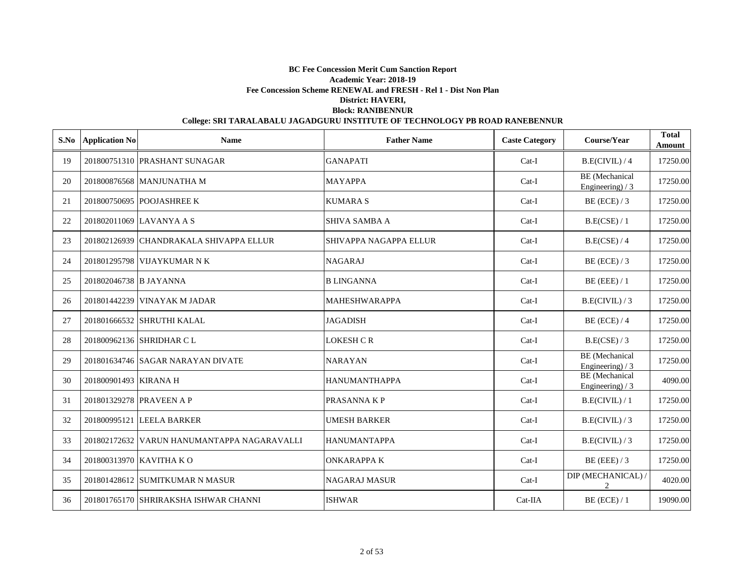**BC Fee Concession Merit Cum Sanction Report**
**Academic Year: 2018-19**
**Fee Concession Scheme RENEWAL and FRESH - Rel 1 - Dist Non Plan**
**District: HAVERI,**
**Block: RANIBENNUR**
**College: SRI TARALABALU JAGADGURU INSTITUTE OF TECHNOLOGY PB ROAD RANEBENNUR**

| S.No | Application No | Name | Father Name | Caste Category | Course/Year | Total Amount |
|---|---|---|---|---|---|---|
| 19 | 201800751310 | PRASHANT SUNAGAR | GANAPATI | Cat-I | B.E(CIVIL) / 4 | 17250.00 |
| 20 | 201800876568 | MANJUNATHA M | MAYAPPA | Cat-I | BE (Mechanical Engineering) / 3 | 17250.00 |
| 21 | 201800750695 | POOJASHREE K | KUMARA S | Cat-I | BE (ECE) / 3 | 17250.00 |
| 22 | 201802011069 | LAVANYA A S | SHIVA SAMBA A | Cat-I | B.E(CSE) / 1 | 17250.00 |
| 23 | 201802126939 | CHANDRAKALA SHIVAPPA ELLUR | SHIVAPPA NAGAPPA ELLUR | Cat-I | B.E(CSE) / 4 | 17250.00 |
| 24 | 201801295798 | VIJAYKUMAR N K | NAGARAJ | Cat-I | BE (ECE) / 3 | 17250.00 |
| 25 | 201802046738 | B JAYANNA | B LINGANNA | Cat-I | BE (EEE) / 1 | 17250.00 |
| 26 | 201801442239 | VINAYAK M JADAR | MAHESHWARAPPA | Cat-I | B.E(CIVIL) / 3 | 17250.00 |
| 27 | 201801666532 | SHRUTHI KALAL | JAGADISH | Cat-I | BE (ECE) / 4 | 17250.00 |
| 28 | 201800962136 | SHRIDHAR C L | LOKESH C R | Cat-I | B.E(CSE) / 3 | 17250.00 |
| 29 | 201801634746 | SAGAR NARAYAN DIVATE | NARAYAN | Cat-I | BE (Mechanical Engineering) / 3 | 17250.00 |
| 30 | 201800901493 | KIRANA H | HANUMANTHAPPA | Cat-I | BE (Mechanical Engineering) / 3 | 4090.00 |
| 31 | 201801329278 | PRAVEEN A P | PRASANNA K P | Cat-I | B.E(CIVIL) / 1 | 17250.00 |
| 32 | 201800995121 | LEELA BARKER | UMESH BARKER | Cat-I | B.E(CIVIL) / 3 | 17250.00 |
| 33 | 201802172632 | VARUN HANUMANTAPPA NAGARAVALLI | HANUMANTAPPA | Cat-I | B.E(CIVIL) / 3 | 17250.00 |
| 34 | 201800313970 | KAVITHA K O | ONKARAPPA K | Cat-I | BE (EEE) / 3 | 17250.00 |
| 35 | 201801428612 | SUMITKUMAR N MASUR | NAGARAJ MASUR | Cat-I | DIP (MECHANICAL) / 2 | 4020.00 |
| 36 | 201801765170 | SHRIRAKSHA ISHWAR CHANNI | ISHWAR | Cat-IIA | BE (ECE) / 1 | 19090.00 |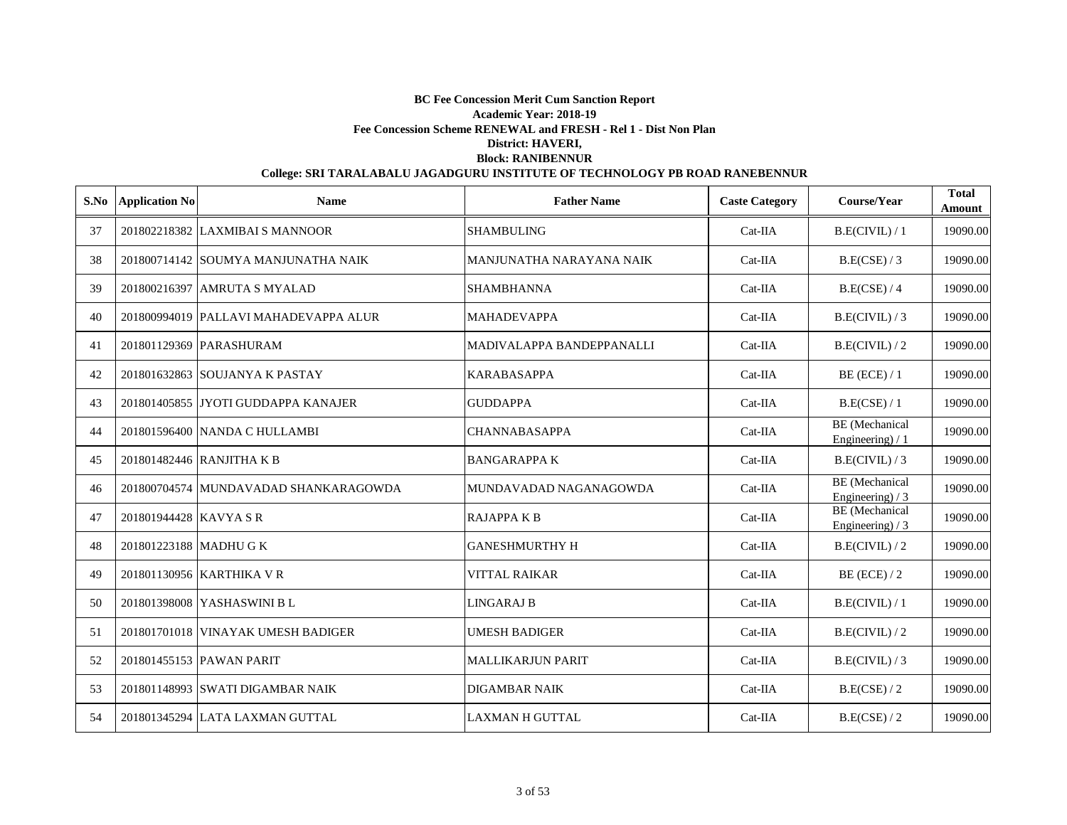**BC Fee Concession Merit Cum Sanction Report**

**Academic Year: 2018-19**

**Fee Concession Scheme RENEWAL and FRESH - Rel 1 - Dist Non Plan**

**District: HAVERI,**

**Block: RANIBENNUR**

**College: SRI TARALABALU JAGADGURU INSTITUTE OF TECHNOLOGY PB ROAD RANEBENNUR**

| S.No | Application No | Name | Father Name | Caste Category | Course/Year | Total Amount |
|---|---|---|---|---|---|---|
| 37 | 201802218382 | LAXMIBAI S MANNOOR | SHAMBULING | Cat-IIA | B.E(CIVIL) / 1 | 19090.00 |
| 38 | 201800714142 | SOUMYA MANJUNATHA NAIK | MANJUNATHA NARAYANA NAIK | Cat-IIA | B.E(CSE) / 3 | 19090.00 |
| 39 | 201800216397 | AMRUTA S MYALAD | SHAMBHANNA | Cat-IIA | B.E(CSE) / 4 | 19090.00 |
| 40 | 201800994019 | PALLAVI MAHADEVAPPA ALUR | MAHADEVAPPA | Cat-IIA | B.E(CIVIL) / 3 | 19090.00 |
| 41 | 201801129369 | PARASHURAM | MADIVALAPPA BANDEPPANALLI | Cat-IIA | B.E(CIVIL) / 2 | 19090.00 |
| 42 | 201801632863 | SOUJANYA K PASTAY | KARABASAPPA | Cat-IIA | BE (ECE) / 1 | 19090.00 |
| 43 | 201801405855 | JYOTI GUDDAPPA KANAJER | GUDDAPPA | Cat-IIA | B.E(CSE) / 1 | 19090.00 |
| 44 | 201801596400 | NANDA C HULLAMBI | CHANNABASAPPA | Cat-IIA | BE (Mechanical Engineering) / 1 | 19090.00 |
| 45 | 201801482446 | RANJITHA K B | BANGARAPPA K | Cat-IIA | B.E(CIVIL) / 3 | 19090.00 |
| 46 | 201800704574 | MUNDAVADAD SHANKARAGOWDA | MUNDAVADAD NAGANAGOWDA | Cat-IIA | BE (Mechanical Engineering) / 3 | 19090.00 |
| 47 | 201801944428 | KAVYA S R | RAJAPPA K B | Cat-IIA | BE (Mechanical Engineering) / 3 | 19090.00 |
| 48 | 201801223188 | MADHU G K | GANESHMURTHY H | Cat-IIA | B.E(CIVIL) / 2 | 19090.00 |
| 49 | 201801130956 | KARTHIKA V R | VITTAL RAIKAR | Cat-IIA | BE (ECE) / 2 | 19090.00 |
| 50 | 201801398008 | YASHASWINI B L | LINGARAJ B | Cat-IIA | B.E(CIVIL) / 1 | 19090.00 |
| 51 | 201801701018 | VINAYAK UMESH BADIGER | UMESH BADIGER | Cat-IIA | B.E(CIVIL) / 2 | 19090.00 |
| 52 | 201801455153 | PAWAN PARIT | MALLIKARJUN PARIT | Cat-IIA | B.E(CIVIL) / 3 | 19090.00 |
| 53 | 201801148993 | SWATI DIGAMBAR NAIK | DIGAMBAR NAIK | Cat-IIA | B.E(CSE) / 2 | 19090.00 |
| 54 | 201801345294 | LATA LAXMAN GUTTAL | LAXMAN H GUTTAL | Cat-IIA | B.E(CSE) / 2 | 19090.00 |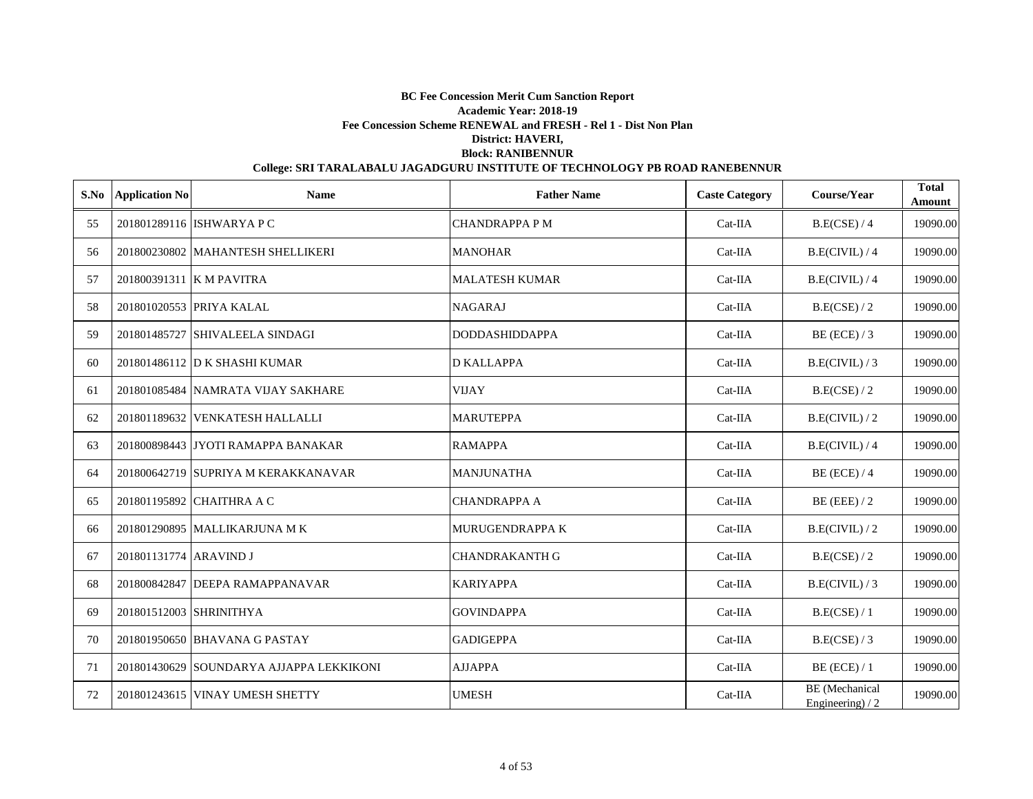**BC Fee Concession Merit Cum Sanction Report**

**Academic Year: 2018-19**

**Fee Concession Scheme RENEWAL and FRESH - Rel 1 - Dist Non Plan**

**District: HAVERI,**

**Block: RANIBENNUR**

**College: SRI TARALABALU JAGADGURU INSTITUTE OF TECHNOLOGY PB ROAD RANEBENNUR**

| S.No | Application No | Name | Father Name | Caste Category | Course/Year | Total Amount |
|---|---|---|---|---|---|---|
| 55 | 201801289116 | ISHWARYA P C | CHANDRAPPA P M | Cat-IIA | B.E(CSE) / 4 | 19090.00 |
| 56 | 201800230802 | MAHANTESH SHELLIKERI | MANOHAR | Cat-IIA | B.E(CIVIL) / 4 | 19090.00 |
| 57 | 201800391311 | K M PAVITRA | MALATESH KUMAR | Cat-IIA | B.E(CIVIL) / 4 | 19090.00 |
| 58 | 201801020553 | PRIYA KALAL | NAGARAJ | Cat-IIA | B.E(CSE) / 2 | 19090.00 |
| 59 | 201801485727 | SHIVALEELA SINDAGI | DODDASHIDDAPPA | Cat-IIA | BE (ECE) / 3 | 19090.00 |
| 60 | 201801486112 | D K SHASHI KUMAR | D KALLAPPA | Cat-IIA | B.E(CIVIL) / 3 | 19090.00 |
| 61 | 201801085484 | NAMRATA VIJAY SAKHARE | VIJAY | Cat-IIA | B.E(CSE) / 2 | 19090.00 |
| 62 | 201801189632 | VENKATESH HALLALLI | MARUTEPPA | Cat-IIA | B.E(CIVIL) / 2 | 19090.00 |
| 63 | 201800898443 | JYOTI RAMAPPA BANAKAR | RAMAPPA | Cat-IIA | B.E(CIVIL) / 4 | 19090.00 |
| 64 | 201800642719 | SUPRIYA M KERAKKANAVAR | MANJUNATHA | Cat-IIA | BE (ECE) / 4 | 19090.00 |
| 65 | 201801195892 | CHAITHRA A C | CHANDRAPPA A | Cat-IIA | BE (EEE) / 2 | 19090.00 |
| 66 | 201801290895 | MALLIKARJUNA M K | MURUGENDRAPPA K | Cat-IIA | B.E(CIVIL) / 2 | 19090.00 |
| 67 | 201801131774 | ARAVIND J | CHANDRAKANTH G | Cat-IIA | B.E(CSE) / 2 | 19090.00 |
| 68 | 201800842847 | DEEPA RAMAPPANAVAR | KARIYAPPA | Cat-IIA | B.E(CIVIL) / 3 | 19090.00 |
| 69 | 201801512003 | SHRINITHYA | GOVINDAPPA | Cat-IIA | B.E(CSE) / 1 | 19090.00 |
| 70 | 201801950650 | BHAVANA G PASTAY | GADIGEPPA | Cat-IIA | B.E(CSE) / 3 | 19090.00 |
| 71 | 201801430629 | SOUNDARYA AJJAPPA LEKKIKONI | AJJAPPA | Cat-IIA | BE (ECE) / 1 | 19090.00 |
| 72 | 201801243615 | VINAY UMESH SHETTY | UMESH | Cat-IIA | BE (Mechanical Engineering) / 2 | 19090.00 |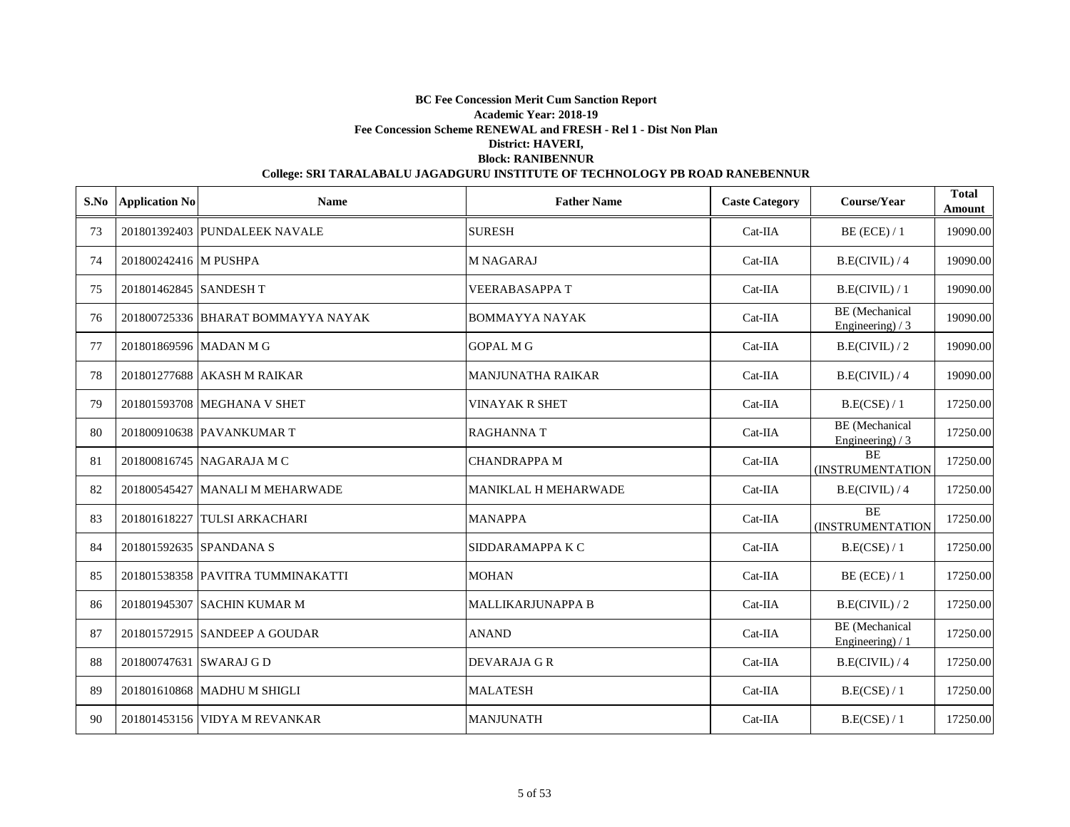**BC Fee Concession Merit Cum Sanction Report**

**Academic Year: 2018-19**

**Fee Concession Scheme RENEWAL and FRESH - Rel 1 - Dist Non Plan**

**District: HAVERI,**

**Block: RANIBENNUR**

**College: SRI TARALABALU JAGADGURU INSTITUTE OF TECHNOLOGY PB ROAD RANEBENNUR**

| S.No | Application No | Name | Father Name | Caste Category | Course/Year | Total Amount |
|---|---|---|---|---|---|---|
| 73 | 201801392403 | PUNDALEEK NAVALE | SURESH | Cat-IIA | BE (ECE) / 1 | 19090.00 |
| 74 | 201800242416 | M PUSHPA | M NAGARAJ | Cat-IIA | B.E(CIVIL) / 4 | 19090.00 |
| 75 | 201801462845 | SANDESH T | VEERABASAPPA T | Cat-IIA | B.E(CIVIL) / 1 | 19090.00 |
| 76 | 201800725336 | BHARAT BOMMAYYA NAYAK | BOMMAYYA NAYAK | Cat-IIA | BE (Mechanical Engineering) / 3 | 19090.00 |
| 77 | 201801869596 | MADAN M G | GOPAL M G | Cat-IIA | B.E(CIVIL) / 2 | 19090.00 |
| 78 | 201801277688 | AKASH M RAIKAR | MANJUNATHA RAIKAR | Cat-IIA | B.E(CIVIL) / 4 | 19090.00 |
| 79 | 201801593708 | MEGHANA V SHET | VINAYAK R SHET | Cat-IIA | B.E(CSE) / 1 | 17250.00 |
| 80 | 201800910638 | PAVANKUMAR T | RAGHANNA T | Cat-IIA | BE (Mechanical Engineering) / 3 | 17250.00 |
| 81 | 201800816745 | NAGARAJA M C | CHANDRAPPA M | Cat-IIA | BE (INSTRUMENTATION | 17250.00 |
| 82 | 201800545427 | MANALI M MEHARWADE | MANIKLAL H MEHARWADE | Cat-IIA | B.E(CIVIL) / 4 | 17250.00 |
| 83 | 201801618227 | TULSI ARKACHARI | MANAPPA | Cat-IIA | BE (INSTRUMENTATION | 17250.00 |
| 84 | 201801592635 | SPANDANA S | SIDDARAMAPPA K C | Cat-IIA | B.E(CSE) / 1 | 17250.00 |
| 85 | 201801538358 | PAVITRA TUMMINAKATTI | MOHAN | Cat-IIA | BE (ECE) / 1 | 17250.00 |
| 86 | 201801945307 | SACHIN KUMAR M | MALLIKARJUNAPPA B | Cat-IIA | B.E(CIVIL) / 2 | 17250.00 |
| 87 | 201801572915 | SANDEEP A GOUDAR | ANAND | Cat-IIA | BE (Mechanical Engineering) / 1 | 17250.00 |
| 88 | 201800747631 | SWARAJ G D | DEVARAJA G R | Cat-IIA | B.E(CIVIL) / 4 | 17250.00 |
| 89 | 201801610868 | MADHU M SHIGLI | MALATESH | Cat-IIA | B.E(CSE) / 1 | 17250.00 |
| 90 | 201801453156 | VIDYA M REVANKAR | MANJUNATH | Cat-IIA | B.E(CSE) / 1 | 17250.00 |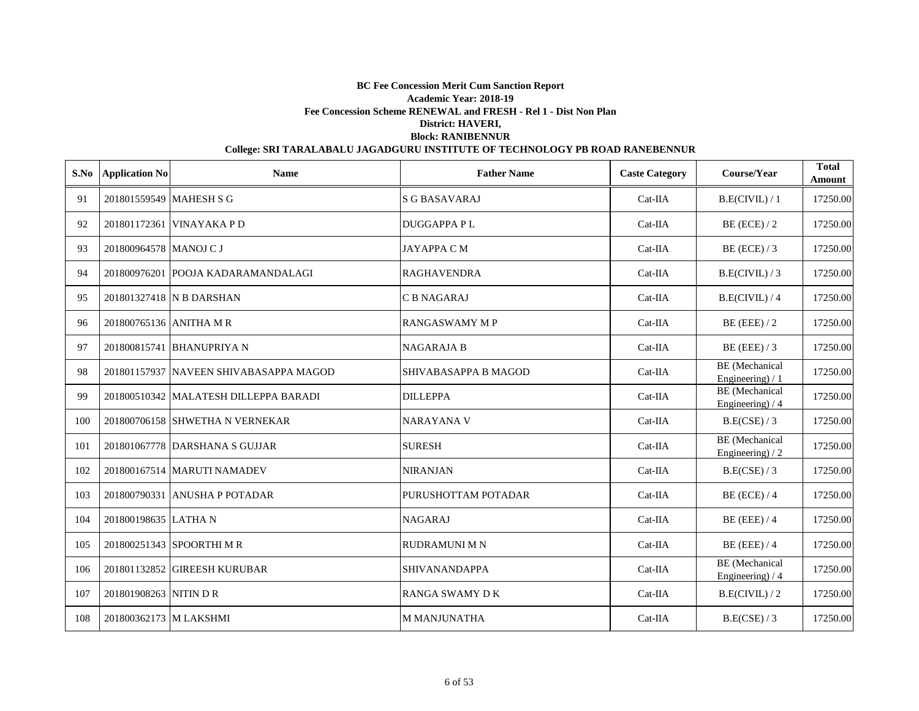**BC Fee Concession Merit Cum Sanction Report**

**Academic Year: 2018-19**

**Fee Concession Scheme RENEWAL and FRESH - Rel 1 - Dist Non Plan**

**District: HAVERI,**

**Block: RANIBENNUR**

**College: SRI TARALABALU JAGADGURU INSTITUTE OF TECHNOLOGY PB ROAD RANEBENNUR**

| S.No | Application No | Name | Father Name | Caste Category | Course/Year | Total Amount |
|---|---|---|---|---|---|---|
| 91 | 201801559549 | MAHESH S G | S G BASAVARAJ | Cat-IIA | B.E(CIVIL) / 1 | 17250.00 |
| 92 | 201801172361 | VINAYAKA P D | DUGGAPPA P L | Cat-IIA | BE (ECE) / 2 | 17250.00 |
| 93 | 201800964578 | MANOJ C J | JAYAPPA C M | Cat-IIA | BE (ECE) / 3 | 17250.00 |
| 94 | 201800976201 | POOJA KADARAMANDALAGI | RAGHAVENDRA | Cat-IIA | B.E(CIVIL) / 3 | 17250.00 |
| 95 | 201801327418 | N B DARSHAN | C B NAGARAJ | Cat-IIA | B.E(CIVIL) / 4 | 17250.00 |
| 96 | 201800765136 | ANITHA M R | RANGASWAMY M P | Cat-IIA | BE (EEE) / 2 | 17250.00 |
| 97 | 201800815741 | BHANUPRIYA N | NAGARAJA B | Cat-IIA | BE (EEE) / 3 | 17250.00 |
| 98 | 201801157937 | NAVEEN SHIVABASAPPA MAGOD | SHIVABASAPPA B MAGOD | Cat-IIA | BE (Mechanical Engineering) / 1 | 17250.00 |
| 99 | 201800510342 | MALATESH DILLEPPA BARADI | DILLEPPA | Cat-IIA | BE (Mechanical Engineering) / 4 | 17250.00 |
| 100 | 201800706158 | SHWETHA N VERNEKAR | NARAYANA V | Cat-IIA | B.E(CSE) / 3 | 17250.00 |
| 101 | 201801067778 | DARSHANA S GUJJAR | SURESH | Cat-IIA | BE (Mechanical Engineering) / 2 | 17250.00 |
| 102 | 201800167514 | MARUTI NAMADEV | NIRANJAN | Cat-IIA | B.E(CSE) / 3 | 17250.00 |
| 103 | 201800790331 | ANUSHA P POTADAR | PURUSHOTTAM POTADAR | Cat-IIA | BE (ECE) / 4 | 17250.00 |
| 104 | 201800198635 | LATHA N | NAGARAJ | Cat-IIA | BE (EEE) / 4 | 17250.00 |
| 105 | 201800251343 | SPOORTHI M R | RUDRAMUNI M N | Cat-IIA | BE (EEE) / 4 | 17250.00 |
| 106 | 201801132852 | GIREESH KURUBAR | SHIVANANDAPPA | Cat-IIA | BE (Mechanical Engineering) / 4 | 17250.00 |
| 107 | 201801908263 | NITIN D R | RANGA SWAMY D K | Cat-IIA | B.E(CIVIL) / 2 | 17250.00 |
| 108 | 201800362173 | M LAKSHMI | M MANJUNATHA | Cat-IIA | B.E(CSE) / 3 | 17250.00 |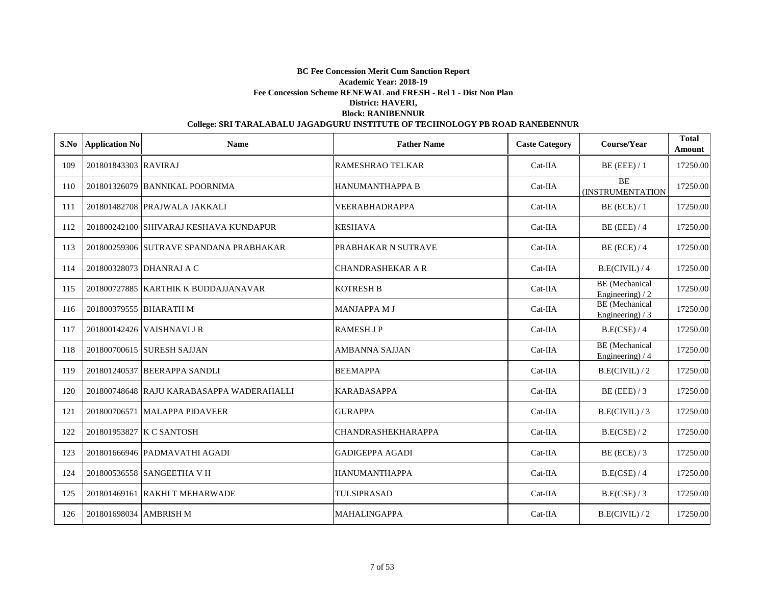**BC Fee Concession Merit Cum Sanction Report**

**Academic Year: 2018-19**

**Fee Concession Scheme RENEWAL and FRESH - Rel 1 - Dist Non Plan**

**District: HAVERI,**

**Block: RANIBENNUR**

**College: SRI TARALABALU JAGADGURU INSTITUTE OF TECHNOLOGY PB ROAD RANEBENNUR**

| S.No | Application No | Name | Father Name | Caste Category | Course/Year | Total Amount |
|---|---|---|---|---|---|---|
| 109 | 201801843303 | RAVIRAJ | RAMESHRAO TELKAR | Cat-IIA | BE (EEE) / 1 | 17250.00 |
| 110 | 201801326079 | BANNIKAL POORNIMA | HANUMANTHAPPA B | Cat-IIA | BE (INSTRUMENTATION | 17250.00 |
| 111 | 201801482708 | PRAJWALA JAKKALI | VEERABHADRAPPA | Cat-IIA | BE (ECE) / 1 | 17250.00 |
| 112 | 201800242100 | SHIVARAJ KESHAVA KUNDAPUR | KESHAVA | Cat-IIA | BE (EEE) / 4 | 17250.00 |
| 113 | 201800259306 | SUTRAVE SPANDANA PRABHAKAR | PRABHAKAR N SUTRAVE | Cat-IIA | BE (ECE) / 4 | 17250.00 |
| 114 | 201800328073 | DHANRAJ A C | CHANDRASHEKAR A R | Cat-IIA | B.E(CIVIL) / 4 | 17250.00 |
| 115 | 201800727885 | KARTHIK K BUDDAJJANAVAR | KOTRESH B | Cat-IIA | BE (Mechanical Engineering) / 2 | 17250.00 |
| 116 | 201800379555 | BHARATH M | MANJAPPA M J | Cat-IIA | BE (Mechanical Engineering) / 3 | 17250.00 |
| 117 | 201800142426 | VAISHNAVI J R | RAMESH J P | Cat-IIA | B.E(CSE) / 4 | 17250.00 |
| 118 | 201800700615 | SURESH SAJJAN | AMBANNA SAJJAN | Cat-IIA | BE (Mechanical Engineering) / 4 | 17250.00 |
| 119 | 201801240537 | BEERAPPA SANDLI | BEEMAPPA | Cat-IIA | B.E(CIVIL) / 2 | 17250.00 |
| 120 | 201800748648 | RAJU KARABASAPPA WADERAHALLI | KARABASAPPA | Cat-IIA | BE (EEE) / 3 | 17250.00 |
| 121 | 201800706571 | MALAPPA PIDAVEER | GURAPPA | Cat-IIA | B.E(CIVIL) / 3 | 17250.00 |
| 122 | 201801953827 | K C SANTOSH | CHANDRASHEKHARAPPA | Cat-IIA | B.E(CSE) / 2 | 17250.00 |
| 123 | 201801666946 | PADMAVATHI AGADI | GADIGEPPA AGADI | Cat-IIA | BE (ECE) / 3 | 17250.00 |
| 124 | 201800536558 | SANGEETHA V H | HANUMANTHAPPA | Cat-IIA | B.E(CSE) / 4 | 17250.00 |
| 125 | 201801469161 | RAKHI T MEHARWADE | TULSIPRASAD | Cat-IIA | B.E(CSE) / 3 | 17250.00 |
| 126 | 201801698034 | AMBRISH M | MAHALINGAPPA | Cat-IIA | B.E(CIVIL) / 2 | 17250.00 |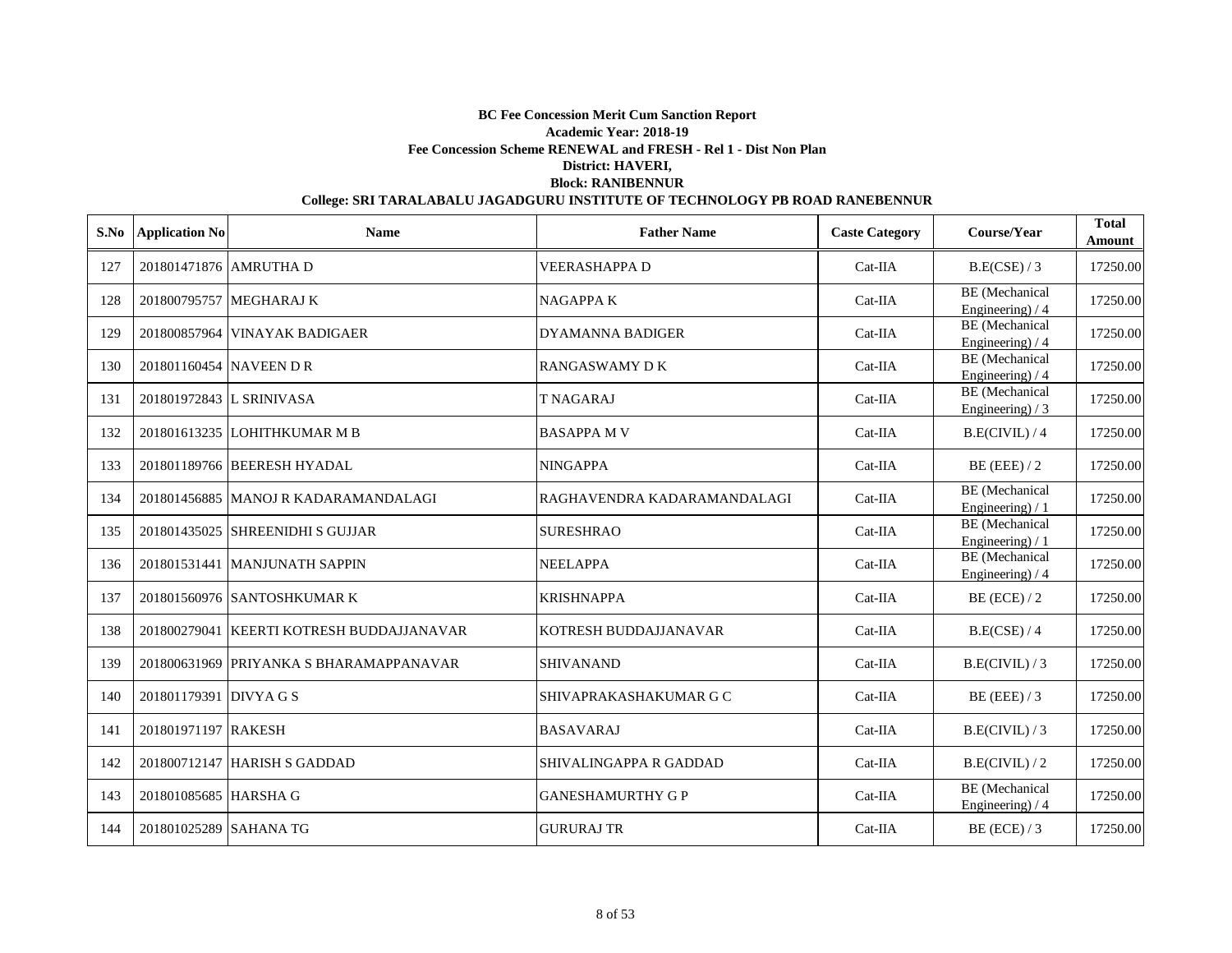**BC Fee Concession Merit Cum Sanction Report**

**Academic Year: 2018-19**

**Fee Concession Scheme RENEWAL and FRESH - Rel 1 - Dist Non Plan**

**District: HAVERI,**

**Block: RANIBENNUR**

**College: SRI TARALABALU JAGADGURU INSTITUTE OF TECHNOLOGY PB ROAD RANEBENNUR**

| S.No | Application No | Name | Father Name | Caste Category | Course/Year | Total Amount |
|---|---|---|---|---|---|---|
| 127 | 201801471876 | AMRUTHA D | VEERASHAPPA D | Cat-IIA | B.E(CSE) / 3 | 17250.00 |
| 128 | 201800795757 | MEGHARAJ K | NAGAPPA K | Cat-IIA | BE (Mechanical Engineering) / 4 | 17250.00 |
| 129 | 201800857964 | VINAYAK BADIGAER | DYAMANNA BADIGER | Cat-IIA | BE (Mechanical Engineering) / 4 | 17250.00 |
| 130 | 201801160454 | NAVEEN D R | RANGASWAMY D K | Cat-IIA | BE (Mechanical Engineering) / 4 | 17250.00 |
| 131 | 201801972843 | L SRINIVASA | T NAGARAJ | Cat-IIA | BE (Mechanical Engineering) / 3 | 17250.00 |
| 132 | 201801613235 | LOHITHKUMAR M B | BASAPPA M V | Cat-IIA | B.E(CIVIL) / 4 | 17250.00 |
| 133 | 201801189766 | BEERESH HYADAL | NINGAPPA | Cat-IIA | BE (EEE) / 2 | 17250.00 |
| 134 | 201801456885 | MANOJ R KADARAMANDALAGI | RAGHAVENDRA KADARAMANDALAGI | Cat-IIA | BE (Mechanical Engineering) / 1 | 17250.00 |
| 135 | 201801435025 | SHREENIDHI S GUJJAR | SURESHRAO | Cat-IIA | BE (Mechanical Engineering) / 1 | 17250.00 |
| 136 | 201801531441 | MANJUNATH SAPPIN | NEELAPPA | Cat-IIA | BE (Mechanical Engineering) / 4 | 17250.00 |
| 137 | 201801560976 | SANTOSHKUMAR K | KRISHNAPPA | Cat-IIA | BE (ECE) / 2 | 17250.00 |
| 138 | 201800279041 | KEERTI KOTRESH BUDDAJJANAVAR | KOTRESH BUDDAJJANAVAR | Cat-IIA | B.E(CSE) / 4 | 17250.00 |
| 139 | 201800631969 | PRIYANKA S BHARAMAPPANAVAR | SHIVANAND | Cat-IIA | B.E(CIVIL) / 3 | 17250.00 |
| 140 | 201801179391 | DIVYA G S | SHIVAPRAKASHAKUMAR G C | Cat-IIA | BE (EEE) / 3 | 17250.00 |
| 141 | 201801971197 | RAKESH | BASAVARAJ | Cat-IIA | B.E(CIVIL) / 3 | 17250.00 |
| 142 | 201800712147 | HARISH S GADDAD | SHIVALINGAPPA R GADDAD | Cat-IIA | B.E(CIVIL) / 2 | 17250.00 |
| 143 | 201801085685 | HARSHA G | GANESHAMURTHY G P | Cat-IIA | BE (Mechanical Engineering) / 4 | 17250.00 |
| 144 | 201801025289 | SAHANA TG | GURURAJ TR | Cat-IIA | BE (ECE) / 3 | 17250.00 |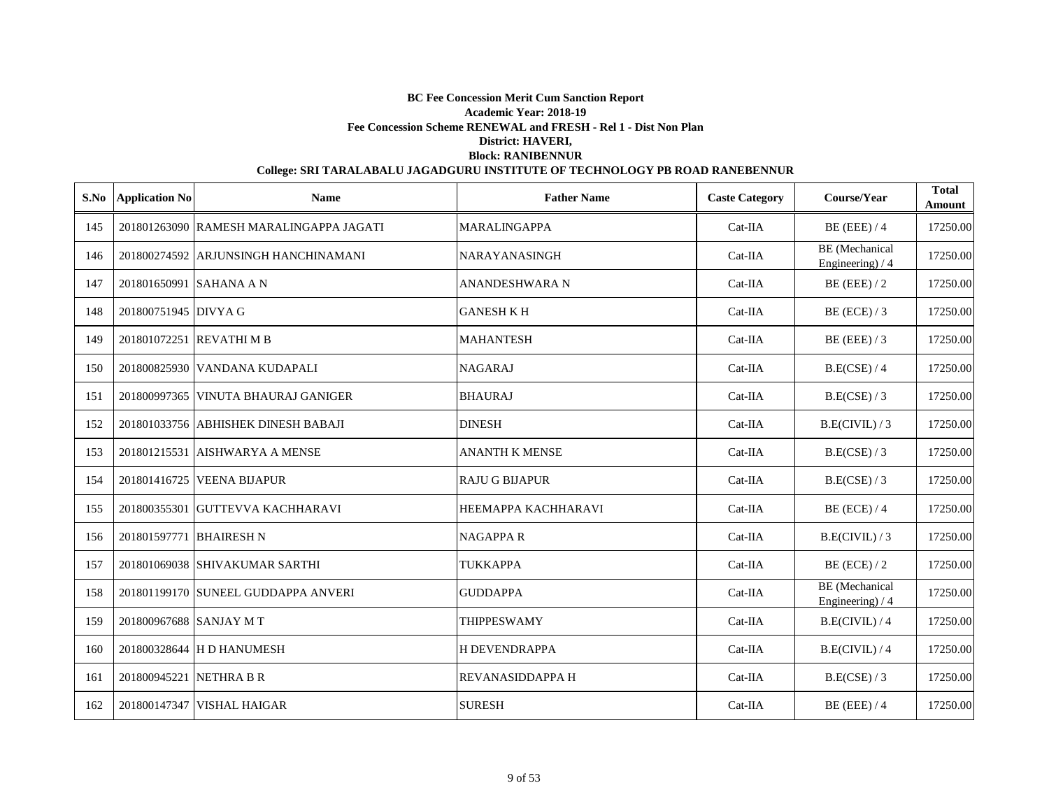**BC Fee Concession Merit Cum Sanction Report**

**Academic Year: 2018-19**

**Fee Concession Scheme RENEWAL and FRESH - Rel 1 - Dist Non Plan**

**District: HAVERI,**

**Block: RANIBENNUR**

**College: SRI TARALABALU JAGADGURU INSTITUTE OF TECHNOLOGY PB ROAD RANEBENNUR**

| S.No | Application No | Name | Father Name | Caste Category | Course/Year | Total Amount |
|---|---|---|---|---|---|---|
| 145 | 201801263090 | RAMESH MARALINGAPPA JAGATI | MARALINGAPPA | Cat-IIA | BE (EEE) / 4 | 17250.00 |
| 146 | 201800274592 | ARJUNSINGH HANCHINAMANI | NARAYANASINGH | Cat-IIA | BE (Mechanical Engineering) / 4 | 17250.00 |
| 147 | 201801650991 | SAHANA A N | ANANDESHWARA N | Cat-IIA | BE (EEE) / 2 | 17250.00 |
| 148 | 201800751945 | DIVYA G | GANESH K H | Cat-IIA | BE (ECE) / 3 | 17250.00 |
| 149 | 201801072251 | REVATHI M B | MAHANTESH | Cat-IIA | BE (EEE) / 3 | 17250.00 |
| 150 | 201800825930 | VANDANA KUDAPALI | NAGARAJ | Cat-IIA | B.E(CSE) / 4 | 17250.00 |
| 151 | 201800997365 | VINUTA BHAURAJ GANIGER | BHAURAJ | Cat-IIA | B.E(CSE) / 3 | 17250.00 |
| 152 | 201801033756 | ABHISHEK DINESH BABAJI | DINESH | Cat-IIA | B.E(CIVIL) / 3 | 17250.00 |
| 153 | 201801215531 | AISHWARYA A MENSE | ANANTH K MENSE | Cat-IIA | B.E(CSE) / 3 | 17250.00 |
| 154 | 201801416725 | VEENA BIJAPUR | RAJU G BIJAPUR | Cat-IIA | B.E(CSE) / 3 | 17250.00 |
| 155 | 201800355301 | GUTTEVVA KACHHARAVI | HEEMAPPA KACHHARAVI | Cat-IIA | BE (ECE) / 4 | 17250.00 |
| 156 | 201801597771 | BHAIRESH N | NAGAPPA R | Cat-IIA | B.E(CIVIL) / 3 | 17250.00 |
| 157 | 201801069038 | SHIVAKUMAR SARTHI | TUKKAPPA | Cat-IIA | BE (ECE) / 2 | 17250.00 |
| 158 | 201801199170 | SUNEEL GUDDAPPA ANVERI | GUDDAPPA | Cat-IIA | BE (Mechanical Engineering) / 4 | 17250.00 |
| 159 | 201800967688 | SANJAY M T | THIPPESWAMY | Cat-IIA | B.E(CIVIL) / 4 | 17250.00 |
| 160 | 201800328644 | H D HANUMESH | H DEVENDRAPPA | Cat-IIA | B.E(CIVIL) / 4 | 17250.00 |
| 161 | 201800945221 | NETHRA B R | REVANASIDDAPPA H | Cat-IIA | B.E(CSE) / 3 | 17250.00 |
| 162 | 201800147347 | VISHAL HAIGAR | SURESH | Cat-IIA | BE (EEE) / 4 | 17250.00 |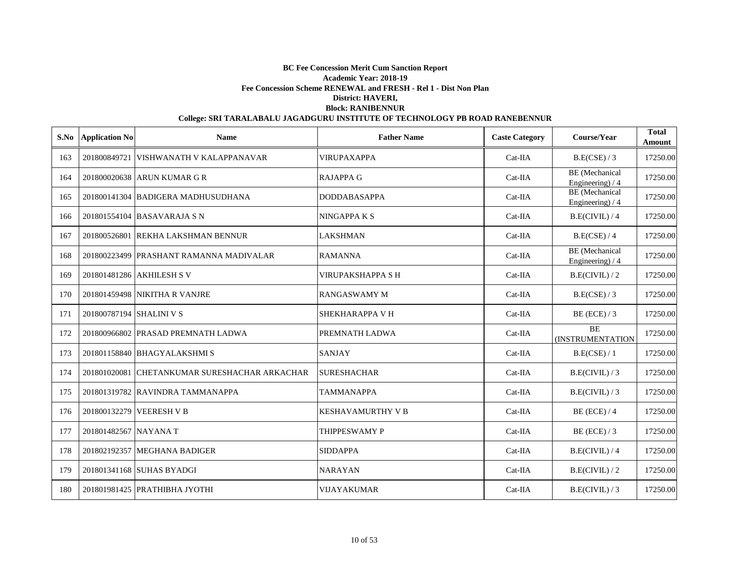**BC Fee Concession Merit Cum Sanction Report**

**Academic Year: 2018-19**

**Fee Concession Scheme RENEWAL and FRESH - Rel 1 - Dist Non Plan**

**District: HAVERI,**

**Block: RANIBENNUR**

**College: SRI TARALABALU JAGADGURU INSTITUTE OF TECHNOLOGY PB ROAD RANEBENNUR**

| S.No | Application No | Name | Father Name | Caste Category | Course/Year | Total Amount |
|---|---|---|---|---|---|---|
| 163 | 201800849721 | VISHWANATH V KALAPPANAVAR | VIRUPAXAPPA | Cat-IIA | B.E(CSE) / 3 | 17250.00 |
| 164 | 201800020638 | ARUN KUMAR G R | RAJAPPA G | Cat-IIA | BE (Mechanical Engineering) / 4 | 17250.00 |
| 165 | 201800141304 | BADIGERA MADHUSUDHANA | DODDABASAPPA | Cat-IIA | BE (Mechanical Engineering) / 4 | 17250.00 |
| 166 | 201801554104 | BASAVARAJA S N | NINGAPPA K S | Cat-IIA | B.E(CIVIL) / 4 | 17250.00 |
| 167 | 201800526801 | REKHA LAKSHMAN BENNUR | LAKSHMAN | Cat-IIA | B.E(CSE) / 4 | 17250.00 |
| 168 | 201800223499 | PRASHANT RAMANNA MADIVALAR | RAMANNA | Cat-IIA | BE (Mechanical Engineering) / 4 | 17250.00 |
| 169 | 201801481286 | AKHILESH S V | VIRUPAKSHAPPA S H | Cat-IIA | B.E(CIVIL) / 2 | 17250.00 |
| 170 | 201801459498 | NIKITHA R VANJRE | RANGASWAMY M | Cat-IIA | B.E(CSE) / 3 | 17250.00 |
| 171 | 201800787194 | SHALINI V S | SHEKHARAPPA V H | Cat-IIA | BE (ECE) / 3 | 17250.00 |
| 172 | 201800966802 | PRASAD PREMNATH LADWA | PREMNATH LADWA | Cat-IIA | BE (INSTRUMENTATION | 17250.00 |
| 173 | 201801158840 | BHAGYALAKSHMI S | SANJAY | Cat-IIA | B.E(CSE) / 1 | 17250.00 |
| 174 | 201801020081 | CHETANKUMAR SURESHACHAR ARKACHAR | SURESHACHAR | Cat-IIA | B.E(CIVIL) / 3 | 17250.00 |
| 175 | 201801319782 | RAVINDRA TAMMANAPPA | TAMMANAPPA | Cat-IIA | B.E(CIVIL) / 3 | 17250.00 |
| 176 | 201800132279 | VEERESH V B | KESHAVAMURTHY V B | Cat-IIA | BE (ECE) / 4 | 17250.00 |
| 177 | 201801482567 | NAYANA T | THIPPESWAMY P | Cat-IIA | BE (ECE) / 3 | 17250.00 |
| 178 | 201802192357 | MEGHANA BADIGER | SIDDAPPA | Cat-IIA | B.E(CIVIL) / 4 | 17250.00 |
| 179 | 201801341168 | SUHAS BYADGI | NARAYAN | Cat-IIA | B.E(CIVIL) / 2 | 17250.00 |
| 180 | 201801981425 | PRATHIBHA JYOTHI | VIJAYAKUMAR | Cat-IIA | B.E(CIVIL) / 3 | 17250.00 |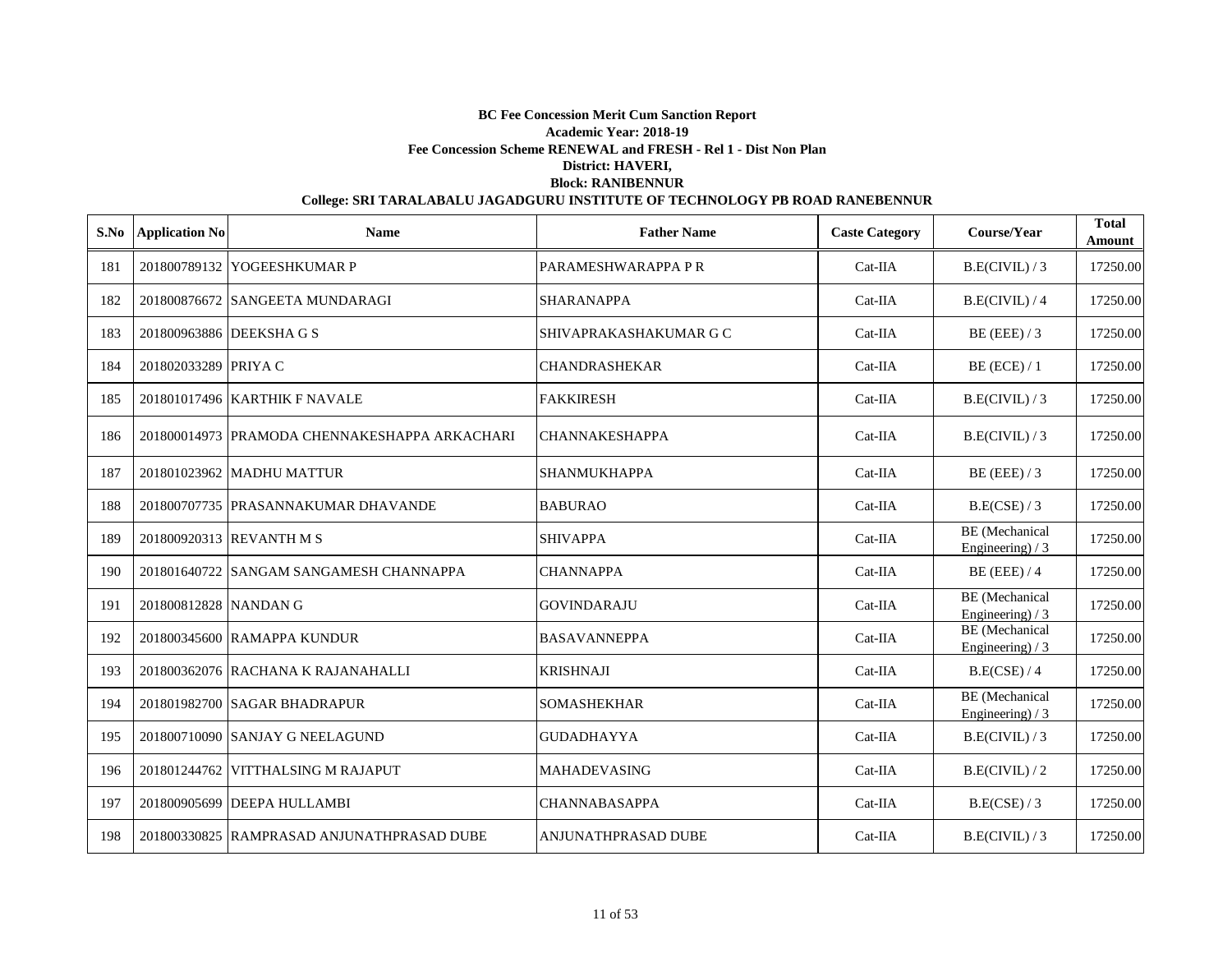**BC Fee Concession Merit Cum Sanction Report**

**Academic Year: 2018-19**

**Fee Concession Scheme RENEWAL and FRESH - Rel 1 - Dist Non Plan**

**District: HAVERI,**

**Block: RANIBENNUR**

**College: SRI TARALABALU JAGADGURU INSTITUTE OF TECHNOLOGY PB ROAD RANEBENNUR**

| S.No | Application No | Name | Father Name | Caste Category | Course/Year | Total Amount |
|---|---|---|---|---|---|---|
| 181 | 201800789132 | YOGEESHKUMAR P | PARAMESHWARAPPA P R | Cat-IIA | B.E(CIVIL) / 3 | 17250.00 |
| 182 | 201800876672 | SANGEETA MUNDARAGI | SHARANAPPA | Cat-IIA | B.E(CIVIL) / 4 | 17250.00 |
| 183 | 201800963886 | DEEKSHA G S | SHIVAPRAKASHAKUMAR G C | Cat-IIA | BE (EEE) / 3 | 17250.00 |
| 184 | 201802033289 | PRIYA C | CHANDRASHEKAR | Cat-IIA | BE (ECE) / 1 | 17250.00 |
| 185 | 201801017496 | KARTHIK F NAVALE | FAKKIRESH | Cat-IIA | B.E(CIVIL) / 3 | 17250.00 |
| 186 | 201800014973 | PRAMODA CHENNAKESHAPPA ARKACHARI | CHANNAKESHAPPA | Cat-IIA | B.E(CIVIL) / 3 | 17250.00 |
| 187 | 201801023962 | MADHU MATTUR | SHANMUKHAPPA | Cat-IIA | BE (EEE) / 3 | 17250.00 |
| 188 | 201800707735 | PRASANNAKUMAR DHAVANDE | BABURAO | Cat-IIA | B.E(CSE) / 3 | 17250.00 |
| 189 | 201800920313 | REVANTH M S | SHIVAPPA | Cat-IIA | BE (Mechanical Engineering) / 3 | 17250.00 |
| 190 | 201801640722 | SANGAM SANGAMESH CHANNAPPA | CHANNAPPA | Cat-IIA | BE (EEE) / 4 | 17250.00 |
| 191 | 201800812828 | NANDAN G | GOVINDARAJU | Cat-IIA | BE (Mechanical Engineering) / 3 | 17250.00 |
| 192 | 201800345600 | RAMAPPA KUNDUR | BASAVANNEPPA | Cat-IIA | BE (Mechanical Engineering) / 3 | 17250.00 |
| 193 | 201800362076 | RACHANA K RAJANAHALLI | KRISHNAJI | Cat-IIA | B.E(CSE) / 4 | 17250.00 |
| 194 | 201801982700 | SAGAR BHADRAPUR | SOMASHEKHAR | Cat-IIA | BE (Mechanical Engineering) / 3 | 17250.00 |
| 195 | 201800710090 | SANJAY G NEELAGUND | GUDADHAYYA | Cat-IIA | B.E(CIVIL) / 3 | 17250.00 |
| 196 | 201801244762 | VITTHALSING M RAJAPUT | MAHADEVASING | Cat-IIA | B.E(CIVIL) / 2 | 17250.00 |
| 197 | 201800905699 | DEEPA HULLAMBI | CHANNABASAPPA | Cat-IIA | B.E(CSE) / 3 | 17250.00 |
| 198 | 201800330825 | RAMPRASAD ANJUNATHPRASAD DUBE | ANJUNATHPRASAD DUBE | Cat-IIA | B.E(CIVIL) / 3 | 17250.00 |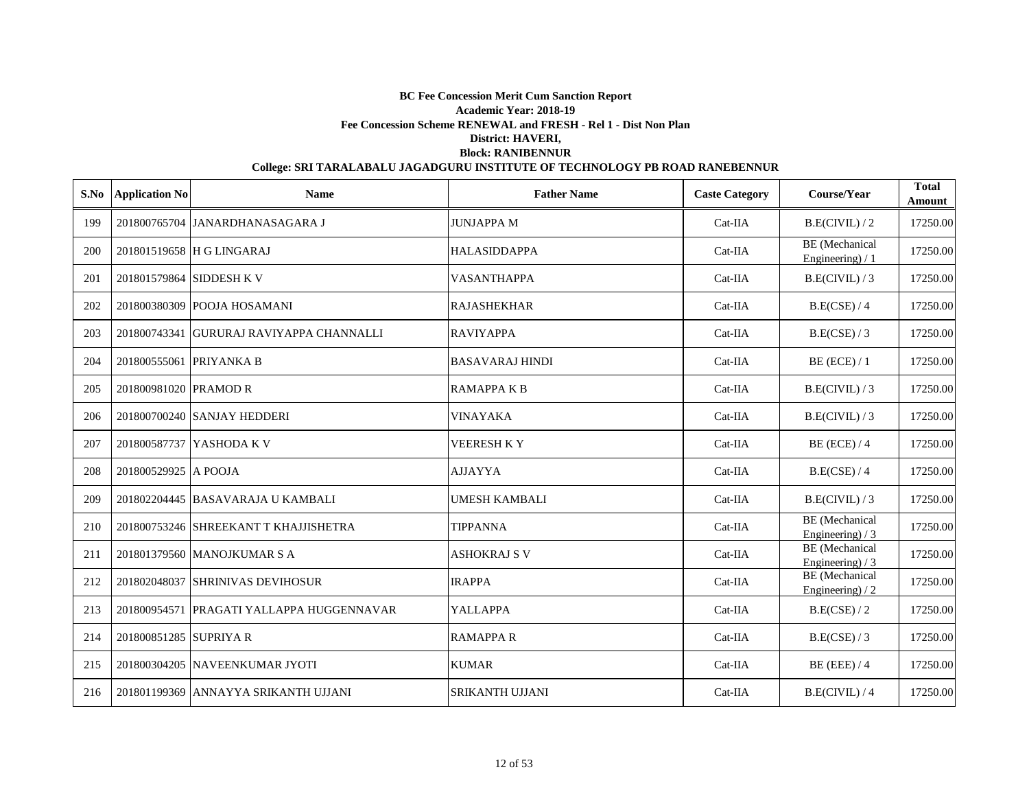**BC Fee Concession Merit Cum Sanction Report**
**Academic Year: 2018-19**
**Fee Concession Scheme RENEWAL and FRESH - Rel 1 - Dist Non Plan**
**District: HAVERI,**
**Block: RANIBENNUR**
**College: SRI TARALABALU JAGADGURU INSTITUTE OF TECHNOLOGY PB ROAD RANEBENNUR**

| S.No | Application No | Name | Father Name | Caste Category | Course/Year | Total Amount |
|---|---|---|---|---|---|---|
| 199 | 201800765704 | JANARDHANASAGARA J | JUNJAPPA M | Cat-IIA | B.E(CIVIL) / 2 | 17250.00 |
| 200 | 201801519658 | H G LINGARAJ | HALASIDDAPPA | Cat-IIA | BE (Mechanical Engineering) / 1 | 17250.00 |
| 201 | 201801579864 | SIDDESH K V | VASANTHAPPA | Cat-IIA | B.E(CIVIL) / 3 | 17250.00 |
| 202 | 201800380309 | POOJA HOSAMANI | RAJASHEKHAR | Cat-IIA | B.E(CSE) / 4 | 17250.00 |
| 203 | 201800743341 | GURURAJ RAVIYAPPA CHANNALLI | RAVIYAPPA | Cat-IIA | B.E(CSE) / 3 | 17250.00 |
| 204 | 201800555061 | PRIYANKA B | BASAVARAJ HINDI | Cat-IIA | BE (ECE) / 1 | 17250.00 |
| 205 | 201800981020 | PRAMOD R | RAMAPPA K B | Cat-IIA | B.E(CIVIL) / 3 | 17250.00 |
| 206 | 201800700240 | SANJAY HEDDERI | VINAYAKA | Cat-IIA | B.E(CIVIL) / 3 | 17250.00 |
| 207 | 201800587737 | YASHODA K V | VEERESH K Y | Cat-IIA | BE (ECE) / 4 | 17250.00 |
| 208 | 201800529925 | A POOJA | AJJAYYA | Cat-IIA | B.E(CSE) / 4 | 17250.00 |
| 209 | 201802204445 | BASAVARAJA U KAMBALI | UMESH KAMBALI | Cat-IIA | B.E(CIVIL) / 3 | 17250.00 |
| 210 | 201800753246 | SHREEKANT T KHAJJISHETRA | TIPPANNA | Cat-IIA | BE (Mechanical Engineering) / 3 | 17250.00 |
| 211 | 201801379560 | MANOJKUMAR S A | ASHOKRAJ S V | Cat-IIA | BE (Mechanical Engineering) / 3 | 17250.00 |
| 212 | 201802048037 | SHRINIVAS DEVIHOSUR | IRAPPA | Cat-IIA | BE (Mechanical Engineering) / 2 | 17250.00 |
| 213 | 201800954571 | PRAGATI YALLAPPA HUGGENNAVAR | YALLAPPA | Cat-IIA | B.E(CSE) / 2 | 17250.00 |
| 214 | 201800851285 | SUPRIYA R | RAMAPPA R | Cat-IIA | B.E(CSE) / 3 | 17250.00 |
| 215 | 201800304205 | NAVEENKUMAR JYOTI | KUMAR | Cat-IIA | BE (EEE) / 4 | 17250.00 |
| 216 | 201801199369 | ANNAYYA SRIKANTH UJJANI | SRIKANTH UJJANI | Cat-IIA | B.E(CIVIL) / 4 | 17250.00 |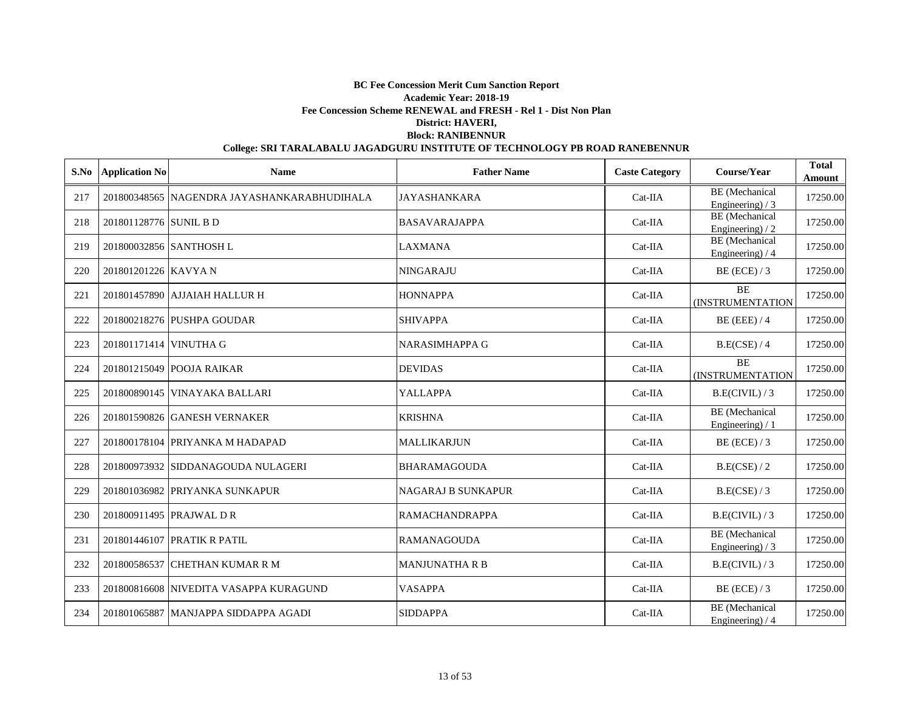**BC Fee Concession Merit Cum Sanction Report**

**Academic Year: 2018-19**

**Fee Concession Scheme RENEWAL and FRESH - Rel 1 - Dist Non Plan**

**District: HAVERI,**

**Block: RANIBENNUR**

**College: SRI TARALABALU JAGADGURU INSTITUTE OF TECHNOLOGY PB ROAD RANEBENNUR**

| S.No | Application No | Name | Father Name | Caste Category | Course/Year | Total Amount |
|---|---|---|---|---|---|---|
| 217 | 201800348565 | NAGENDRA JAYASHANKARABHUDIHALA | JAYASHANKARA | Cat-IIA | BE (Mechanical Engineering) / 3 | 17250.00 |
| 218 | 201801128776 | SUNIL B D | BASAVARAJAPPA | Cat-IIA | BE (Mechanical Engineering) / 2 | 17250.00 |
| 219 | 201800032856 | SANTHOSH L | LAXMANA | Cat-IIA | BE (Mechanical Engineering) / 4 | 17250.00 |
| 220 | 201801201226 | KAVYA N | NINGARAJU | Cat-IIA | BE (ECE) / 3 | 17250.00 |
| 221 | 201801457890 | AJJAIAH HALLUR H | HONNAPPA | Cat-IIA | BE (INSTRUMENTATION | 17250.00 |
| 222 | 201800218276 | PUSHPA GOUDAR | SHIVAPPA | Cat-IIA | BE (EEE) / 4 | 17250.00 |
| 223 | 201801171414 | VINUTHA G | NARASIMHAPPA G | Cat-IIA | B.E(CSE) / 4 | 17250.00 |
| 224 | 201801215049 | POOJA RAIKAR | DEVIDAS | Cat-IIA | BE (INSTRUMENTATION | 17250.00 |
| 225 | 201800890145 | VINAYAKA BALLARI | YALLAPPA | Cat-IIA | B.E(CIVIL) / 3 | 17250.00 |
| 226 | 201801590826 | GANESH VERNAKER | KRISHNA | Cat-IIA | BE (Mechanical Engineering) / 1 | 17250.00 |
| 227 | 201800178104 | PRIYANKA M HADAPAD | MALLIKARJUN | Cat-IIA | BE (ECE) / 3 | 17250.00 |
| 228 | 201800973932 | SIDDANAGOUDA NULAGERI | BHARAMAGOUDA | Cat-IIA | B.E(CSE) / 2 | 17250.00 |
| 229 | 201801036982 | PRIYANKA SUNKAPUR | NAGARAJ B SUNKAPUR | Cat-IIA | B.E(CSE) / 3 | 17250.00 |
| 230 | 201800911495 | PRAJWAL D R | RAMACHANDRAPPA | Cat-IIA | B.E(CIVIL) / 3 | 17250.00 |
| 231 | 201801446107 | PRATIK R PATIL | RAMANAGOUDA | Cat-IIA | BE (Mechanical Engineering) / 3 | 17250.00 |
| 232 | 201800586537 | CHETHAN KUMAR R M | MANJUNATHA R B | Cat-IIA | B.E(CIVIL) / 3 | 17250.00 |
| 233 | 201800816608 | NIVEDITA VASAPPA KURAGUND | VASAPPA | Cat-IIA | BE (ECE) / 3 | 17250.00 |
| 234 | 201801065887 | MANJAPPA SIDDAPPA AGADI | SIDDAPPA | Cat-IIA | BE (Mechanical Engineering) / 4 | 17250.00 |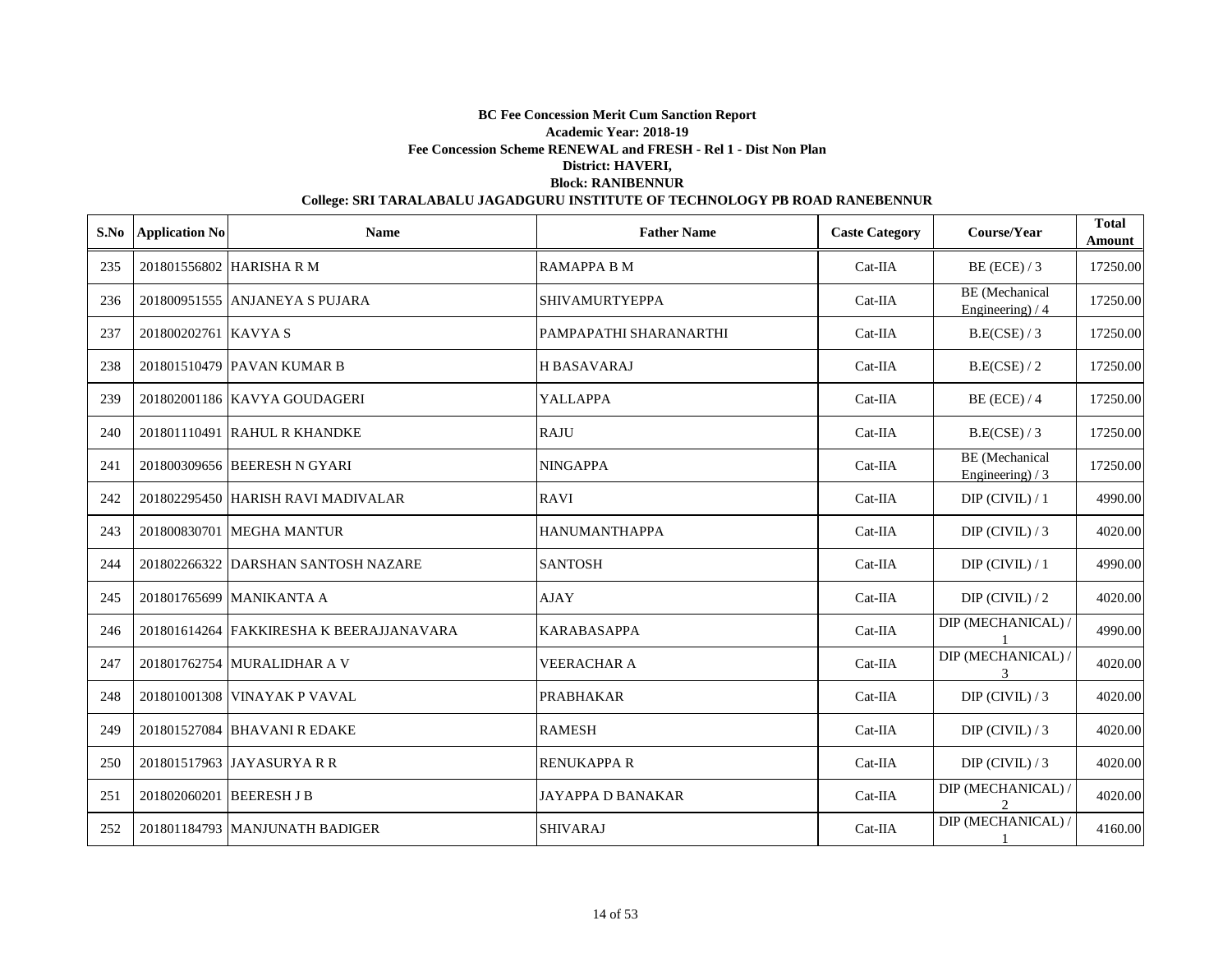**BC Fee Concession Merit Cum Sanction Report**
**Academic Year: 2018-19**
**Fee Concession Scheme RENEWAL and FRESH - Rel 1 - Dist Non Plan**
**District: HAVERI,**
**Block: RANIBENNUR**
**College: SRI TARALABALU JAGADGURU INSTITUTE OF TECHNOLOGY PB ROAD RANEBENNUR**

| S.No | Application No | Name | Father Name | Caste Category | Course/Year | Total Amount |
|---|---|---|---|---|---|---|
| 235 | 201801556802 | HARISHA R M | RAMAPPA B M | Cat-IIA | BE (ECE) / 3 | 17250.00 |
| 236 | 201800951555 | ANJANEYA S PUJARA | SHIVAMURTYEPPA | Cat-IIA | BE (Mechanical Engineering) / 4 | 17250.00 |
| 237 | 201800202761 | KAVYA S | PAMPAPATHI SHARANARTHI | Cat-IIA | B.E(CSE) / 3 | 17250.00 |
| 238 | 201801510479 | PAVAN KUMAR B | H BASAVARAJ | Cat-IIA | B.E(CSE) / 2 | 17250.00 |
| 239 | 201802001186 | KAVYA GOUDAGERI | YALLAPPA | Cat-IIA | BE (ECE) / 4 | 17250.00 |
| 240 | 201801110491 | RAHUL R KHANDKE | RAJU | Cat-IIA | B.E(CSE) / 3 | 17250.00 |
| 241 | 201800309656 | BEERESH N GYARI | NINGAPPA | Cat-IIA | BE (Mechanical Engineering) / 3 | 17250.00 |
| 242 | 201802295450 | HARISH RAVI MADIVALAR | RAVI | Cat-IIA | DIP (CIVIL) / 1 | 4990.00 |
| 243 | 201800830701 | MEGHA MANTUR | HANUMANTHAPPA | Cat-IIA | DIP (CIVIL) / 3 | 4020.00 |
| 244 | 201802266322 | DARSHAN SANTOSH NAZARE | SANTOSH | Cat-IIA | DIP (CIVIL) / 1 | 4990.00 |
| 245 | 201801765699 | MANIKANTA A | AJAY | Cat-IIA | DIP (CIVIL) / 2 | 4020.00 |
| 246 | 201801614264 | FAKKIRESHA K BEERAJJANAVARA | KARABASAPPA | Cat-IIA | DIP (MECHANICAL) / 1 | 4990.00 |
| 247 | 201801762754 | MURALIDHAR A V | VEERACHAR A | Cat-IIA | DIP (MECHANICAL) / 3 | 4020.00 |
| 248 | 201801001308 | VINAYAK P VAVAL | PRABHAKAR | Cat-IIA | DIP (CIVIL) / 3 | 4020.00 |
| 249 | 201801527084 | BHAVANI R EDAKE | RAMESH | Cat-IIA | DIP (CIVIL) / 3 | 4020.00 |
| 250 | 201801517963 | JAYASURYA R R | RENUKAPPA R | Cat-IIA | DIP (CIVIL) / 3 | 4020.00 |
| 251 | 201802060201 | BEERESH J B | JAYAPPA D BANAKAR | Cat-IIA | DIP (MECHANICAL) / 2 | 4020.00 |
| 252 | 201801184793 | MANJUNATH BADIGER | SHIVARAJ | Cat-IIA | DIP (MECHANICAL) / 1 | 4160.00 |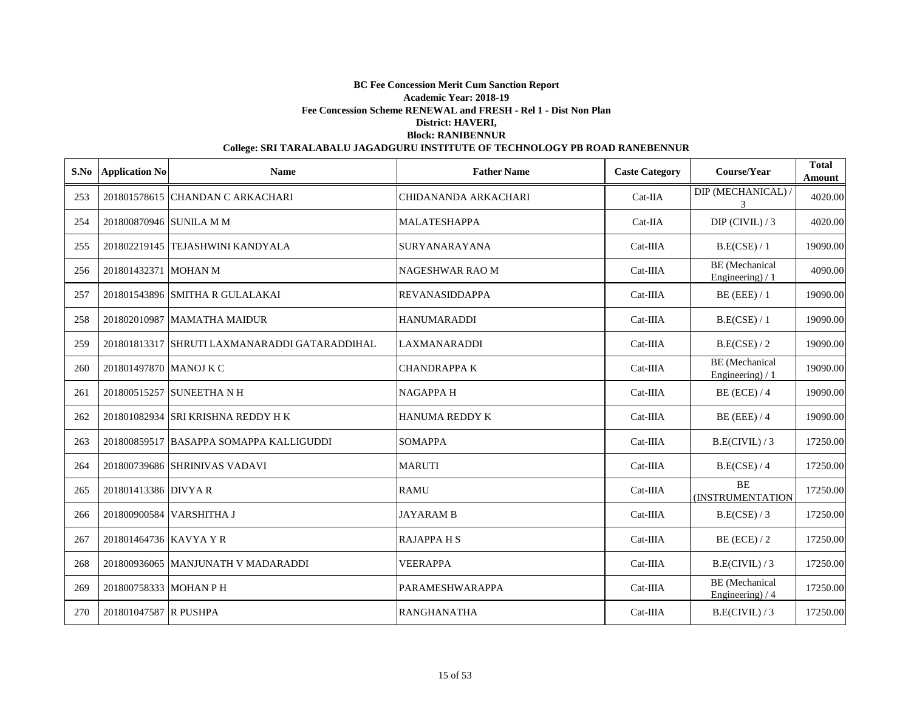**BC Fee Concession Merit Cum Sanction Report**

**Academic Year: 2018-19**

**Fee Concession Scheme RENEWAL and FRESH - Rel 1 - Dist Non Plan**

**District: HAVERI,**

**Block: RANIBENNUR**

**College: SRI TARALABALU JAGADGURU INSTITUTE OF TECHNOLOGY PB ROAD RANEBENNUR**

| S.No | Application No | Name | Father Name | Caste Category | Course/Year | Total Amount |
|---|---|---|---|---|---|---|
| 253 | 201801578615 | CHANDAN C ARKACHARI | CHIDANANDA ARKACHARI | Cat-IIA | DIP (MECHANICAL) / 3 | 4020.00 |
| 254 | 201800870946 | SUNILA M M | MALATESHAPPA | Cat-IIA | DIP (CIVIL) / 3 | 4020.00 |
| 255 | 201802219145 | TEJASHWINI KANDYALA | SURYANARAYANA | Cat-IIIA | B.E(CSE) / 1 | 19090.00 |
| 256 | 201801432371 | MOHAN M | NAGESHWAR RAO M | Cat-IIIA | BE (Mechanical Engineering) / 1 | 4090.00 |
| 257 | 201801543896 | SMITHA R GULALAKAI | REVANASIDDAPPA | Cat-IIIA | BE (EEE) / 1 | 19090.00 |
| 258 | 201802010987 | MAMATHA MAIDUR | HANUMARADDI | Cat-IIIA | B.E(CSE) / 1 | 19090.00 |
| 259 | 201801813317 | SHRUTI LAXMANARADDI GATARADDIHAL | LAXMANARADDI | Cat-IIIA | B.E(CSE) / 2 | 19090.00 |
| 260 | 201801497870 | MANOJ K C | CHANDRAPPA K | Cat-IIIA | BE (Mechanical Engineering) / 1 | 19090.00 |
| 261 | 201800515257 | SUNEETHA N H | NAGAPPA H | Cat-IIIA | BE (ECE) / 4 | 19090.00 |
| 262 | 201801082934 | SRI KRISHNA REDDY H K | HANUMA REDDY K | Cat-IIIA | BE (EEE) / 4 | 19090.00 |
| 263 | 201800859517 | BASAPPA SOMAPPA KALLIGUDDI | SOMAPPA | Cat-IIIA | B.E(CIVIL) / 3 | 17250.00 |
| 264 | 201800739686 | SHRINIVAS VADAVI | MARUTI | Cat-IIIA | B.E(CSE) / 4 | 17250.00 |
| 265 | 201801413386 | DIVYA R | RAMU | Cat-IIIA | BE (INSTRUMENTATION | 17250.00 |
| 266 | 201800900584 | VARSHITHA J | JAYARAM B | Cat-IIIA | B.E(CSE) / 3 | 17250.00 |
| 267 | 201801464736 | KAVYA Y R | RAJAPPA H S | Cat-IIIA | BE (ECE) / 2 | 17250.00 |
| 268 | 201800936065 | MANJUNATH V MADARADDI | VEERAPPA | Cat-IIIA | B.E(CIVIL) / 3 | 17250.00 |
| 269 | 201800758333 | MOHAN P H | PARAMESHWARAPPA | Cat-IIIA | BE (Mechanical Engineering) / 4 | 17250.00 |
| 270 | 201801047587 | R PUSHPA | RANGHANATHA | Cat-IIIA | B.E(CIVIL) / 3 | 17250.00 |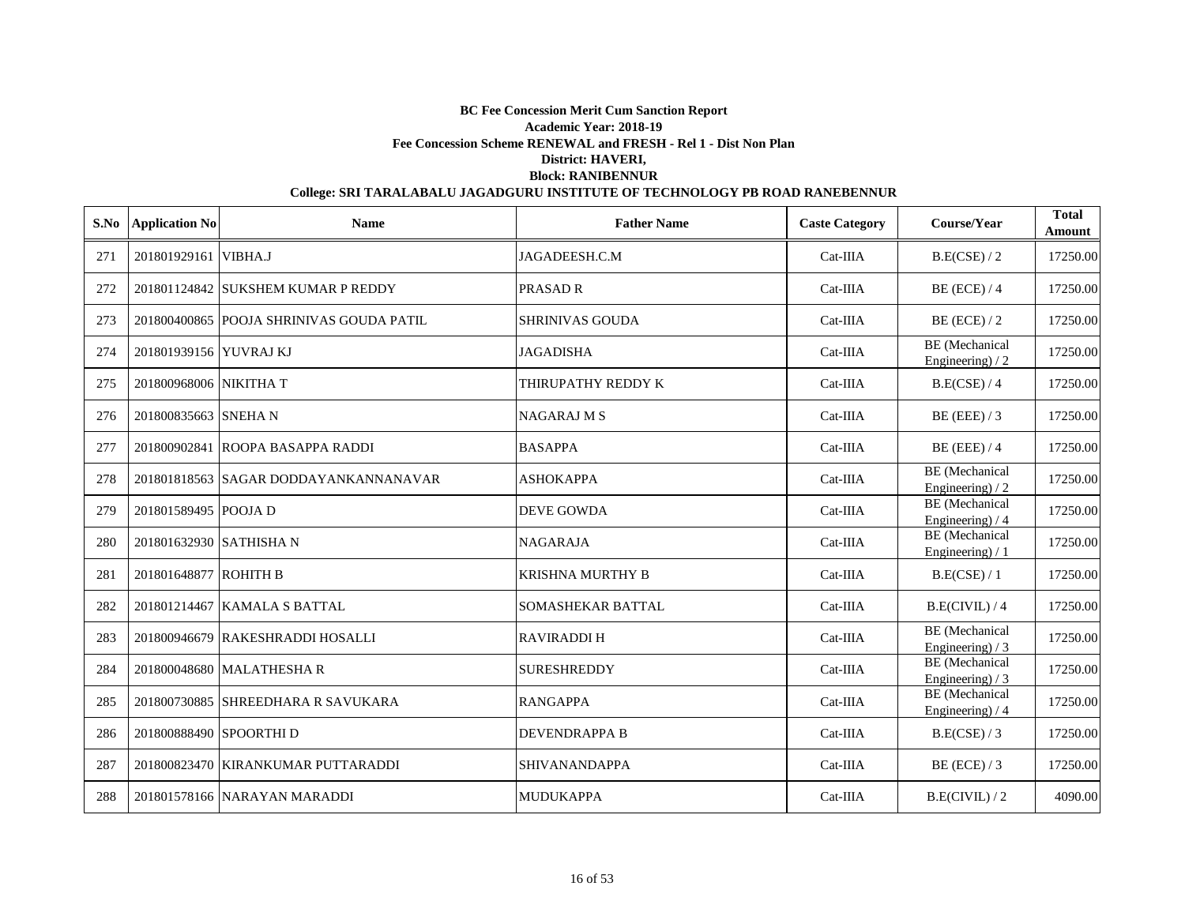**BC Fee Concession Merit Cum Sanction Report**

**Academic Year: 2018-19**

**Fee Concession Scheme RENEWAL and FRESH - Rel 1 - Dist Non Plan**

**District: HAVERI,**

**Block: RANIBENNUR**

**College: SRI TARALABALU JAGADGURU INSTITUTE OF TECHNOLOGY PB ROAD RANEBENNUR**

| S.No | Application No | Name | Father Name | Caste Category | Course/Year | Total Amount |
|---|---|---|---|---|---|---|
| 271 | 201801929161 | VIBHA.J | JAGADEESH.C.M | Cat-IIIA | B.E(CSE) / 2 | 17250.00 |
| 272 | 201801124842 | SUKSHEM KUMAR P REDDY | PRASAD R | Cat-IIIA | BE (ECE) / 4 | 17250.00 |
| 273 | 201800400865 | POOJA SHRINIVAS GOUDA PATIL | SHRINIVAS GOUDA | Cat-IIIA | BE (ECE) / 2 | 17250.00 |
| 274 | 201801939156 | YUVRAJ KJ | JAGADISHA | Cat-IIIA | BE (Mechanical Engineering) / 2 | 17250.00 |
| 275 | 201800968006 | NIKITHA T | THIRUPATHY REDDY K | Cat-IIIA | B.E(CSE) / 4 | 17250.00 |
| 276 | 201800835663 | SNEHA N | NAGARAJ M S | Cat-IIIA | BE (EEE) / 3 | 17250.00 |
| 277 | 201800902841 | ROOPA BASAPPA RADDI | BASAPPA | Cat-IIIA | BE (EEE) / 4 | 17250.00 |
| 278 | 201801818563 | SAGAR DODDAYANKANNANAVAR | ASHOKAPPA | Cat-IIIA | BE (Mechanical Engineering) / 2 | 17250.00 |
| 279 | 201801589495 | POOJA D | DEVE GOWDA | Cat-IIIA | BE (Mechanical Engineering) / 4 | 17250.00 |
| 280 | 201801632930 | SATHISHA N | NAGARAJA | Cat-IIIA | BE (Mechanical Engineering) / 1 | 17250.00 |
| 281 | 201801648877 | ROHITH B | KRISHNA MURTHY B | Cat-IIIA | B.E(CSE) / 1 | 17250.00 |
| 282 | 201801214467 | KAMALA S BATTAL | SOMASHEKAR BATTAL | Cat-IIIA | B.E(CIVIL) / 4 | 17250.00 |
| 283 | 201800946679 | RAKESHRADDI HOSALLI | RAVIRADDI H | Cat-IIIA | BE (Mechanical Engineering) / 3 | 17250.00 |
| 284 | 201800048680 | MALATHESHA R | SURESHREDDY | Cat-IIIA | BE (Mechanical Engineering) / 3 | 17250.00 |
| 285 | 201800730885 | SHREEDHARA R SAVUKARA | RANGAPPA | Cat-IIIA | BE (Mechanical Engineering) / 4 | 17250.00 |
| 286 | 201800888490 | SPOORTHI D | DEVENDRAPPA B | Cat-IIIA | B.E(CSE) / 3 | 17250.00 |
| 287 | 201800823470 | KIRANKUMAR PUTTARADDI | SHIVANANDAPPA | Cat-IIIA | BE (ECE) / 3 | 17250.00 |
| 288 | 201801578166 | NARAYAN MARADDI | MUDUKAPPA | Cat-IIIA | B.E(CIVIL) / 2 | 4090.00 |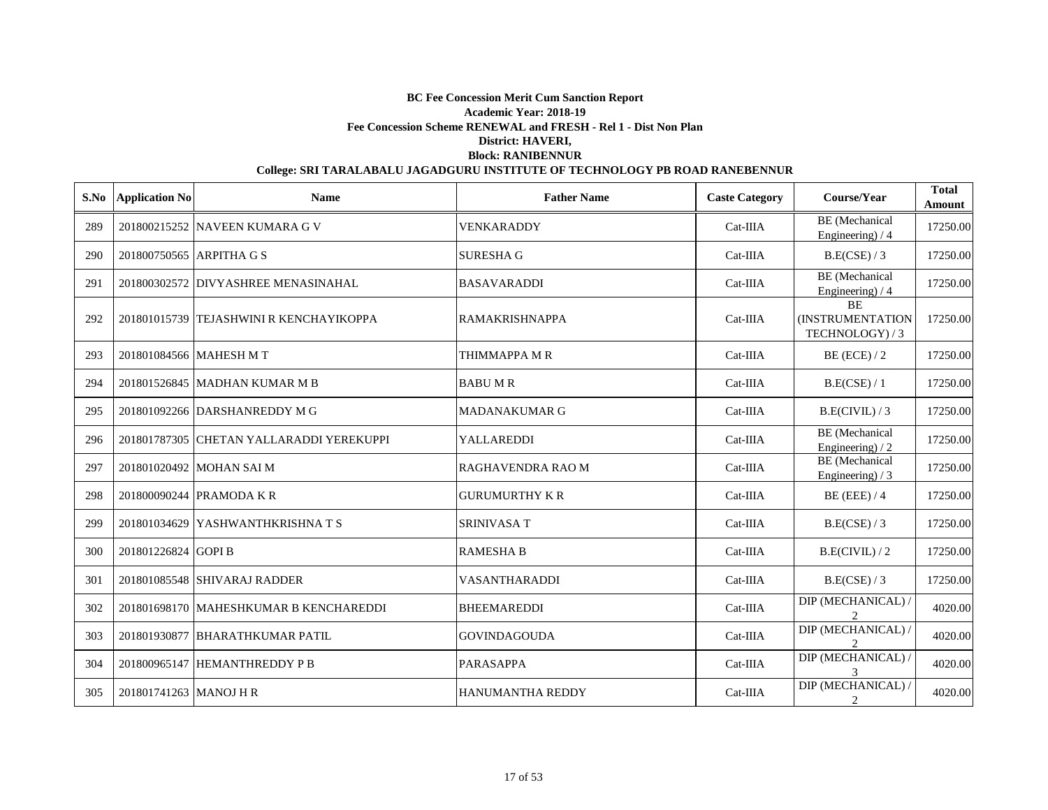**BC Fee Concession Merit Cum Sanction Report**

**Academic Year: 2018-19**

**Fee Concession Scheme RENEWAL and FRESH - Rel 1 - Dist Non Plan**

**District: HAVERI,**

**Block: RANIBENNUR**

**College: SRI TARALABALU JAGADGURU INSTITUTE OF TECHNOLOGY PB ROAD RANEBENNUR**

| S.No | Application No | Name | Father Name | Caste Category | Course/Year | Total Amount |
|---|---|---|---|---|---|---|
| 289 | 201800215252 | NAVEEN KUMARA G V | VENKARADDY | Cat-IIIA | BE (Mechanical Engineering) / 4 | 17250.00 |
| 290 | 201800750565 | ARPITHA G S | SURESHA G | Cat-IIIA | B.E(CSE) / 3 | 17250.00 |
| 291 | 201800302572 | DIVYASHREE MENASINAHAL | BASAVARADDI | Cat-IIIA | BE (Mechanical Engineering) / 4 | 17250.00 |
| 292 | 201801015739 | TEJASHWINI R KENCHAYIKOPPA | RAMAKRISHNAPPA | Cat-IIIA | BE (INSTRUMENTATION TECHNOLOGY) / 3 | 17250.00 |
| 293 | 201801084566 | MAHESH M T | THIMMAPPA M R | Cat-IIIA | BE (ECE) / 2 | 17250.00 |
| 294 | 201801526845 | MADHAN KUMAR M B | BABU M R | Cat-IIIA | B.E(CSE) / 1 | 17250.00 |
| 295 | 201801092266 | DARSHANREDDY M G | MADANAKUMAR G | Cat-IIIA | B.E(CIVIL) / 3 | 17250.00 |
| 296 | 201801787305 | CHETAN YALLARADDI YEREKUPPI | YALLAREDDI | Cat-IIIA | BE (Mechanical Engineering) / 2 | 17250.00 |
| 297 | 201801020492 | MOHAN SAI M | RAGHAVENDRA RAO M | Cat-IIIA | BE (Mechanical Engineering) / 3 | 17250.00 |
| 298 | 201800090244 | PRAMODA K R | GURUMURTHY K R | Cat-IIIA | BE (EEE) / 4 | 17250.00 |
| 299 | 201801034629 | YASHWANTHKRISHNA T S | SRINIVASA T | Cat-IIIA | B.E(CSE) / 3 | 17250.00 |
| 300 | 201801226824 | GOPI B | RAMESHA B | Cat-IIIA | B.E(CIVIL) / 2 | 17250.00 |
| 301 | 201801085548 | SHIVARAJ RADDER | VASANTHARADDI | Cat-IIIA | B.E(CSE) / 3 | 17250.00 |
| 302 | 201801698170 | MAHESHKUMAR B KENCHAREDDI | BHEEMAREDDI | Cat-IIIA | DIP (MECHANICAL) / 2 | 4020.00 |
| 303 | 201801930877 | BHARATHKUMAR PATIL | GOVINDAGOUDA | Cat-IIIA | DIP (MECHANICAL) / 2 | 4020.00 |
| 304 | 201800965147 | HEMANTHREDDY P B | PARASAPPA | Cat-IIIA | DIP (MECHANICAL) / 3 | 4020.00 |
| 305 | 201801741263 | MANOJ H R | HANUMANTHA REDDY | Cat-IIIA | DIP (MECHANICAL) / 2 | 4020.00 |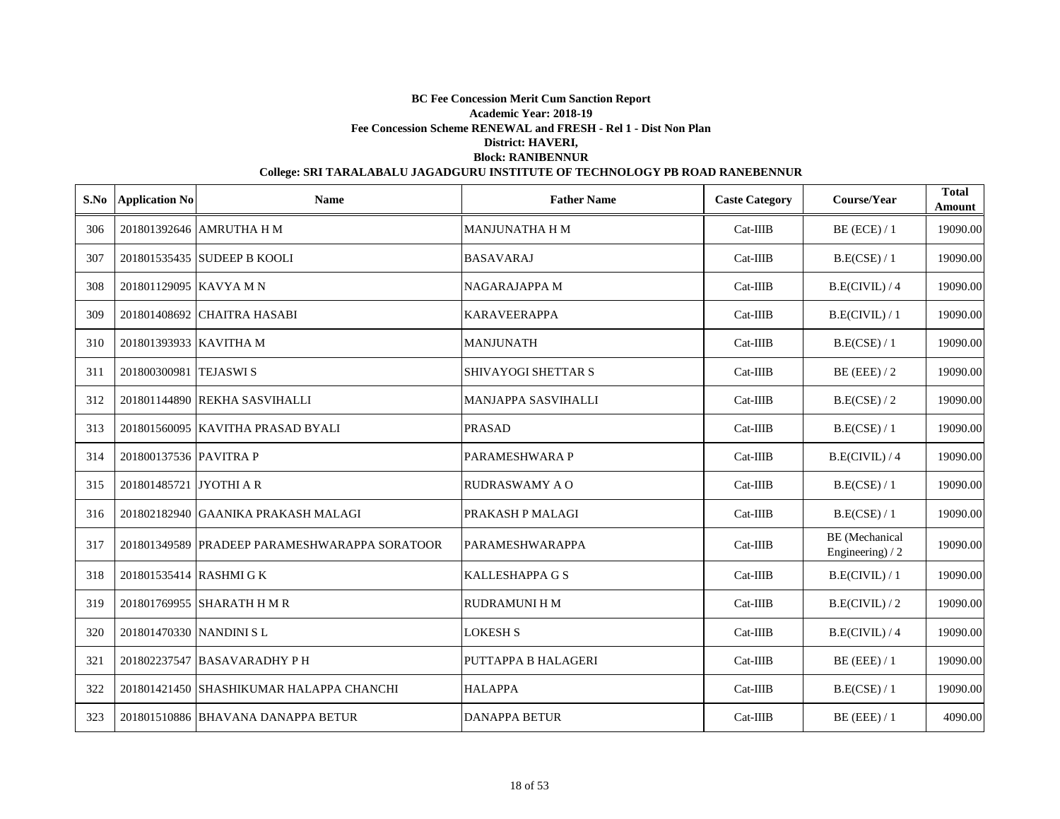**BC Fee Concession Merit Cum Sanction Report**
**Academic Year: 2018-19**
**Fee Concession Scheme RENEWAL and FRESH - Rel 1 - Dist Non Plan**
**District: HAVERI,**
**Block: RANIBENNUR**
**College: SRI TARALABALU JAGADGURU INSTITUTE OF TECHNOLOGY PB ROAD RANEBENNUR**

| S.No | Application No | Name | Father Name | Caste Category | Course/Year | Total Amount |
|---|---|---|---|---|---|---|
| 306 | 201801392646 | AMRUTHA H M | MANJUNATHA H M | Cat-IIIB | BE (ECE) / 1 | 19090.00 |
| 307 | 201801535435 | SUDEEP B KOOLI | BASAVARAJ | Cat-IIIB | B.E(CSE) / 1 | 19090.00 |
| 308 | 201801129095 | KAVYA M N | NAGARAJAPPA M | Cat-IIIB | B.E(CIVIL) / 4 | 19090.00 |
| 309 | 201801408692 | CHAITRA HASABI | KARAVEERAPPA | Cat-IIIB | B.E(CIVIL) / 1 | 19090.00 |
| 310 | 201801393933 | KAVITHA M | MANJUNATH | Cat-IIIB | B.E(CSE) / 1 | 19090.00 |
| 311 | 201800300981 | TEJASWI S | SHIVAYOGI SHETTAR S | Cat-IIIB | BE (EEE) / 2 | 19090.00 |
| 312 | 201801144890 | REKHA SASVIHALLI | MANJAPPA SASVIHALLI | Cat-IIIB | B.E(CSE) / 2 | 19090.00 |
| 313 | 201801560095 | KAVITHA PRASAD BYALI | PRASAD | Cat-IIIB | B.E(CSE) / 1 | 19090.00 |
| 314 | 201800137536 | PAVITRA P | PARAMESHWARA P | Cat-IIIB | B.E(CIVIL) / 4 | 19090.00 |
| 315 | 201801485721 | JYOTHI A R | RUDRASWAMY A O | Cat-IIIB | B.E(CSE) / 1 | 19090.00 |
| 316 | 201802182940 | GAANIKA PRAKASH MALAGI | PRAKASH P MALAGI | Cat-IIIB | B.E(CSE) / 1 | 19090.00 |
| 317 | 201801349589 | PRADEEP PARAMESHWARAPPA SORATOOR | PARAMESHWARAPPA | Cat-IIIB | BE (Mechanical Engineering) / 2 | 19090.00 |
| 318 | 201801535414 | RASHMI G K | KALLESHAPPA G S | Cat-IIIB | B.E(CIVIL) / 1 | 19090.00 |
| 319 | 201801769955 | SHARATH H M R | RUDRAMUNI H M | Cat-IIIB | B.E(CIVIL) / 2 | 19090.00 |
| 320 | 201801470330 | NANDINI S L | LOKESH S | Cat-IIIB | B.E(CIVIL) / 4 | 19090.00 |
| 321 | 201802237547 | BASAVARADHY P H | PUTTAPPA B HALAGERI | Cat-IIIB | BE (EEE) / 1 | 19090.00 |
| 322 | 201801421450 | SHASHIKUMAR HALAPPA CHANCHI | HALAPPA | Cat-IIIB | B.E(CSE) / 1 | 19090.00 |
| 323 | 201801510886 | BHAVANA DANAPPA BETUR | DANAPPA BETUR | Cat-IIIB | BE (EEE) / 1 | 4090.00 |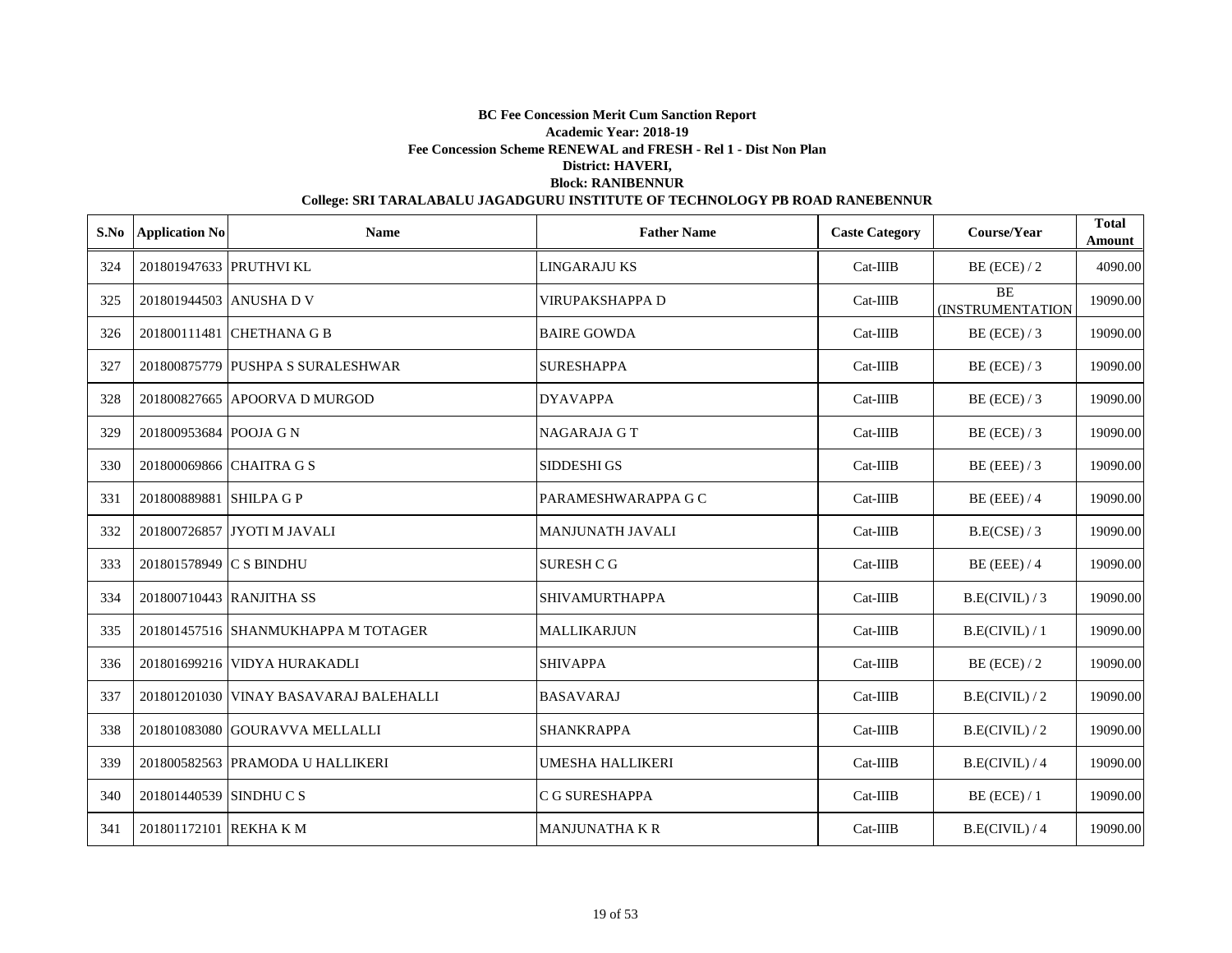**BC Fee Concession Merit Cum Sanction Report**
**Academic Year: 2018-19**
**Fee Concession Scheme RENEWAL and FRESH - Rel 1 - Dist Non Plan**
**District: HAVERI,**
**Block: RANIBENNUR**
**College: SRI TARALABALU JAGADGURU INSTITUTE OF TECHNOLOGY PB ROAD RANEBENNUR**

| S.No | Application No | Name | Father Name | Caste Category | Course/Year | Total Amount |
|---|---|---|---|---|---|---|
| 324 | 201801947633 | PRUTHVI KL | LINGARAJU KS | Cat-IIIB | BE (ECE) / 2 | 4090.00 |
| 325 | 201801944503 | ANUSHA D V | VIRUPAKSHAPPA D | Cat-IIIB | BE (INSTRUMENTATION | 19090.00 |
| 326 | 201800111481 | CHETHANA G B | BAIRE GOWDA | Cat-IIIB | BE (ECE) / 3 | 19090.00 |
| 327 | 201800875779 | PUSHPA S SURALESHWAR | SURESHAPPA | Cat-IIIB | BE (ECE) / 3 | 19090.00 |
| 328 | 201800827665 | APOORVA D MURGOD | DYAVAPPA | Cat-IIIB | BE (ECE) / 3 | 19090.00 |
| 329 | 201800953684 | POOJA G N | NAGARAJA G T | Cat-IIIB | BE (ECE) / 3 | 19090.00 |
| 330 | 201800069866 | CHAITRA G S | SIDDESHI GS | Cat-IIIB | BE (EEE) / 3 | 19090.00 |
| 331 | 201800889881 | SHILPA G P | PARAMESHWARAPPA G C | Cat-IIIB | BE (EEE) / 4 | 19090.00 |
| 332 | 201800726857 | JYOTI M JAVALI | MANJUNATH JAVALI | Cat-IIIB | B.E(CSE) / 3 | 19090.00 |
| 333 | 201801578949 | C S BINDHU | SURESH C G | Cat-IIIB | BE (EEE) / 4 | 19090.00 |
| 334 | 201800710443 | RANJITHA SS | SHIVAMURTHAPPA | Cat-IIIB | B.E(CIVIL) / 3 | 19090.00 |
| 335 | 201801457516 | SHANMUKHAPPA M TOTAGER | MALLIKARJUN | Cat-IIIB | B.E(CIVIL) / 1 | 19090.00 |
| 336 | 201801699216 | VIDYA HURAKADLI | SHIVAPPA | Cat-IIIB | BE (ECE) / 2 | 19090.00 |
| 337 | 201801201030 | VINAY BASAVARAJ BALEHALLI | BASAVARAJ | Cat-IIIB | B.E(CIVIL) / 2 | 19090.00 |
| 338 | 201801083080 | GOURAVVA MELLALLI | SHANKRAPPA | Cat-IIIB | B.E(CIVIL) / 2 | 19090.00 |
| 339 | 201800582563 | PRAMODA U HALLIKERI | UMESHA HALLIKERI | Cat-IIIB | B.E(CIVIL) / 4 | 19090.00 |
| 340 | 201801440539 | SINDHU C S | C G SURESHAPPA | Cat-IIIB | BE (ECE) / 1 | 19090.00 |
| 341 | 201801172101 | REKHA K M | MANJUNATHA K R | Cat-IIIB | B.E(CIVIL) / 4 | 19090.00 |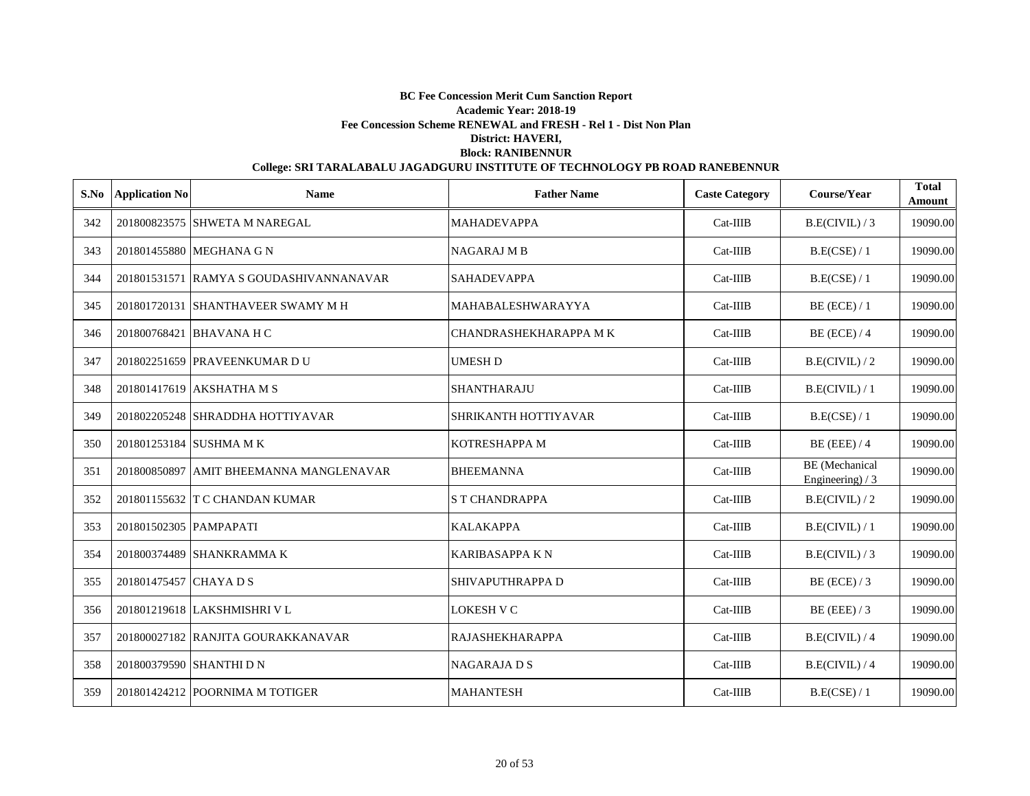**BC Fee Concession Merit Cum Sanction Report**

**Academic Year: 2018-19**

**Fee Concession Scheme RENEWAL and FRESH - Rel 1 - Dist Non Plan**

**District: HAVERI,**

**Block: RANIBENNUR**

**College: SRI TARALABALU JAGADGURU INSTITUTE OF TECHNOLOGY PB ROAD RANEBENNUR**

| S.No | Application No | Name | Father Name | Caste Category | Course/Year | Total Amount |
|---|---|---|---|---|---|---|
| 342 | 201800823575 | SHWETA M NAREGAL | MAHADEVAPPA | Cat-IIIB | B.E(CIVIL) / 3 | 19090.00 |
| 343 | 201801455880 | MEGHANA G N | NAGARAJ M B | Cat-IIIB | B.E(CSE) / 1 | 19090.00 |
| 344 | 201801531571 | RAMYA S GOUDASHIVANNANAVAR | SAHADEVAPPA | Cat-IIIB | B.E(CSE) / 1 | 19090.00 |
| 345 | 201801720131 | SHANTHAVEER SWAMY M H | MAHABALESHWARAYYA | Cat-IIIB | BE (ECE) / 1 | 19090.00 |
| 346 | 201800768421 | BHAVANA H C | CHANDRASHEKHARAPPA M K | Cat-IIIB | BE (ECE) / 4 | 19090.00 |
| 347 | 201802251659 | PRAVEENKUMAR D U | UMESH D | Cat-IIIB | B.E(CIVIL) / 2 | 19090.00 |
| 348 | 201801417619 | AKSHATHA M S | SHANTHARAJU | Cat-IIIB | B.E(CIVIL) / 1 | 19090.00 |
| 349 | 201802205248 | SHRADDHA HOTTIYAVAR | SHRIKANTH HOTTIYAVAR | Cat-IIIB | B.E(CSE) / 1 | 19090.00 |
| 350 | 201801253184 | SUSHMA M K | KOTRESHAPPA M | Cat-IIIB | BE (EEE) / 4 | 19090.00 |
| 351 | 201800850897 | AMIT BHEEMANNA MANGLENAVAR | BHEEMANNA | Cat-IIIB | BE (Mechanical Engineering) / 3 | 19090.00 |
| 352 | 201801155632 | T C CHANDAN KUMAR | S T CHANDRAPPA | Cat-IIIB | B.E(CIVIL) / 2 | 19090.00 |
| 353 | 201801502305 | PAMPAPATI | KALAKAPPA | Cat-IIIB | B.E(CIVIL) / 1 | 19090.00 |
| 354 | 201800374489 | SHANKRAMMA K | KARIBASAPPA K N | Cat-IIIB | B.E(CIVIL) / 3 | 19090.00 |
| 355 | 201801475457 | CHAYA D S | SHIVAPUTHRAPPA D | Cat-IIIB | BE (ECE) / 3 | 19090.00 |
| 356 | 201801219618 | LAKSHMISHRI V L | LOKESH V C | Cat-IIIB | BE (EEE) / 3 | 19090.00 |
| 357 | 201800027182 | RANJITA GOURAKKANAVAR | RAJASHEKHARAPPA | Cat-IIIB | B.E(CIVIL) / 4 | 19090.00 |
| 358 | 201800379590 | SHANTHI D N | NAGARAJA D S | Cat-IIIB | B.E(CIVIL) / 4 | 19090.00 |
| 359 | 201801424212 | POORNIMA M TOTIGER | MAHANTESH | Cat-IIIB | B.E(CSE) / 1 | 19090.00 |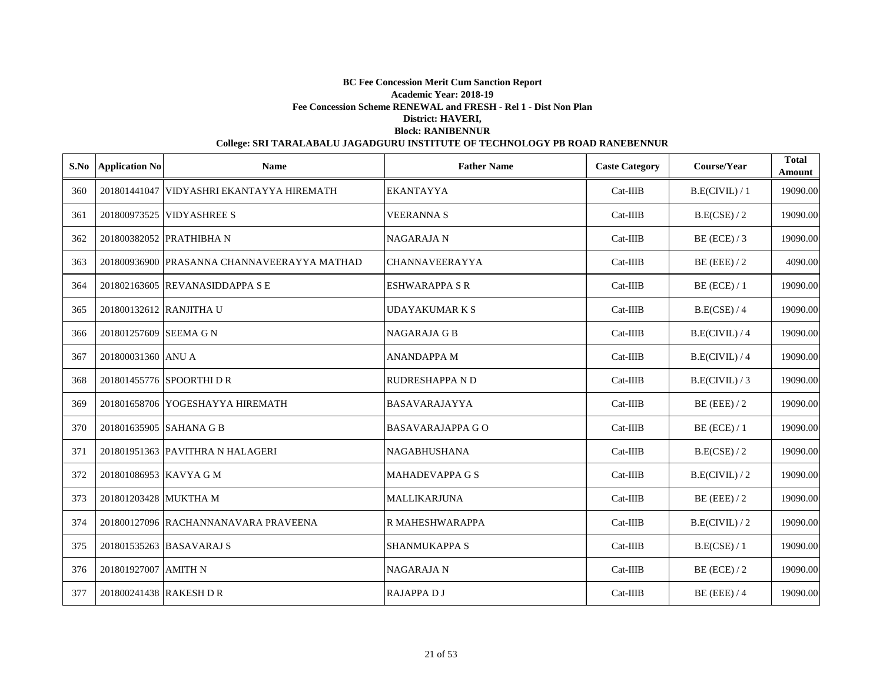**BC Fee Concession Merit Cum Sanction Report**

**Academic Year: 2018-19**

**Fee Concession Scheme RENEWAL and FRESH - Rel 1 - Dist Non Plan**

**District: HAVERI,**

**Block: RANIBENNUR**

**College: SRI TARALABALU JAGADGURU INSTITUTE OF TECHNOLOGY PB ROAD RANEBENNUR**

| S.No | Application No | Name | Father Name | Caste Category | Course/Year | Total Amount |
|---|---|---|---|---|---|---|
| 360 | 201801441047 | VIDYASHRI EKANTAYYA HIREMATH | EKANTAYYA | Cat-IIIB | B.E(CIVIL) / 1 | 19090.00 |
| 361 | 201800973525 | VIDYASHREE S | VEERANNA S | Cat-IIIB | B.E(CSE) / 2 | 19090.00 |
| 362 | 201800382052 | PRATHIBHA N | NAGARAJA N | Cat-IIIB | BE (ECE) / 3 | 19090.00 |
| 363 | 201800936900 | PRASANNA CHANNAVEERAYYA MATHAD | CHANNAVEERAYYA | Cat-IIIB | BE (EEE) / 2 | 4090.00 |
| 364 | 201802163605 | REVANASIDDAPPA S E | ESHWARAPPA S R | Cat-IIIB | BE (ECE) / 1 | 19090.00 |
| 365 | 201800132612 | RANJITHA U | UDAYAKUMAR K S | Cat-IIIB | B.E(CSE) / 4 | 19090.00 |
| 366 | 201801257609 | SEEMA G N | NAGARAJA G B | Cat-IIIB | B.E(CIVIL) / 4 | 19090.00 |
| 367 | 201800031360 | ANU A | ANANDAPPA M | Cat-IIIB | B.E(CIVIL) / 4 | 19090.00 |
| 368 | 201801455776 | SPOORTHI D R | RUDRESHAPPA N D | Cat-IIIB | B.E(CIVIL) / 3 | 19090.00 |
| 369 | 201801658706 | YOGESHAYYA HIREMATH | BASAVARAJAYYA | Cat-IIIB | BE (EEE) / 2 | 19090.00 |
| 370 | 201801635905 | SAHANA G B | BASAVARAJAPPA G O | Cat-IIIB | BE (ECE) / 1 | 19090.00 |
| 371 | 201801951363 | PAVITHRA N HALAGERI | NAGABHUSHANA | Cat-IIIB | B.E(CSE) / 2 | 19090.00 |
| 372 | 201801086953 | KAVYA G M | MAHADEVAPPA G S | Cat-IIIB | B.E(CIVIL) / 2 | 19090.00 |
| 373 | 201801203428 | MUKTHA M | MALLIKARJUNA | Cat-IIIB | BE (EEE) / 2 | 19090.00 |
| 374 | 201800127096 | RACHANNANAVARA PRAVEENA | R MAHESHWARAPPA | Cat-IIIB | B.E(CIVIL) / 2 | 19090.00 |
| 375 | 201801535263 | BASAVARAJ S | SHANMUKAPPA S | Cat-IIIB | B.E(CSE) / 1 | 19090.00 |
| 376 | 201801927007 | AMITH N | NAGARAJA N | Cat-IIIB | BE (ECE) / 2 | 19090.00 |
| 377 | 201800241438 | RAKESH D R | RAJAPPA D J | Cat-IIIB | BE (EEE) / 4 | 19090.00 |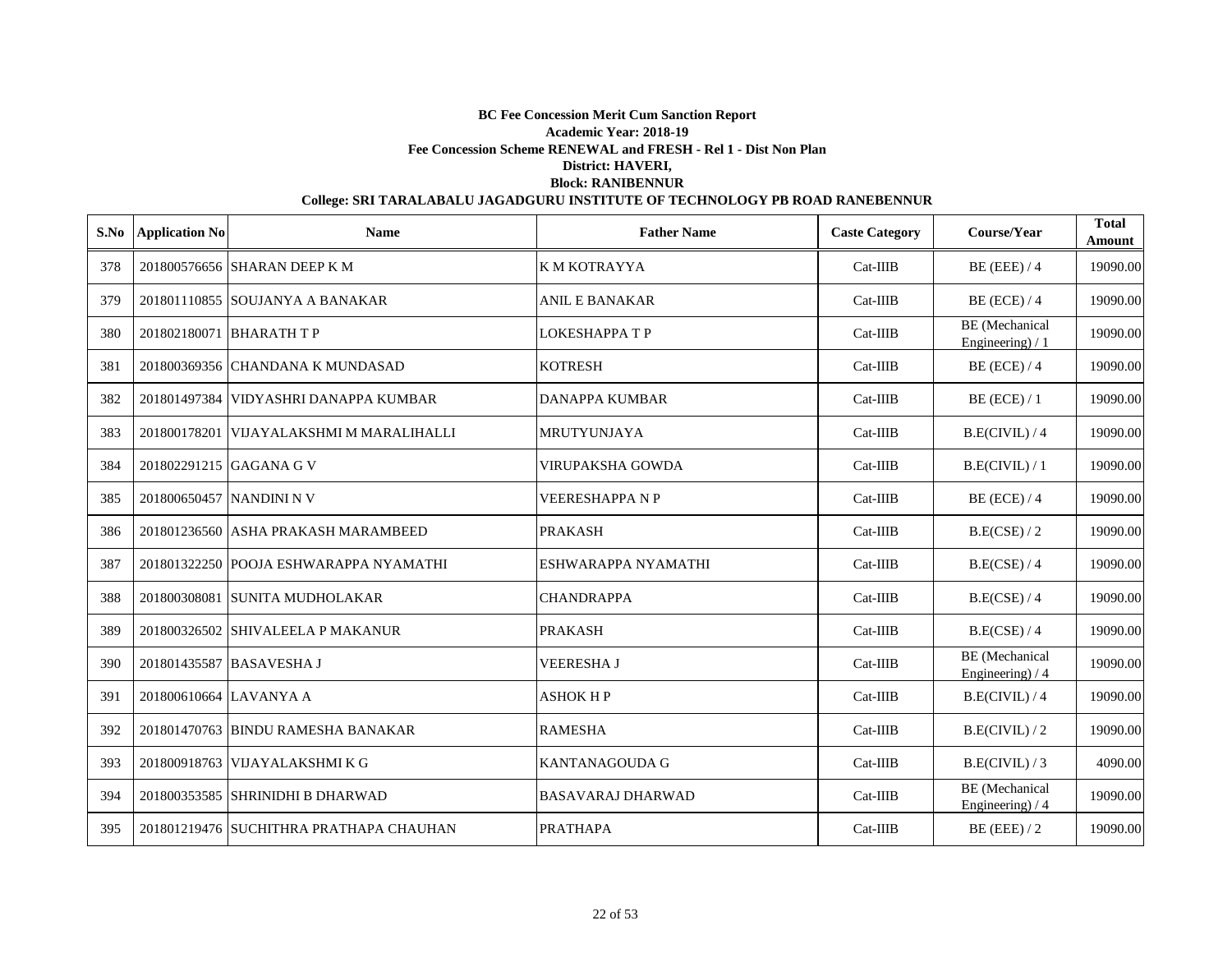**BC Fee Concession Merit Cum Sanction Report**
**Academic Year: 2018-19**
**Fee Concession Scheme RENEWAL and FRESH - Rel 1 - Dist Non Plan**
**District: HAVERI,**
**Block: RANIBENNUR**
**College: SRI TARALABALU JAGADGURU INSTITUTE OF TECHNOLOGY PB ROAD RANEBENNUR**

| S.No | Application No | Name | Father Name | Caste Category | Course/Year | Total Amount |
|---|---|---|---|---|---|---|
| 378 | 201800576656 | SHARAN DEEP K M | K M KOTRAYYA | Cat-IIIB | BE (EEE) / 4 | 19090.00 |
| 379 | 201801110855 | SOUJANYA A BANAKAR | ANIL E BANAKAR | Cat-IIIB | BE (ECE) / 4 | 19090.00 |
| 380 | 201802180071 | BHARATH T P | LOKESHAPPA T P | Cat-IIIB | BE (Mechanical Engineering) / 1 | 19090.00 |
| 381 | 201800369356 | CHANDANA K MUNDASAD | KOTRESH | Cat-IIIB | BE (ECE) / 4 | 19090.00 |
| 382 | 201801497384 | VIDYASHRI DANAPPA KUMBAR | DANAPPA KUMBAR | Cat-IIIB | BE (ECE) / 1 | 19090.00 |
| 383 | 201800178201 | VIJAYALAKSHMI M MARALIHALLI | MRUTYUNJAYA | Cat-IIIB | B.E(CIVIL) / 4 | 19090.00 |
| 384 | 201802291215 | GAGANA G V | VIRUPAKSHA GOWDA | Cat-IIIB | B.E(CIVIL) / 1 | 19090.00 |
| 385 | 201800650457 | NANDINI N V | VEERESHAPPA N P | Cat-IIIB | BE (ECE) / 4 | 19090.00 |
| 386 | 201801236560 | ASHA PRAKASH MARAMBEED | PRAKASH | Cat-IIIB | B.E(CSE) / 2 | 19090.00 |
| 387 | 201801322250 | POOJA ESHWARAPPA NYAMATHI | ESHWARAPPA NYAMATHI | Cat-IIIB | B.E(CSE) / 4 | 19090.00 |
| 388 | 201800308081 | SUNITA MUDHOLAKAR | CHANDRAPPA | Cat-IIIB | B.E(CSE) / 4 | 19090.00 |
| 389 | 201800326502 | SHIVALEELA P MAKANUR | PRAKASH | Cat-IIIB | B.E(CSE) / 4 | 19090.00 |
| 390 | 201801435587 | BASAVESHA J | VEERESHA J | Cat-IIIB | BE (Mechanical Engineering) / 4 | 19090.00 |
| 391 | 201800610664 | LAVANYA A | ASHOK H P | Cat-IIIB | B.E(CIVIL) / 4 | 19090.00 |
| 392 | 201801470763 | BINDU RAMESHA BANAKAR | RAMESHA | Cat-IIIB | B.E(CIVIL) / 2 | 19090.00 |
| 393 | 201800918763 | VIJAYALAKSHMI K G | KANTANAGOUDA G | Cat-IIIB | B.E(CIVIL) / 3 | 4090.00 |
| 394 | 201800353585 | SHRINIDHI B DHARWAD | BASAVARAJ DHARWAD | Cat-IIIB | BE (Mechanical Engineering) / 4 | 19090.00 |
| 395 | 201801219476 | SUCHITHRA PRATHAPA CHAUHAN | PRATHAPA | Cat-IIIB | BE (EEE) / 2 | 19090.00 |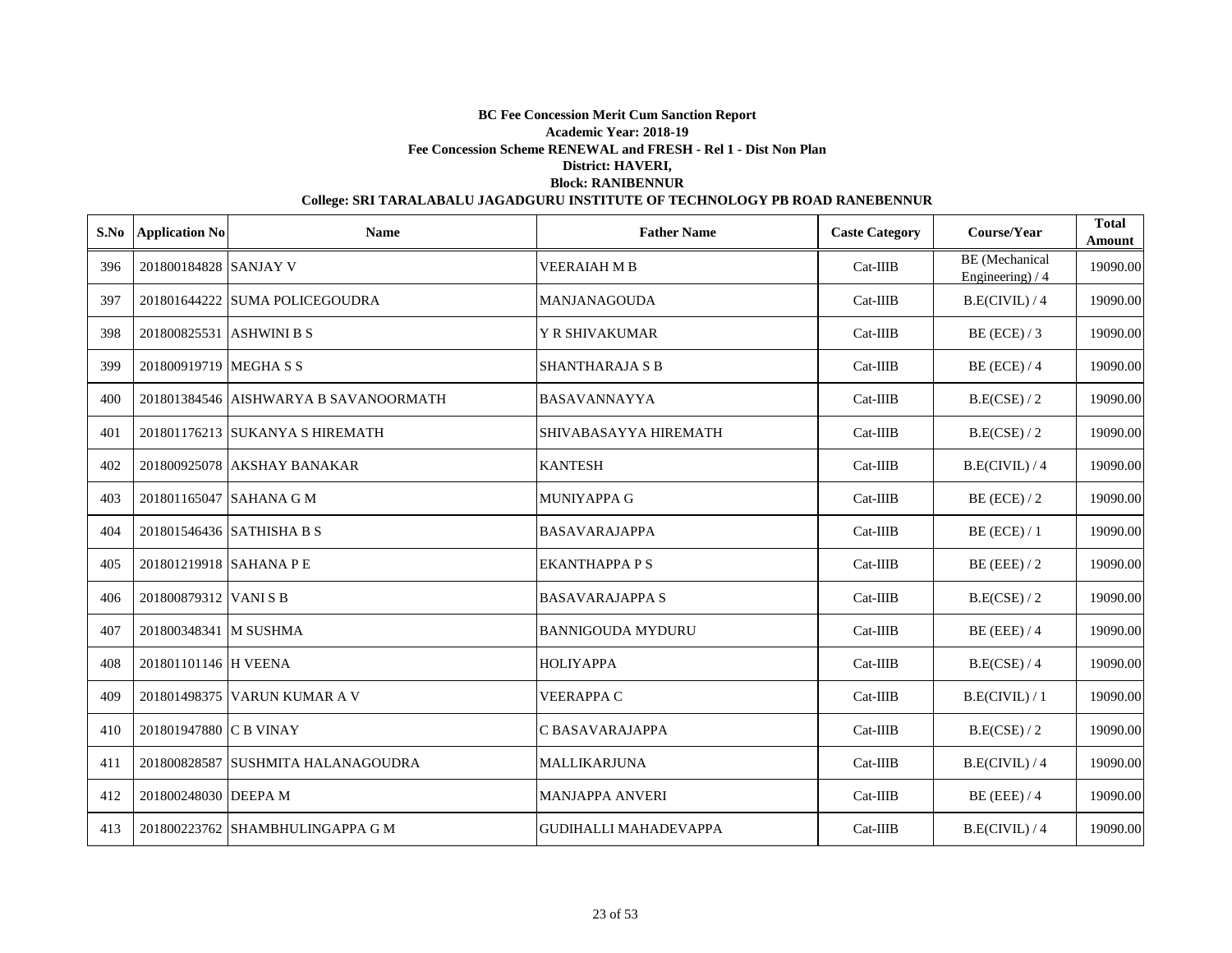**BC Fee Concession Merit Cum Sanction Report**

**Academic Year: 2018-19**

**Fee Concession Scheme RENEWAL and FRESH - Rel 1 - Dist Non Plan**

**District: HAVERI,**

**Block: RANIBENNUR**

**College: SRI TARALABALU JAGADGURU INSTITUTE OF TECHNOLOGY PB ROAD RANEBENNUR**

| S.No | Application No | Name | Father Name | Caste Category | Course/Year | Total Amount |
|---|---|---|---|---|---|---|
| 396 | 201800184828 | SANJAY V | VEERAIAH M B | Cat-IIIB | BE (Mechanical Engineering) / 4 | 19090.00 |
| 397 | 201801644222 | SUMA POLICEGOUDRA | MANJANAGOUDA | Cat-IIIB | B.E(CIVIL) / 4 | 19090.00 |
| 398 | 201800825531 | ASHWINI B S | Y R SHIVAKUMAR | Cat-IIIB | BE (ECE) / 3 | 19090.00 |
| 399 | 201800919719 | MEGHA S S | SHANTHARAJA S B | Cat-IIIB | BE (ECE) / 4 | 19090.00 |
| 400 | 201801384546 | AISHWARYA B SAVANOORMATH | BASAVANNAYYA | Cat-IIIB | B.E(CSE) / 2 | 19090.00 |
| 401 | 201801176213 | SUKANYA S HIREMATH | SHIVABASAYYA HIREMATH | Cat-IIIB | B.E(CSE) / 2 | 19090.00 |
| 402 | 201800925078 | AKSHAY BANAKAR | KANTESH | Cat-IIIB | B.E(CIVIL) / 4 | 19090.00 |
| 403 | 201801165047 | SAHANA G M | MUNIYAPPA G | Cat-IIIB | BE (ECE) / 2 | 19090.00 |
| 404 | 201801546436 | SATHISHA B S | BASAVARAJAPPA | Cat-IIIB | BE (ECE) / 1 | 19090.00 |
| 405 | 201801219918 | SAHANA P E | EKANTHAPPA P S | Cat-IIIB | BE (EEE) / 2 | 19090.00 |
| 406 | 201800879312 | VANI S B | BASAVARAJAPPA S | Cat-IIIB | B.E(CSE) / 2 | 19090.00 |
| 407 | 201800348341 | M SUSHMA | BANNIGOUDA MYDURU | Cat-IIIB | BE (EEE) / 4 | 19090.00 |
| 408 | 201801101146 | H VEENA | HOLIYAPPA | Cat-IIIB | B.E(CSE) / 4 | 19090.00 |
| 409 | 201801498375 | VARUN KUMAR A V | VEERAPPA C | Cat-IIIB | B.E(CIVIL) / 1 | 19090.00 |
| 410 | 201801947880 | C B VINAY | C BASAVARAJAPPA | Cat-IIIB | B.E(CSE) / 2 | 19090.00 |
| 411 | 201800828587 | SUSHMITA HALANAGOUDRA | MALLIKARJUNA | Cat-IIIB | B.E(CIVIL) / 4 | 19090.00 |
| 412 | 201800248030 | DEEPA M | MANJAPPA ANVERI | Cat-IIIB | BE (EEE) / 4 | 19090.00 |
| 413 | 201800223762 | SHAMBHULINGAPPA G M | GUDIHALLI MAHADEVAPPA | Cat-IIIB | B.E(CIVIL) / 4 | 19090.00 |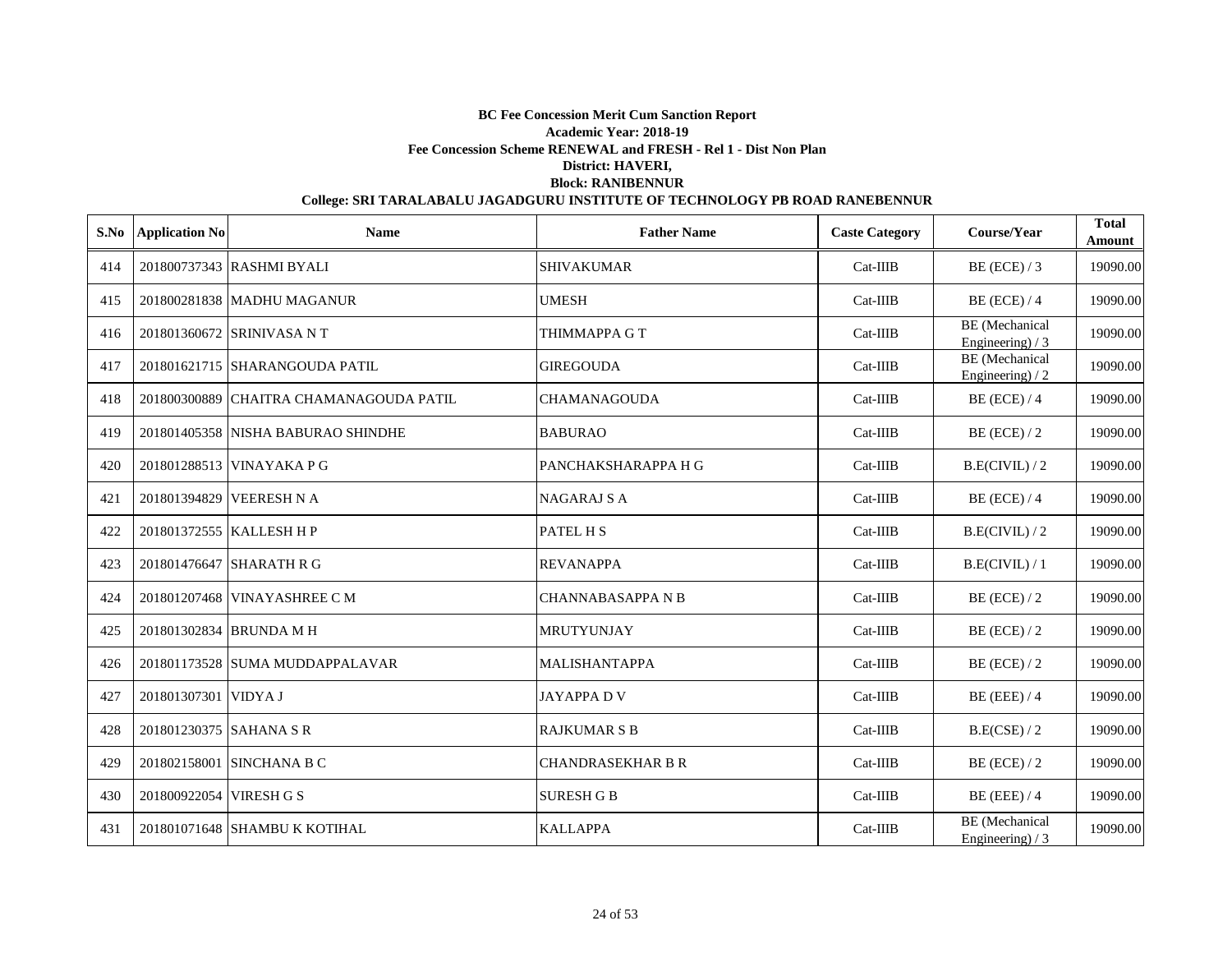**BC Fee Concession Merit Cum Sanction Report**

**Academic Year: 2018-19**

**Fee Concession Scheme RENEWAL and FRESH - Rel 1 - Dist Non Plan**

**District: HAVERI,**

**Block: RANIBENNUR**

**College: SRI TARALABALU JAGADGURU INSTITUTE OF TECHNOLOGY PB ROAD RANEBENNUR**

| S.No | Application No | Name | Father Name | Caste Category | Course/Year | Total Amount |
|---|---|---|---|---|---|---|
| 414 | 201800737343 | RASHMI BYALI | SHIVAKUMAR | Cat-IIIB | BE (ECE) / 3 | 19090.00 |
| 415 | 201800281838 | MADHU MAGANUR | UMESH | Cat-IIIB | BE (ECE) / 4 | 19090.00 |
| 416 | 201801360672 | SRINIVASA N T | THIMMAPPA G T | Cat-IIIB | BE (Mechanical Engineering) / 3 | 19090.00 |
| 417 | 201801621715 | SHARANGOUDA PATIL | GIREGOUDA | Cat-IIIB | BE (Mechanical Engineering) / 2 | 19090.00 |
| 418 | 201800300889 | CHAITRA CHAMANAGOUDA PATIL | CHAMANAGOUDA | Cat-IIIB | BE (ECE) / 4 | 19090.00 |
| 419 | 201801405358 | NISHA BABURAO SHINDHE | BABURAO | Cat-IIIB | BE (ECE) / 2 | 19090.00 |
| 420 | 201801288513 | VINAYAKA P G | PANCHAKSHARAPPA H G | Cat-IIIB | B.E(CIVIL) / 2 | 19090.00 |
| 421 | 201801394829 | VEERESH N A | NAGARAJ S A | Cat-IIIB | BE (ECE) / 4 | 19090.00 |
| 422 | 201801372555 | KALLESH H P | PATEL H S | Cat-IIIB | B.E(CIVIL) / 2 | 19090.00 |
| 423 | 201801476647 | SHARATH R G | REVANAPPA | Cat-IIIB | B.E(CIVIL) / 1 | 19090.00 |
| 424 | 201801207468 | VINAYASHREE C M | CHANNABASAPPA N B | Cat-IIIB | BE (ECE) / 2 | 19090.00 |
| 425 | 201801302834 | BRUNDA M H | MRUTYUNJAY | Cat-IIIB | BE (ECE) / 2 | 19090.00 |
| 426 | 201801173528 | SUMA MUDDAPPALAVAR | MALISHANTAPPA | Cat-IIIB | BE (ECE) / 2 | 19090.00 |
| 427 | 201801307301 | VIDYA J | JAYAPPA D V | Cat-IIIB | BE (EEE) / 4 | 19090.00 |
| 428 | 201801230375 | SAHANA S R | RAJKUMAR S B | Cat-IIIB | B.E(CSE) / 2 | 19090.00 |
| 429 | 201802158001 | SINCHANA B C | CHANDRASEKHAR B R | Cat-IIIB | BE (ECE) / 2 | 19090.00 |
| 430 | 201800922054 | VIRESH G S | SURESH G B | Cat-IIIB | BE (EEE) / 4 | 19090.00 |
| 431 | 201801071648 | SHAMBU K KOTIHAL | KALLAPPA | Cat-IIIB | BE (Mechanical Engineering) / 3 | 19090.00 |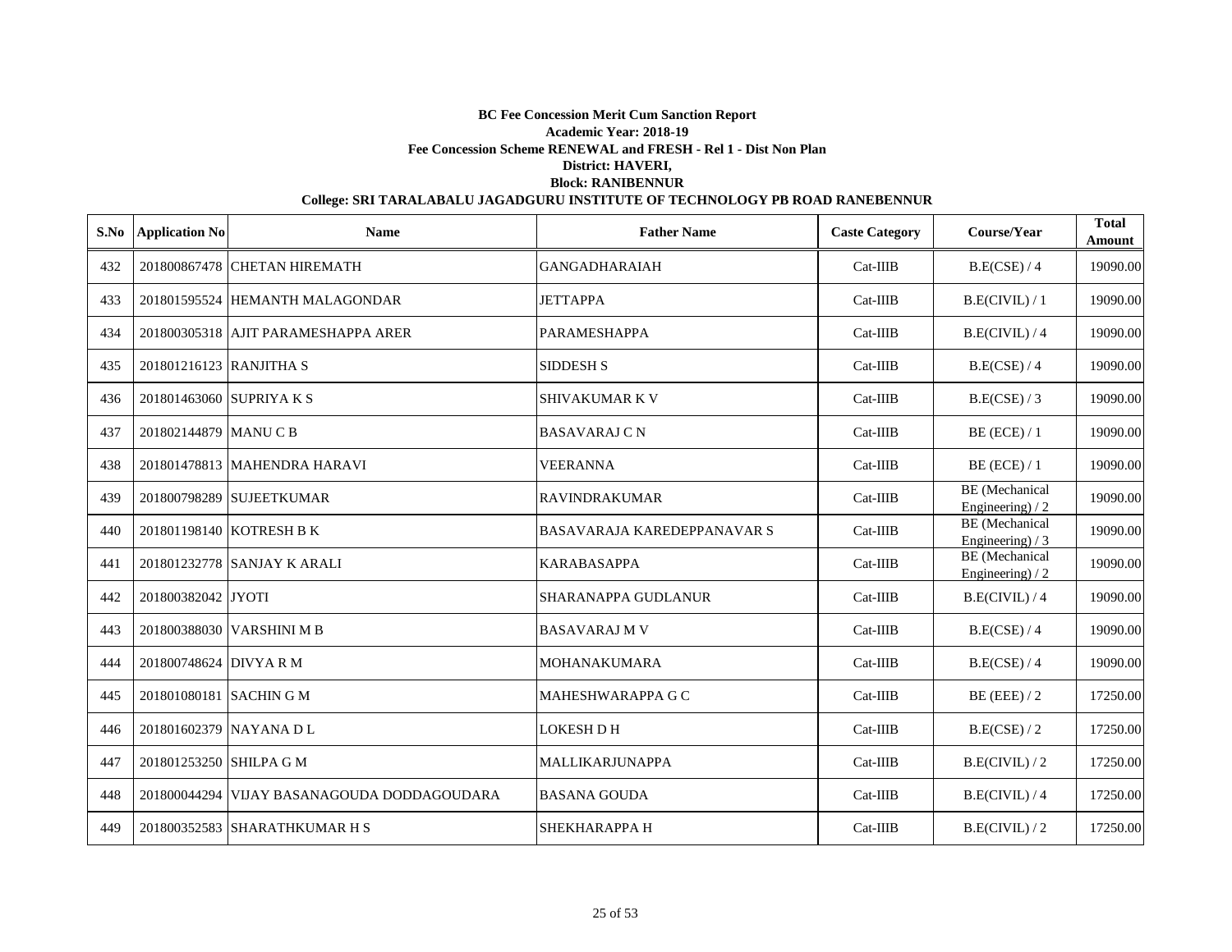**BC Fee Concession Merit Cum Sanction Report**

**Academic Year: 2018-19**

**Fee Concession Scheme RENEWAL and FRESH - Rel 1 - Dist Non Plan**

**District: HAVERI,**

**Block: RANIBENNUR**

**College: SRI TARALABALU JAGADGURU INSTITUTE OF TECHNOLOGY PB ROAD RANEBENNUR**

| S.No | Application No | Name | Father Name | Caste Category | Course/Year | Total Amount |
|---|---|---|---|---|---|---|
| 432 | 201800867478 | CHETAN HIREMATH | GANGADHARAIAH | Cat-IIIB | B.E(CSE) / 4 | 19090.00 |
| 433 | 201801595524 | HEMANTH MALAGONDAR | JETTAPPA | Cat-IIIB | B.E(CIVIL) / 1 | 19090.00 |
| 434 | 201800305318 | AJIT PARAMESHAPPA ARER | PARAMESHAPPA | Cat-IIIB | B.E(CIVIL) / 4 | 19090.00 |
| 435 | 201801216123 | RANJITHA S | SIDDESH S | Cat-IIIB | B.E(CSE) / 4 | 19090.00 |
| 436 | 201801463060 | SUPRIYA K S | SHIVAKUMAR K V | Cat-IIIB | B.E(CSE) / 3 | 19090.00 |
| 437 | 201802144879 | MANU C B | BASAVARAJ C N | Cat-IIIB | BE (ECE) / 1 | 19090.00 |
| 438 | 201801478813 | MAHENDRA HARAVI | VEERANNA | Cat-IIIB | BE (ECE) / 1 | 19090.00 |
| 439 | 201800798289 | SUJEETKUMAR | RAVINDRAKUMAR | Cat-IIIB | BE (Mechanical Engineering) / 2 | 19090.00 |
| 440 | 201801198140 | KOTRESH B K | BASAVARAJA KAREDEPPANAVAR S | Cat-IIIB | BE (Mechanical Engineering) / 3 | 19090.00 |
| 441 | 201801232778 | SANJAY K ARALI | KARABASAPPA | Cat-IIIB | BE (Mechanical Engineering) / 2 | 19090.00 |
| 442 | 201800382042 | JYOTI | SHARANAPPA GUDLANUR | Cat-IIIB | B.E(CIVIL) / 4 | 19090.00 |
| 443 | 201800388030 | VARSHINI M B | BASAVARAJ M V | Cat-IIIB | B.E(CSE) / 4 | 19090.00 |
| 444 | 201800748624 | DIVYA R M | MOHANAKUMARA | Cat-IIIB | B.E(CSE) / 4 | 19090.00 |
| 445 | 201801080181 | SACHIN G M | MAHESHWARAPPA G C | Cat-IIIB | BE (EEE) / 2 | 17250.00 |
| 446 | 201801602379 | NAYANA D L | LOKESH D H | Cat-IIIB | B.E(CSE) / 2 | 17250.00 |
| 447 | 201801253250 | SHILPA G M | MALLIKARJUNAPPA | Cat-IIIB | B.E(CIVIL) / 2 | 17250.00 |
| 448 | 201800044294 | VIJAY BASANAGOUDA DODDAGOUDARA | BASANA GOUDA | Cat-IIIB | B.E(CIVIL) / 4 | 17250.00 |
| 449 | 201800352583 | SHARATHKUMAR H S | SHEKHARAPPA H | Cat-IIIB | B.E(CIVIL) / 2 | 17250.00 |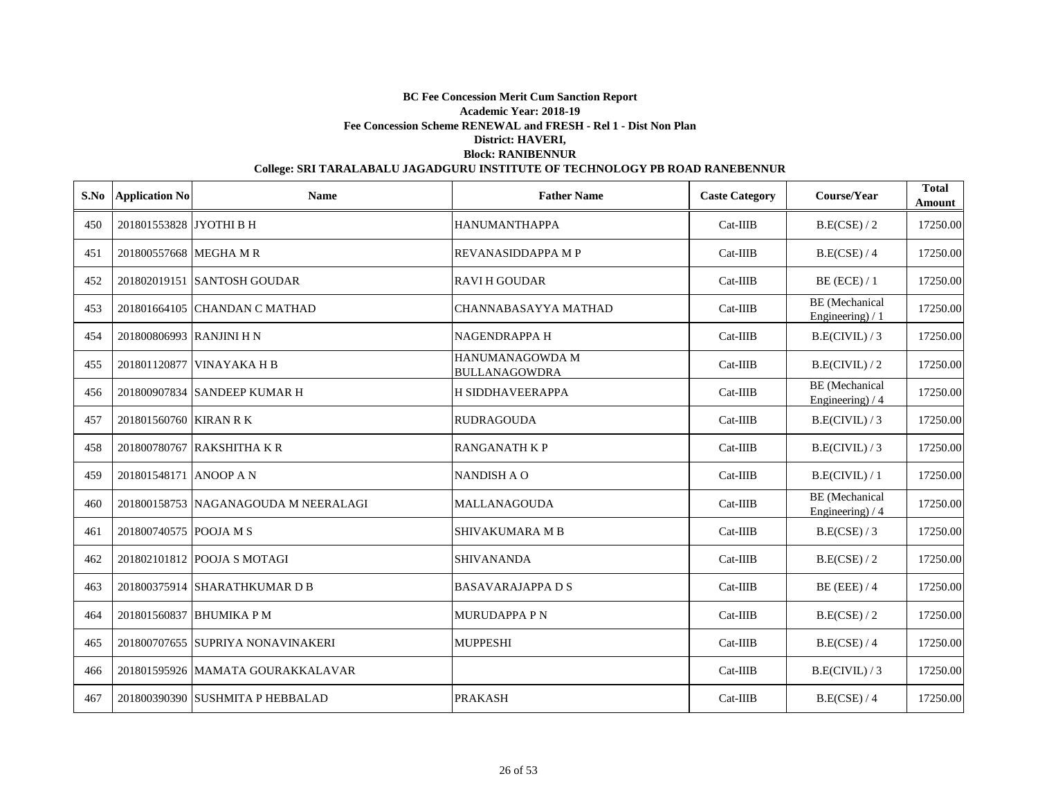**BC Fee Concession Merit Cum Sanction Report**

**Academic Year: 2018-19**

**Fee Concession Scheme RENEWAL and FRESH - Rel 1 - Dist Non Plan**

**District: HAVERI,**

**Block: RANIBENNUR**

**College: SRI TARALABALU JAGADGURU INSTITUTE OF TECHNOLOGY PB ROAD RANEBENNUR**

| S.No | Application No | Name | Father Name | Caste Category | Course/Year | Total Amount |
|---|---|---|---|---|---|---|
| 450 | 201801553828 | JYOTHI B H | HANUMANTHAPPA | Cat-IIIB | B.E(CSE) / 2 | 17250.00 |
| 451 | 201800557668 | MEGHA M R | REVANASIDDAPPA M P | Cat-IIIB | B.E(CSE) / 4 | 17250.00 |
| 452 | 201802019151 | SANTOSH GOUDAR | RAVI H GOUDAR | Cat-IIIB | BE (ECE) / 1 | 17250.00 |
| 453 | 201801664105 | CHANDAN C MATHAD | CHANNABASAYYA MATHAD | Cat-IIIB | BE (Mechanical Engineering) / 1 | 17250.00 |
| 454 | 201800806993 | RANJINI H N | NAGENDRAPPA H | Cat-IIIB | B.E(CIVIL) / 3 | 17250.00 |
| 455 | 201801120877 | VINAYAKA H B | HANUMANAGOWDA M BULLANAGOWDRA | Cat-IIIB | B.E(CIVIL) / 2 | 17250.00 |
| 456 | 201800907834 | SANDEEP KUMAR H | H SIDDHAVEERAPPA | Cat-IIIB | BE (Mechanical Engineering) / 4 | 17250.00 |
| 457 | 201801560760 | KIRAN R K | RUDRAGOUDA | Cat-IIIB | B.E(CIVIL) / 3 | 17250.00 |
| 458 | 201800780767 | RAKSHITHA K R | RANGANATH K P | Cat-IIIB | B.E(CIVIL) / 3 | 17250.00 |
| 459 | 201801548171 | ANOOP A N | NANDISH A O | Cat-IIIB | B.E(CIVIL) / 1 | 17250.00 |
| 460 | 201800158753 | NAGANAGOUDA M NEERALAGI | MALLANAGOUDA | Cat-IIIB | BE (Mechanical Engineering) / 4 | 17250.00 |
| 461 | 201800740575 | POOJA M S | SHIVAKUMARA M B | Cat-IIIB | B.E(CSE) / 3 | 17250.00 |
| 462 | 201802101812 | POOJA S MOTAGI | SHIVANANDA | Cat-IIIB | B.E(CSE) / 2 | 17250.00 |
| 463 | 201800375914 | SHARATHKUMAR D B | BASAVARAJAPPA D S | Cat-IIIB | BE (EEE) / 4 | 17250.00 |
| 464 | 201801560837 | BHUMIKA P M | MURUDAPPA P N | Cat-IIIB | B.E(CSE) / 2 | 17250.00 |
| 465 | 201800707655 | SUPRIYA NONAVINAKERI | MUPPESHI | Cat-IIIB | B.E(CSE) / 4 | 17250.00 |
| 466 | 201801595926 | MAMATA GOURAKKALAVAR | | Cat-IIIB | B.E(CIVIL) / 3 | 17250.00 |
| 467 | 201800390390 | SUSHMITA P HEBBALAD | PRAKASH | Cat-IIIB | B.E(CSE) / 4 | 17250.00 |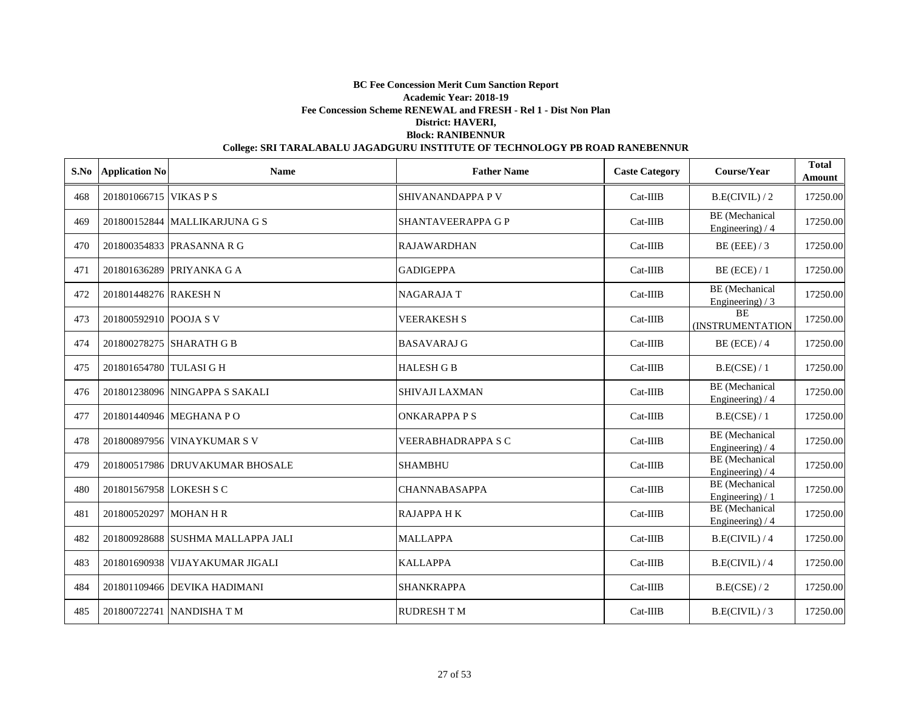**BC Fee Concession Merit Cum Sanction Report**

**Academic Year: 2018-19**

**Fee Concession Scheme RENEWAL and FRESH - Rel 1 - Dist Non Plan**

**District: HAVERI,**

**Block: RANIBENNUR**

**College: SRI TARALABALU JAGADGURU INSTITUTE OF TECHNOLOGY PB ROAD RANEBENNUR**

| S.No | Application No | Name | Father Name | Caste Category | Course/Year | Total Amount |
|---|---|---|---|---|---|---|
| 468 | 201801066715 | VIKAS P S | SHIVANANDAPPA P V | Cat-IIIB | B.E(CIVIL) / 2 | 17250.00 |
| 469 | 201800152844 | MALLIKARJUNA G S | SHANTAVEERAPPA G P | Cat-IIIB | BE (Mechanical Engineering) / 4 | 17250.00 |
| 470 | 201800354833 | PRASANNA R G | RAJAWARDHAN | Cat-IIIB | BE (EEE) / 3 | 17250.00 |
| 471 | 201801636289 | PRIYANKA G A | GADIGEPPA | Cat-IIIB | BE (ECE) / 1 | 17250.00 |
| 472 | 201801448276 | RAKESH N | NAGARAJA T | Cat-IIIB | BE (Mechanical Engineering) / 3 | 17250.00 |
| 473 | 201800592910 | POOJA S V | VEERAKESH S | Cat-IIIB | BE (INSTRUMENTATION | 17250.00 |
| 474 | 201800278275 | SHARATH G B | BASAVARAJ G | Cat-IIIB | BE (ECE) / 4 | 17250.00 |
| 475 | 201801654780 | TULASI G H | HALESH G B | Cat-IIIB | B.E(CSE) / 1 | 17250.00 |
| 476 | 201801238096 | NINGAPPA S SAKALI | SHIVAJI LAXMAN | Cat-IIIB | BE (Mechanical Engineering) / 4 | 17250.00 |
| 477 | 201801440946 | MEGHANA P O | ONKARAPPA P S | Cat-IIIB | B.E(CSE) / 1 | 17250.00 |
| 478 | 201800897956 | VINAYKUMAR S V | VEERABHADRAPPA S C | Cat-IIIB | BE (Mechanical Engineering) / 4 | 17250.00 |
| 479 | 201800517986 | DRUVAKUMAR BHOSALE | SHAMBHU | Cat-IIIB | BE (Mechanical Engineering) / 4 | 17250.00 |
| 480 | 201801567958 | LOKESH S C | CHANNABASAPPA | Cat-IIIB | BE (Mechanical Engineering) / 1 | 17250.00 |
| 481 | 201800520297 | MOHAN H R | RAJAPPA H K | Cat-IIIB | BE (Mechanical Engineering) / 4 | 17250.00 |
| 482 | 201800928688 | SUSHMA MALLAPPA JALI | MALLAPPA | Cat-IIIB | B.E(CIVIL) / 4 | 17250.00 |
| 483 | 201801690938 | VIJAYAKUMAR JIGALI | KALLAPPA | Cat-IIIB | B.E(CIVIL) / 4 | 17250.00 |
| 484 | 201801109466 | DEVIKA HADIMANI | SHANKRAPPA | Cat-IIIB | B.E(CSE) / 2 | 17250.00 |
| 485 | 201800722741 | NANDISHA T M | RUDRESH T M | Cat-IIIB | B.E(CIVIL) / 3 | 17250.00 |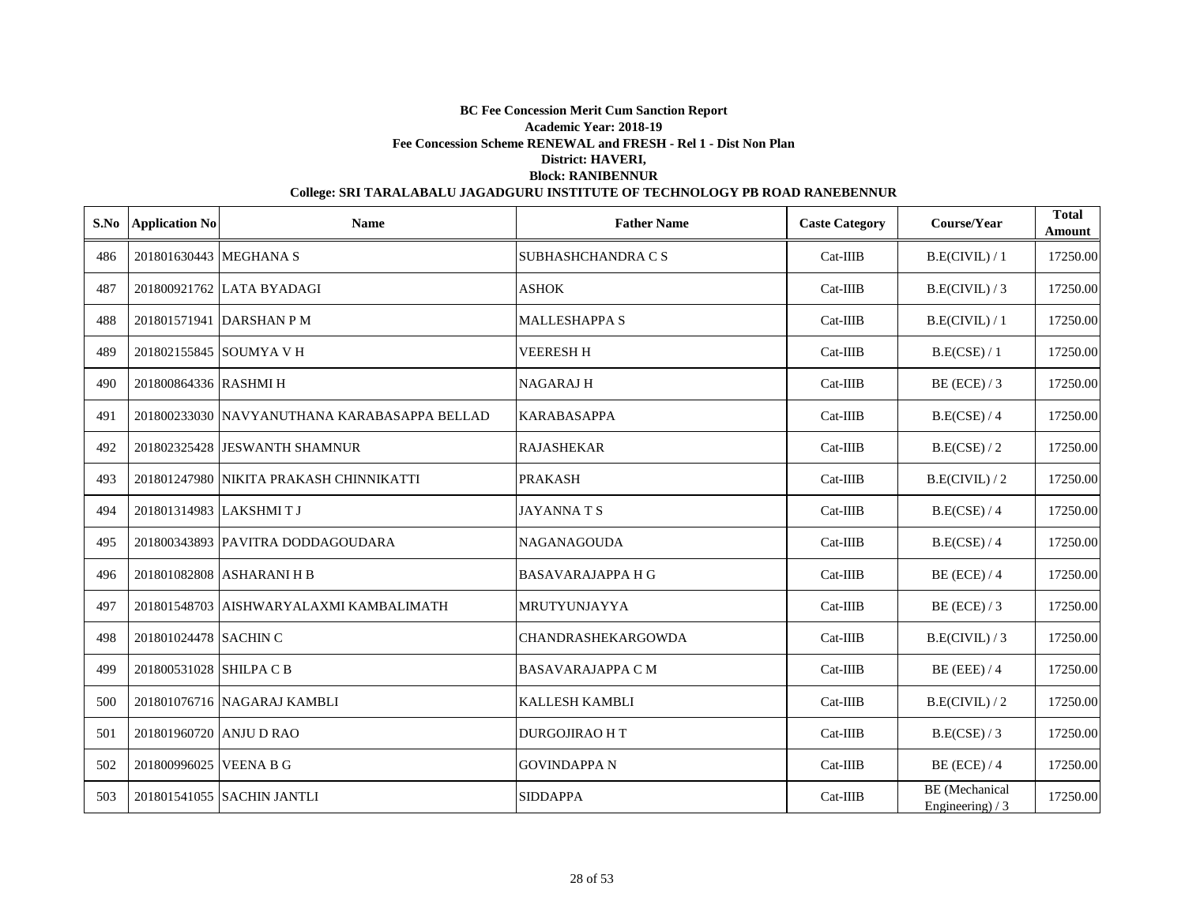**BC Fee Concession Merit Cum Sanction Report**
**Academic Year: 2018-19**
**Fee Concession Scheme RENEWAL and FRESH - Rel 1 - Dist Non Plan**
**District: HAVERI,**
**Block: RANIBENNUR**
**College: SRI TARALABALU JAGADGURU INSTITUTE OF TECHNOLOGY PB ROAD RANEBENNUR**

| S.No | Application No | Name | Father Name | Caste Category | Course/Year | Total Amount |
|---|---|---|---|---|---|---|
| 486 | 201801630443 | MEGHANA S | SUBHASHCHANDRA C S | Cat-IIIB | B.E(CIVIL) / 1 | 17250.00 |
| 487 | 201800921762 | LATA BYADAGI | ASHOK | Cat-IIIB | B.E(CIVIL) / 3 | 17250.00 |
| 488 | 201801571941 | DARSHAN P M | MALLESHAPPA S | Cat-IIIB | B.E(CIVIL) / 1 | 17250.00 |
| 489 | 201802155845 | SOUMYA V H | VEERESH H | Cat-IIIB | B.E(CSE) / 1 | 17250.00 |
| 490 | 201800864336 | RASHMI H | NAGARAJ H | Cat-IIIB | BE (ECE) / 3 | 17250.00 |
| 491 | 201800233030 | NAVYANUTHANA KARABASAPPA BELLAD | KARABASAPPA | Cat-IIIB | B.E(CSE) / 4 | 17250.00 |
| 492 | 201802325428 | JESWANTH SHAMNUR | RAJASHEKAR | Cat-IIIB | B.E(CSE) / 2 | 17250.00 |
| 493 | 201801247980 | NIKITA PRAKASH CHINNIKATTI | PRAKASH | Cat-IIIB | B.E(CIVIL) / 2 | 17250.00 |
| 494 | 201801314983 | LAKSHMI T J | JAYANNA T S | Cat-IIIB | B.E(CSE) / 4 | 17250.00 |
| 495 | 201800343893 | PAVITRA DODDAGOUDARA | NAGANAGOUDA | Cat-IIIB | B.E(CSE) / 4 | 17250.00 |
| 496 | 201801082808 | ASHARANI H B | BASAVARAJAPPA H G | Cat-IIIB | BE (ECE) / 4 | 17250.00 |
| 497 | 201801548703 | AISHWARYALAXMI KAMBALIMATH | MRUTYUNJAYYA | Cat-IIIB | BE (ECE) / 3 | 17250.00 |
| 498 | 201801024478 | SACHIN C | CHANDRASHEKARGOWDA | Cat-IIIB | B.E(CIVIL) / 3 | 17250.00 |
| 499 | 201800531028 | SHILPA C B | BASAVARAJAPPA C M | Cat-IIIB | BE (EEE) / 4 | 17250.00 |
| 500 | 201801076716 | NAGARAJ KAMBLI | KALLESH KAMBLI | Cat-IIIB | B.E(CIVIL) / 2 | 17250.00 |
| 501 | 201801960720 | ANJU D RAO | DURGOJIRAO H T | Cat-IIIB | B.E(CSE) / 3 | 17250.00 |
| 502 | 201800996025 | VEENA B G | GOVINDAPPA N | Cat-IIIB | BE (ECE) / 4 | 17250.00 |
| 503 | 201801541055 | SACHIN JANTLI | SIDDAPPA | Cat-IIIB | BE (Mechanical Engineering) / 3 | 17250.00 |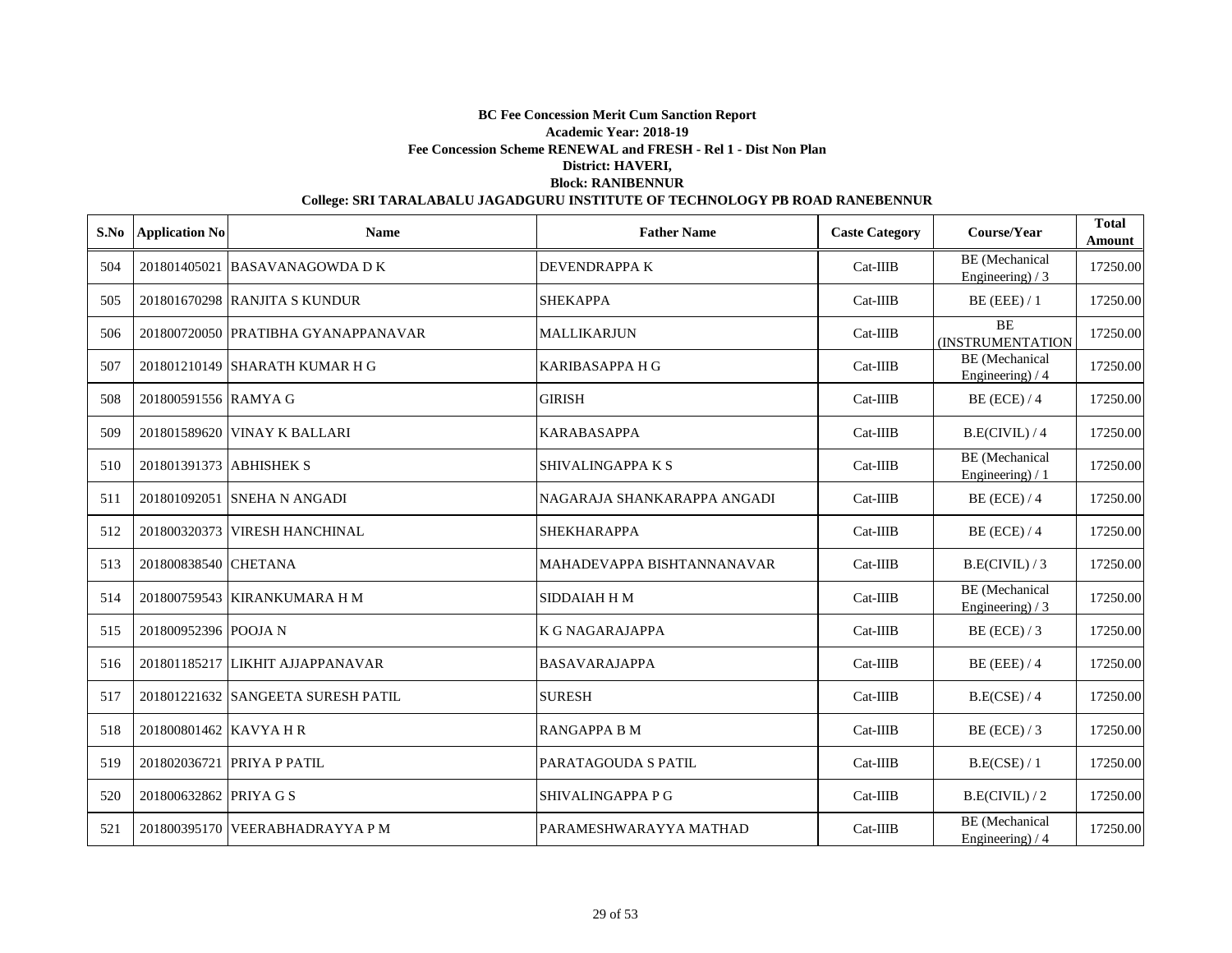**BC Fee Concession Merit Cum Sanction Report**
**Academic Year: 2018-19**
**Fee Concession Scheme RENEWAL and FRESH - Rel 1 - Dist Non Plan**
**District: HAVERI,**
**Block: RANIBENNUR**
**College: SRI TARALABALU JAGADGURU INSTITUTE OF TECHNOLOGY PB ROAD RANEBENNUR**

| S.No | Application No | Name | Father Name | Caste Category | Course/Year | Total Amount |
|---|---|---|---|---|---|---|
| 504 | 201801405021 | BASAVANAGOWDA D K | DEVENDRAPPA K | Cat-IIIB | BE (Mechanical Engineering) / 3 | 17250.00 |
| 505 | 201801670298 | RANJITA S KUNDUR | SHEKAPPA | Cat-IIIB | BE (EEE) / 1 | 17250.00 |
| 506 | 201800720050 | PRATIBHA GYANAPPANAVAR | MALLIKARJUN | Cat-IIIB | BE (INSTRUMENTATION | 17250.00 |
| 507 | 201801210149 | SHARATH KUMAR H G | KARIBASAPPA H G | Cat-IIIB | BE (Mechanical Engineering) / 4 | 17250.00 |
| 508 | 201800591556 | RAMYA G | GIRISH | Cat-IIIB | BE (ECE) / 4 | 17250.00 |
| 509 | 201801589620 | VINAY K BALLARI | KARABASAPPA | Cat-IIIB | B.E(CIVIL) / 4 | 17250.00 |
| 510 | 201801391373 | ABHISHEK S | SHIVALINGAPPA K S | Cat-IIIB | BE (Mechanical Engineering) / 1 | 17250.00 |
| 511 | 201801092051 | SNEHA N ANGADI | NAGARAJA SHANKARAPPA ANGADI | Cat-IIIB | BE (ECE) / 4 | 17250.00 |
| 512 | 201800320373 | VIRESH HANCHINAL | SHEKHARAPPA | Cat-IIIB | BE (ECE) / 4 | 17250.00 |
| 513 | 201800838540 | CHETANA | MAHADEVAPPA BISHTANNANAVAR | Cat-IIIB | B.E(CIVIL) / 3 | 17250.00 |
| 514 | 201800759543 | KIRANKUMARA H M | SIDDAIAH H M | Cat-IIIB | BE (Mechanical Engineering) / 3 | 17250.00 |
| 515 | 201800952396 | POOJA N | K G NAGARAJAPPA | Cat-IIIB | BE (ECE) / 3 | 17250.00 |
| 516 | 201801185217 | LIKHIT AJJAPPANAVAR | BASAVARAJAPPA | Cat-IIIB | BE (EEE) / 4 | 17250.00 |
| 517 | 201801221632 | SANGEETA SURESH PATIL | SURESH | Cat-IIIB | B.E(CSE) / 4 | 17250.00 |
| 518 | 201800801462 | KAVYA H R | RANGAPPA B M | Cat-IIIB | BE (ECE) / 3 | 17250.00 |
| 519 | 201802036721 | PRIYA P PATIL | PARATAGOUDA S PATIL | Cat-IIIB | B.E(CSE) / 1 | 17250.00 |
| 520 | 201800632862 | PRIYA G S | SHIVALINGAPPA P G | Cat-IIIB | B.E(CIVIL) / 2 | 17250.00 |
| 521 | 201800395170 | VEERABHADRAYYA P M | PARAMESHWARAYYA MATHAD | Cat-IIIB | BE (Mechanical Engineering) / 4 | 17250.00 |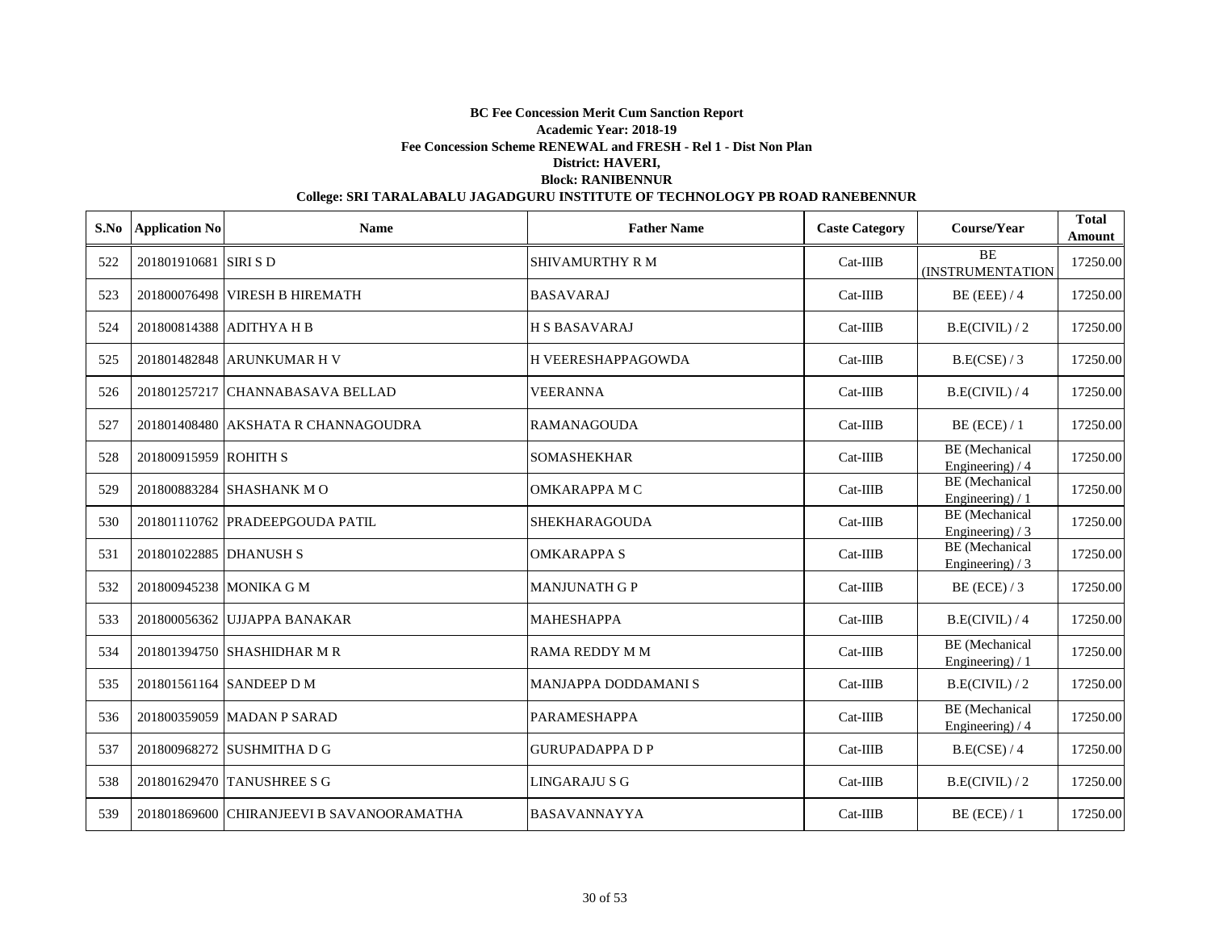**BC Fee Concession Merit Cum Sanction Report**

**Academic Year: 2018-19**

**Fee Concession Scheme RENEWAL and FRESH - Rel 1 - Dist Non Plan**

**District: HAVERI,**

**Block: RANIBENNUR**

**College: SRI TARALABALU JAGADGURU INSTITUTE OF TECHNOLOGY PB ROAD RANEBENNUR**

| S.No | Application No | Name | Father Name | Caste Category | Course/Year | Total Amount |
|---|---|---|---|---|---|---|
| 522 | 201801910681 | SIRI S D | SHIVAMURTHY R M | Cat-IIIB | BE (INSTRUMENTATION | 17250.00 |
| 523 | 201800076498 | VIRESH B HIREMATH | BASAVARAJ | Cat-IIIB | BE (EEE) / 4 | 17250.00 |
| 524 | 201800814388 | ADITHYA H B | H S BASAVARAJ | Cat-IIIB | B.E(CIVIL) / 2 | 17250.00 |
| 525 | 201801482848 | ARUNKUMAR H V | H VEERESHAPPAGOWDA | Cat-IIIB | B.E(CSE) / 3 | 17250.00 |
| 526 | 201801257217 | CHANNABASAVA BELLAD | VEERANNA | Cat-IIIB | B.E(CIVIL) / 4 | 17250.00 |
| 527 | 201801408480 | AKSHATA R CHANNAGOUDRA | RAMANAGOUDA | Cat-IIIB | BE (ECE) / 1 | 17250.00 |
| 528 | 201800915959 | ROHITH S | SOMASHEKHAR | Cat-IIIB | BE (Mechanical Engineering) / 4 | 17250.00 |
| 529 | 201800883284 | SHASHANK M O | OMKARAPPA M C | Cat-IIIB | BE (Mechanical Engineering) / 1 | 17250.00 |
| 530 | 201801110762 | PRADEEPGOUDA PATIL | SHEKHARAGOUDA | Cat-IIIB | BE (Mechanical Engineering) / 3 | 17250.00 |
| 531 | 201801022885 | DHANUSH S | OMKARAPPA S | Cat-IIIB | BE (Mechanical Engineering) / 3 | 17250.00 |
| 532 | 201800945238 | MONIKA G M | MANJUNATH G P | Cat-IIIB | BE (ECE) / 3 | 17250.00 |
| 533 | 201800056362 | UJJAPPA BANAKAR | MAHESHAPPA | Cat-IIIB | B.E(CIVIL) / 4 | 17250.00 |
| 534 | 201801394750 | SHASHIDHAR M R | RAMA REDDY M M | Cat-IIIB | BE (Mechanical Engineering) / 1 | 17250.00 |
| 535 | 201801561164 | SANDEEP D M | MANJAPPA DODDAMANI S | Cat-IIIB | B.E(CIVIL) / 2 | 17250.00 |
| 536 | 201800359059 | MADAN P SARAD | PARAMESHAPPA | Cat-IIIB | BE (Mechanical Engineering) / 4 | 17250.00 |
| 537 | 201800968272 | SUSHMITHA D G | GURUPADAPPA D P | Cat-IIIB | B.E(CSE) / 4 | 17250.00 |
| 538 | 201801629470 | TANUSHREE S G | LINGARAJU S G | Cat-IIIB | B.E(CIVIL) / 2 | 17250.00 |
| 539 | 201801869600 | CHIRANJEEVI B SAVANOORAMATHA | BASAVANNAYYA | Cat-IIIB | BE (ECE) / 1 | 17250.00 |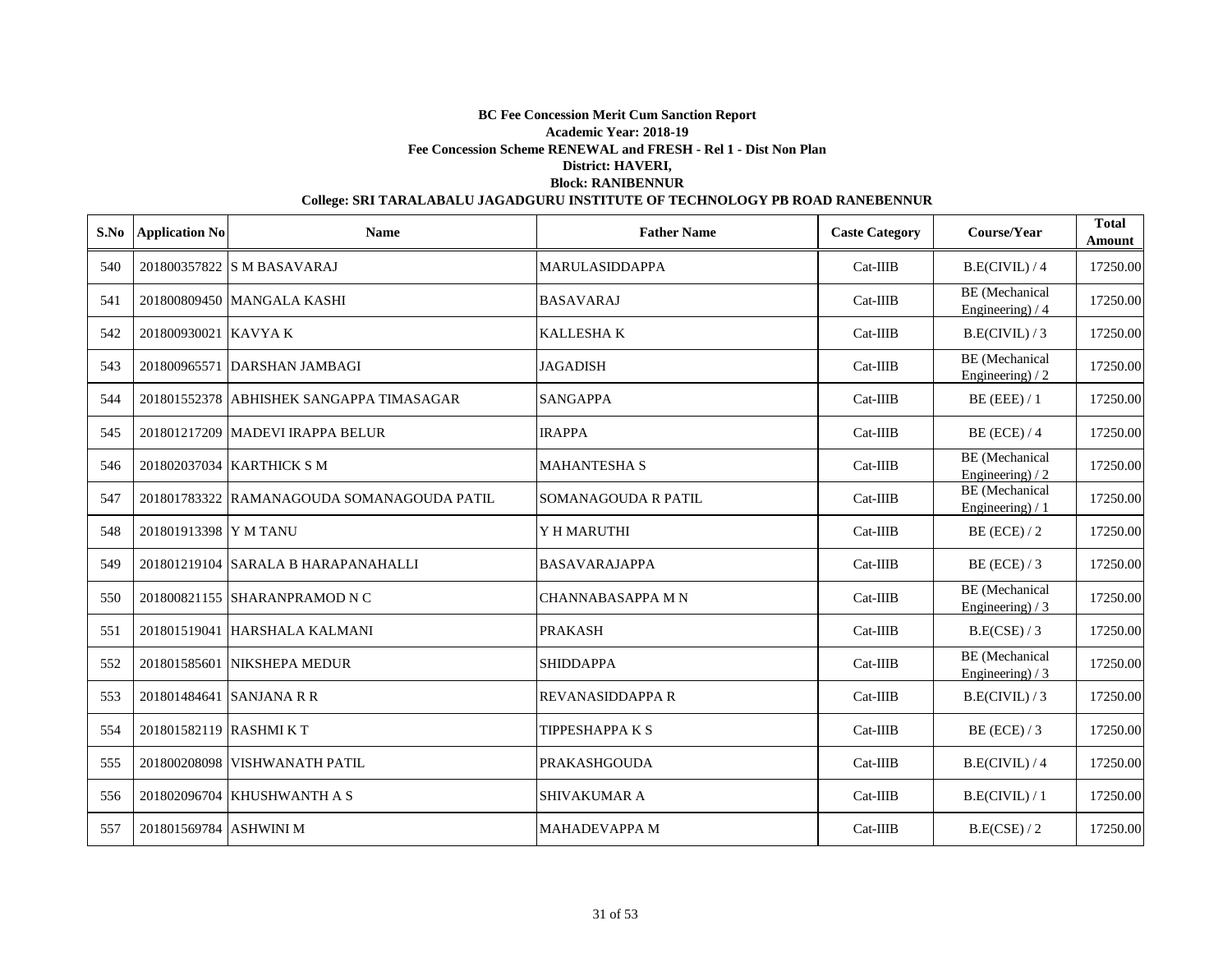**BC Fee Concession Merit Cum Sanction Report**

**Academic Year: 2018-19**

**Fee Concession Scheme RENEWAL and FRESH - Rel 1 - Dist Non Plan**

**District: HAVERI,**

**Block: RANIBENNUR**

**College: SRI TARALABALU JAGADGURU INSTITUTE OF TECHNOLOGY PB ROAD RANEBENNUR**

| S.No | Application No | Name | Father Name | Caste Category | Course/Year | Total Amount |
|---|---|---|---|---|---|---|
| 540 | 201800357822 | S M BASAVARAJ | MARULASIDDAPPA | Cat-IIIB | B.E(CIVIL) / 4 | 17250.00 |
| 541 | 201800809450 | MANGALA KASHI | BASAVARAJ | Cat-IIIB | BE (Mechanical Engineering) / 4 | 17250.00 |
| 542 | 201800930021 | KAVYA K | KALLESHA K | Cat-IIIB | B.E(CIVIL) / 3 | 17250.00 |
| 543 | 201800965571 | DARSHAN JAMBAGI | JAGADISH | Cat-IIIB | BE (Mechanical Engineering) / 2 | 17250.00 |
| 544 | 201801552378 | ABHISHEK SANGAPPA TIMASAGAR | SANGAPPA | Cat-IIIB | BE (EEE) / 1 | 17250.00 |
| 545 | 201801217209 | MADEVI IRAPPA BELUR | IRAPPA | Cat-IIIB | BE (ECE) / 4 | 17250.00 |
| 546 | 201802037034 | KARTHICK S M | MAHANTESHA S | Cat-IIIB | BE (Mechanical Engineering) / 2 | 17250.00 |
| 547 | 201801783322 | RAMANAGOUDA SOMANAGOUDA PATIL | SOMANAGOUDA R PATIL | Cat-IIIB | BE (Mechanical Engineering) / 1 | 17250.00 |
| 548 | 201801913398 | Y M TANU | Y H MARUTHI | Cat-IIIB | BE (ECE) / 2 | 17250.00 |
| 549 | 201801219104 | SARALA B HARAPANAHALLI | BASAVARAJAPPA | Cat-IIIB | BE (ECE) / 3 | 17250.00 |
| 550 | 201800821155 | SHARANPRAMOD N C | CHANNABASAPPA M N | Cat-IIIB | BE (Mechanical Engineering) / 3 | 17250.00 |
| 551 | 201801519041 | HARSHALA KALMANI | PRAKASH | Cat-IIIB | B.E(CSE) / 3 | 17250.00 |
| 552 | 201801585601 | NIKSHEPA MEDUR | SHIDDAPPA | Cat-IIIB | BE (Mechanical Engineering) / 3 | 17250.00 |
| 553 | 201801484641 | SANJANA R R | REVANASIDDAPPA R | Cat-IIIB | B.E(CIVIL) / 3 | 17250.00 |
| 554 | 201801582119 | RASHMI K T | TIPPESHAPPA K S | Cat-IIIB | BE (ECE) / 3 | 17250.00 |
| 555 | 201800208098 | VISHWANATH PATIL | PRAKASHGOUDA | Cat-IIIB | B.E(CIVIL) / 4 | 17250.00 |
| 556 | 201802096704 | KHUSHWANTH A S | SHIVAKUMAR A | Cat-IIIB | B.E(CIVIL) / 1 | 17250.00 |
| 557 | 201801569784 | ASHWINI M | MAHADEVAPPA M | Cat-IIIB | B.E(CSE) / 2 | 17250.00 |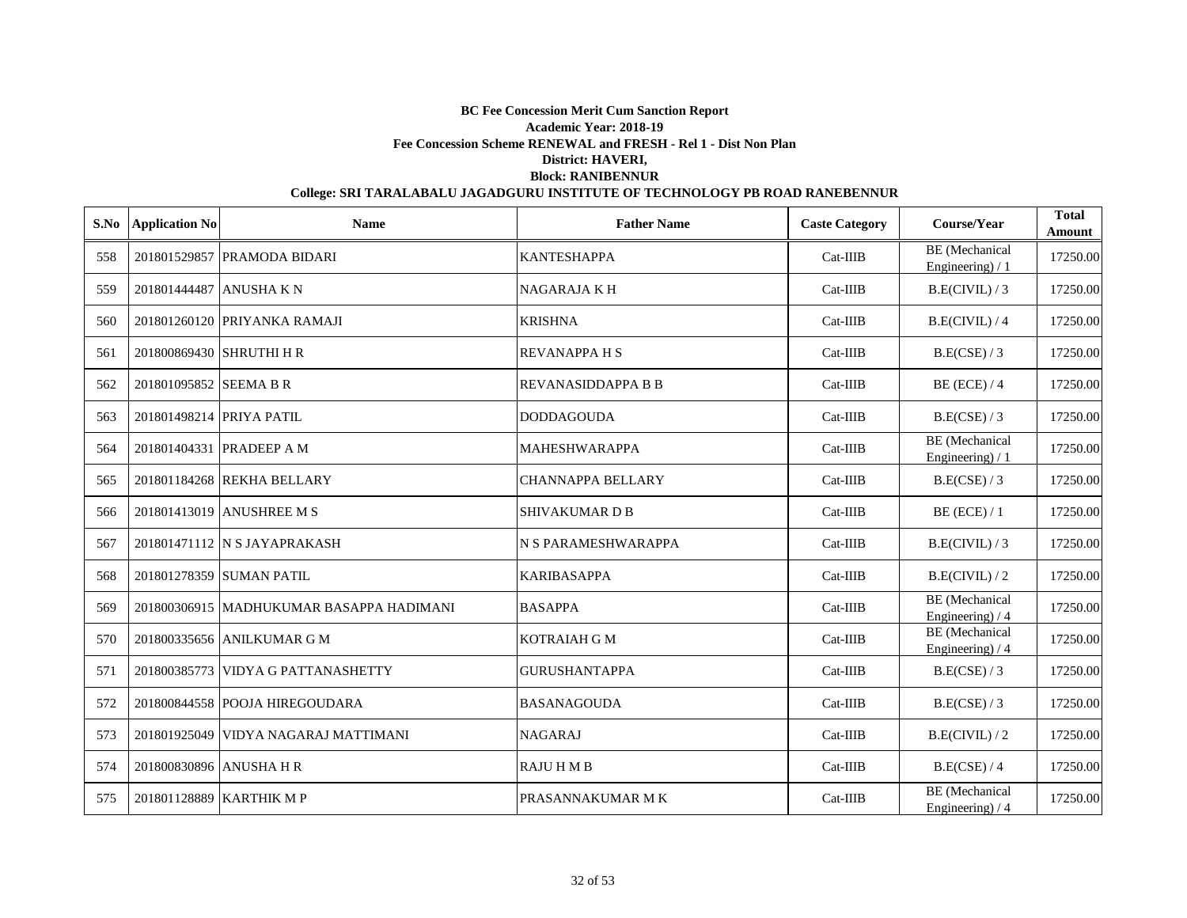**BC Fee Concession Merit Cum Sanction Report**

**Academic Year: 2018-19**

**Fee Concession Scheme RENEWAL and FRESH - Rel 1 - Dist Non Plan**

**District: HAVERI,**

**Block: RANIBENNUR**

**College: SRI TARALABALU JAGADGURU INSTITUTE OF TECHNOLOGY PB ROAD RANEBENNUR**

| S.No | Application No | Name | Father Name | Caste Category | Course/Year | Total Amount |
|---|---|---|---|---|---|---|
| 558 | 201801529857 | PRAMODA BIDARI | KANTESHAPPA | Cat-IIIB | BE (Mechanical Engineering) / 1 | 17250.00 |
| 559 | 201801444487 | ANUSHA K N | NAGARAJA K H | Cat-IIIB | B.E(CIVIL) / 3 | 17250.00 |
| 560 | 201801260120 | PRIYANKA RAMAJI | KRISHNA | Cat-IIIB | B.E(CIVIL) / 4 | 17250.00 |
| 561 | 201800869430 | SHRUTHI H R | REVANAPPA H S | Cat-IIIB | B.E(CSE) / 3 | 17250.00 |
| 562 | 201801095852 | SEEMA B R | REVANASIDDAPPA B B | Cat-IIIB | BE (ECE) / 4 | 17250.00 |
| 563 | 201801498214 | PRIYA PATIL | DODDAGOUDA | Cat-IIIB | B.E(CSE) / 3 | 17250.00 |
| 564 | 201801404331 | PRADEEP A M | MAHESHWARAPPA | Cat-IIIB | BE (Mechanical Engineering) / 1 | 17250.00 |
| 565 | 201801184268 | REKHA BELLARY | CHANNAPPA BELLARY | Cat-IIIB | B.E(CSE) / 3 | 17250.00 |
| 566 | 201801413019 | ANUSHREE M S | SHIVAKUMAR D B | Cat-IIIB | BE (ECE) / 1 | 17250.00 |
| 567 | 201801471112 | N S JAYAPRAKASH | N S PARAMESHWARAPPA | Cat-IIIB | B.E(CIVIL) / 3 | 17250.00 |
| 568 | 201801278359 | SUMAN PATIL | KARIBASAPPA | Cat-IIIB | B.E(CIVIL) / 2 | 17250.00 |
| 569 | 201800306915 | MADHUKUMAR BASAPPA HADIMANI | BASAPPA | Cat-IIIB | BE (Mechanical Engineering) / 4 | 17250.00 |
| 570 | 201800335656 | ANILKUMAR G M | KOTRAIAH G M | Cat-IIIB | BE (Mechanical Engineering) / 4 | 17250.00 |
| 571 | 201800385773 | VIDYA G PATTANASHETTY | GURUSHANTAPPA | Cat-IIIB | B.E(CSE) / 3 | 17250.00 |
| 572 | 201800844558 | POOJA HIREGOUDARA | BASANAGOUDA | Cat-IIIB | B.E(CSE) / 3 | 17250.00 |
| 573 | 201801925049 | VIDYA NAGARAJ MATTIMANI | NAGARAJ | Cat-IIIB | B.E(CIVIL) / 2 | 17250.00 |
| 574 | 201800830896 | ANUSHA H R | RAJU H M B | Cat-IIIB | B.E(CSE) / 4 | 17250.00 |
| 575 | 201801128889 | KARTHIK M P | PRASANNAKUMAR M K | Cat-IIIB | BE (Mechanical Engineering) / 4 | 17250.00 |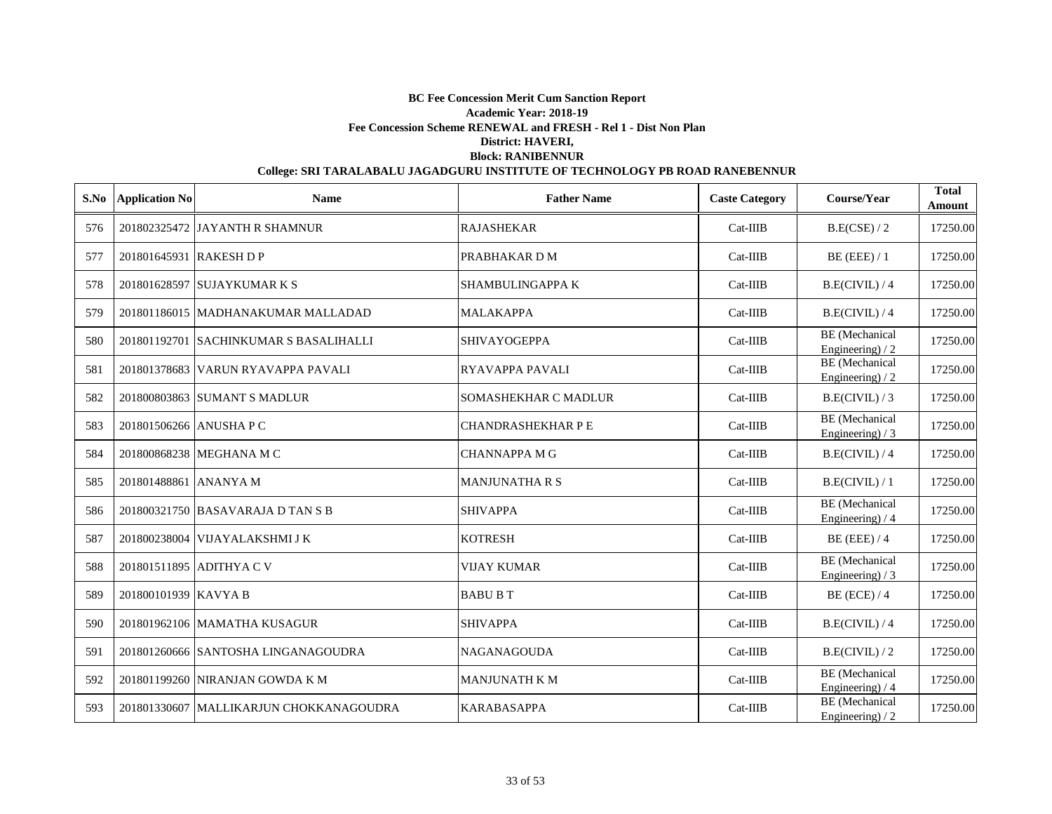**BC Fee Concession Merit Cum Sanction Report**
**Academic Year: 2018-19**
**Fee Concession Scheme RENEWAL and FRESH - Rel 1 - Dist Non Plan**
**District: HAVERI,**
**Block: RANIBENNUR**
**College: SRI TARALABALU JAGADGURU INSTITUTE OF TECHNOLOGY PB ROAD RANEBENNUR**

| S.No | Application No | Name | Father Name | Caste Category | Course/Year | Total Amount |
|---|---|---|---|---|---|---|
| 576 | 201802325472 | JAYANTH R SHAMNUR | RAJASHEKAR | Cat-IIIB | B.E(CSE) / 2 | 17250.00 |
| 577 | 201801645931 | RAKESH D P | PRABHAKAR D M | Cat-IIIB | BE (EEE) / 1 | 17250.00 |
| 578 | 201801628597 | SUJAYKUMAR K S | SHAMBULINGAPPA K | Cat-IIIB | B.E(CIVIL) / 4 | 17250.00 |
| 579 | 201801186015 | MADHANAKUMAR MALLADAD | MALAKAPPA | Cat-IIIB | B.E(CIVIL) / 4 | 17250.00 |
| 580 | 201801192701 | SACHINKUMAR S BASALIHALLI | SHIVAYOGEPPA | Cat-IIIB | BE (Mechanical Engineering) / 2 | 17250.00 |
| 581 | 201801378683 | VARUN RYAVAPPA PAVALI | RYAVAPPA PAVALI | Cat-IIIB | BE (Mechanical Engineering) / 2 | 17250.00 |
| 582 | 201800803863 | SUMANT S MADLUR | SOMASHEKHAR C MADLUR | Cat-IIIB | B.E(CIVIL) / 3 | 17250.00 |
| 583 | 201801506266 | ANUSHA P C | CHANDRASHEKHAR P E | Cat-IIIB | BE (Mechanical Engineering) / 3 | 17250.00 |
| 584 | 201800868238 | MEGHANA M C | CHANNAPPA M G | Cat-IIIB | B.E(CIVIL) / 4 | 17250.00 |
| 585 | 201801488861 | ANANYA M | MANJUNATHA R S | Cat-IIIB | B.E(CIVIL) / 1 | 17250.00 |
| 586 | 201800321750 | BASAVARAJA D TAN S B | SHIVAPPA | Cat-IIIB | BE (Mechanical Engineering) / 4 | 17250.00 |
| 587 | 201800238004 | VIJAYALAKSHMI J K | KOTRESH | Cat-IIIB | BE (EEE) / 4 | 17250.00 |
| 588 | 201801511895 | ADITHYA C V | VIJAY KUMAR | Cat-IIIB | BE (Mechanical Engineering) / 3 | 17250.00 |
| 589 | 201800101939 | KAVYA B | BABU B T | Cat-IIIB | BE (ECE) / 4 | 17250.00 |
| 590 | 201801962106 | MAMATHA KUSAGUR | SHIVAPPA | Cat-IIIB | B.E(CIVIL) / 4 | 17250.00 |
| 591 | 201801260666 | SANTOSHA LINGANAGOUDRA | NAGANAGOUDA | Cat-IIIB | B.E(CIVIL) / 2 | 17250.00 |
| 592 | 201801199260 | NIRANJAN GOWDA K M | MANJUNATH K M | Cat-IIIB | BE (Mechanical Engineering) / 4 | 17250.00 |
| 593 | 201801330607 | MALLIKARJUN CHOKKANAGOUDRA | KARABASAPPA | Cat-IIIB | BE (Mechanical Engineering) / 2 | 17250.00 |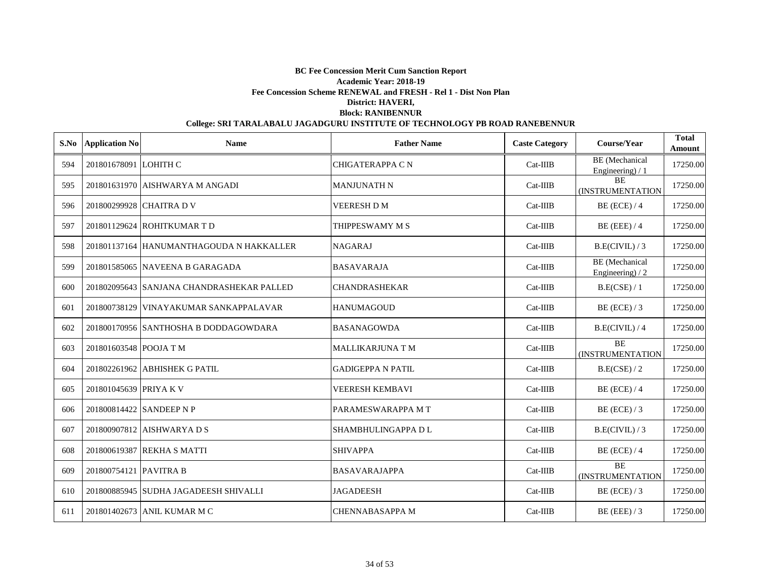**BC Fee Concession Merit Cum Sanction Report**

**Academic Year: 2018-19**

**Fee Concession Scheme RENEWAL and FRESH - Rel 1 - Dist Non Plan**

**District: HAVERI,**

**Block: RANIBENNUR**

**College: SRI TARALABALU JAGADGURU INSTITUTE OF TECHNOLOGY PB ROAD RANEBENNUR**

| S.No | Application No | Name | Father Name | Caste Category | Course/Year | Total Amount |
|---|---|---|---|---|---|---|
| 594 | 201801678091 | LOHITH C | CHIGATERAPPA C N | Cat-IIIB | BE (Mechanical Engineering) / 1 | 17250.00 |
| 595 | 201801631970 | AISHWARYA M ANGADI | MANJUNATH N | Cat-IIIB | BE (INSTRUMENTATION | 17250.00 |
| 596 | 201800299928 | CHAITRA D V | VEERESH D M | Cat-IIIB | BE (ECE) / 4 | 17250.00 |
| 597 | 201801129624 | ROHITKUMAR T D | THIPPESWAMY M S | Cat-IIIB | BE (EEE) / 4 | 17250.00 |
| 598 | 201801137164 | HANUMANTHAGOUDA N HAKKALLER | NAGARAJ | Cat-IIIB | B.E(CIVIL) / 3 | 17250.00 |
| 599 | 201801585065 | NAVEENA B GARAGADA | BASAVARAJA | Cat-IIIB | BE (Mechanical Engineering) / 2 | 17250.00 |
| 600 | 201802095643 | SANJANA CHANDRASHEKAR PALLED | CHANDRASHEKAR | Cat-IIIB | B.E(CSE) / 1 | 17250.00 |
| 601 | 201800738129 | VINAYAKUMAR SANKAPPALAVAR | HANUMAGOUD | Cat-IIIB | BE (ECE) / 3 | 17250.00 |
| 602 | 201800170956 | SANTHOSHA B DODDAGOWDARA | BASANAGOWDA | Cat-IIIB | B.E(CIVIL) / 4 | 17250.00 |
| 603 | 201801603548 | POOJA T M | MALLIKARJUNA T M | Cat-IIIB | BE (INSTRUMENTATION | 17250.00 |
| 604 | 201802261962 | ABHISHEK G PATIL | GADIGEPPA N PATIL | Cat-IIIB | B.E(CSE) / 2 | 17250.00 |
| 605 | 201801045639 | PRIYA K V | VEERESH KEMBAVI | Cat-IIIB | BE (ECE) / 4 | 17250.00 |
| 606 | 201800814422 | SANDEEP N P | PARAMESWARAPPA M T | Cat-IIIB | BE (ECE) / 3 | 17250.00 |
| 607 | 201800907812 | AISHWARYA D S | SHAMBHULINGAPPA D L | Cat-IIIB | B.E(CIVIL) / 3 | 17250.00 |
| 608 | 201800619387 | REKHA S MATTI | SHIVAPPA | Cat-IIIB | BE (ECE) / 4 | 17250.00 |
| 609 | 201800754121 | PAVITRA B | BASAVARAJAPPA | Cat-IIIB | BE (INSTRUMENTATION | 17250.00 |
| 610 | 201800885945 | SUDHA JAGADEESH SHIVALLI | JAGADEESH | Cat-IIIB | BE (ECE) / 3 | 17250.00 |
| 611 | 201801402673 | ANIL KUMAR M C | CHENNABASAPPA M | Cat-IIIB | BE (EEE) / 3 | 17250.00 |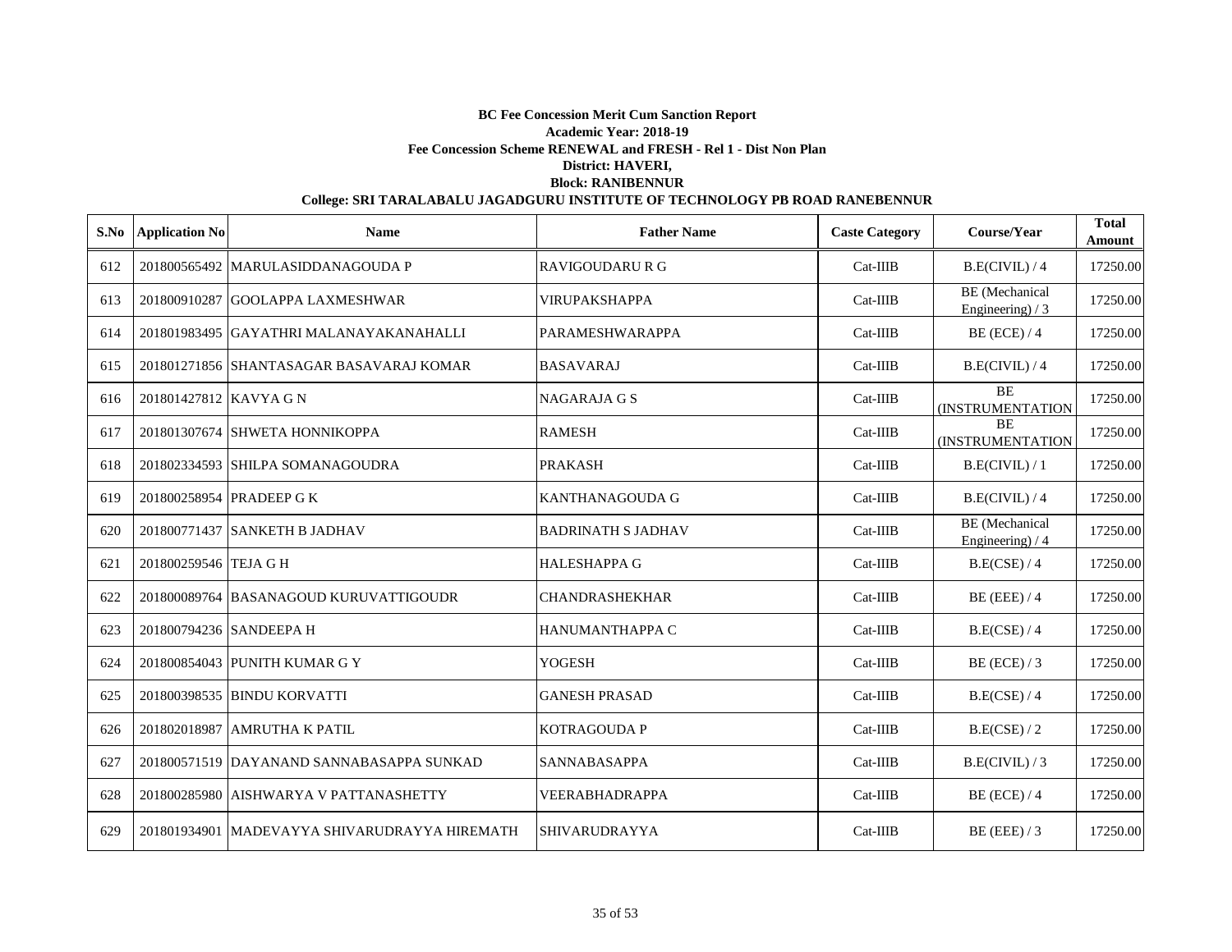**BC Fee Concession Merit Cum Sanction Report**

**Academic Year: 2018-19**

**Fee Concession Scheme RENEWAL and FRESH - Rel 1 - Dist Non Plan**

**District: HAVERI,**

**Block: RANIBENNUR**

**College: SRI TARALABALU JAGADGURU INSTITUTE OF TECHNOLOGY PB ROAD RANEBENNUR**

| S.No | Application No | Name | Father Name | Caste Category | Course/Year | Total Amount |
|---|---|---|---|---|---|---|
| 612 | 201800565492 | MARULASIDDANAGOUDA P | RAVIGOUDARU R G | Cat-IIIB | B.E(CIVIL) / 4 | 17250.00 |
| 613 | 201800910287 | GOOLAPPA LAXMESHWAR | VIRUPAKSHAPPA | Cat-IIIB | BE (Mechanical Engineering) / 3 | 17250.00 |
| 614 | 201801983495 | GAYATHRI MALANAYAKANAHALLI | PARAMESHWARAPPA | Cat-IIIB | BE (ECE) / 4 | 17250.00 |
| 615 | 201801271856 | SHANTASAGAR BASAVARAJ KOMAR | BASAVARAJ | Cat-IIIB | B.E(CIVIL) / 4 | 17250.00 |
| 616 | 201801427812 | KAVYA G N | NAGARAJA G S | Cat-IIIB | BE (INSTRUMENTATION | 17250.00 |
| 617 | 201801307674 | SHWETA HONNIKOPPA | RAMESH | Cat-IIIB | BE (INSTRUMENTATION | 17250.00 |
| 618 | 201802334593 | SHILPA SOMANAGOUDRA | PRAKASH | Cat-IIIB | B.E(CIVIL) / 1 | 17250.00 |
| 619 | 201800258954 | PRADEEP G K | KANTHANAGOUDA G | Cat-IIIB | B.E(CIVIL) / 4 | 17250.00 |
| 620 | 201800771437 | SANKETH B JADHAV | BADRINATH S JADHAV | Cat-IIIB | BE (Mechanical Engineering) / 4 | 17250.00 |
| 621 | 201800259546 | TEJA G H | HALESHAPPA G | Cat-IIIB | B.E(CSE) / 4 | 17250.00 |
| 622 | 201800089764 | BASANAGOUD KURUVATTIGOUDR | CHANDRASHEKHAR | Cat-IIIB | BE (EEE) / 4 | 17250.00 |
| 623 | 201800794236 | SANDEEPA H | HANUMANTHAPPA C | Cat-IIIB | B.E(CSE) / 4 | 17250.00 |
| 624 | 201800854043 | PUNITH KUMAR G Y | YOGESH | Cat-IIIB | BE (ECE) / 3 | 17250.00 |
| 625 | 201800398535 | BINDU KORVATTI | GANESH PRASAD | Cat-IIIB | B.E(CSE) / 4 | 17250.00 |
| 626 | 201802018987 | AMRUTHA K PATIL | KOTRAGOUDA P | Cat-IIIB | B.E(CSE) / 2 | 17250.00 |
| 627 | 201800571519 | DAYANAND SANNABASAPPA SUNKAD | SANNABASAPPA | Cat-IIIB | B.E(CIVIL) / 3 | 17250.00 |
| 628 | 201800285980 | AISHWARYA V PATTANASHETTY | VEERABHADRAPPA | Cat-IIIB | BE (ECE) / 4 | 17250.00 |
| 629 | 201801934901 | MADEVAYYA SHIVARUDRAYYA HIREMATH | SHIVARUDRAYYA | Cat-IIIB | BE (EEE) / 3 | 17250.00 |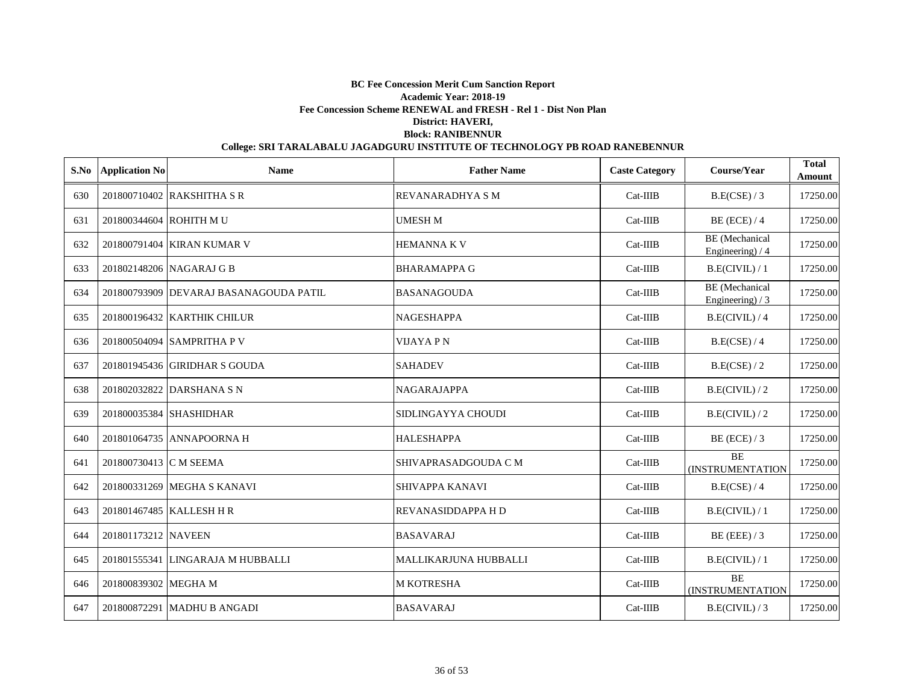**BC Fee Concession Merit Cum Sanction Report**
**Academic Year: 2018-19**
**Fee Concession Scheme RENEWAL and FRESH - Rel 1 - Dist Non Plan**
**District: HAVERI,**
**Block: RANIBENNUR**
**College: SRI TARALABALU JAGADGURU INSTITUTE OF TECHNOLOGY PB ROAD RANEBENNUR**

| S.No | Application No | Name | Father Name | Caste Category | Course/Year | Total Amount |
|---|---|---|---|---|---|---|
| 630 | 201800710402 | RAKSHITHA S R | REVANARADHYA S M | Cat-IIIB | B.E(CSE) / 3 | 17250.00 |
| 631 | 201800344604 | ROHITH M U | UMESH M | Cat-IIIB | BE (ECE) / 4 | 17250.00 |
| 632 | 201800791404 | KIRAN KUMAR V | HEMANNA K V | Cat-IIIB | BE (Mechanical Engineering) / 4 | 17250.00 |
| 633 | 201802148206 | NAGARAJ G B | BHARAMAPPA G | Cat-IIIB | B.E(CIVIL) / 1 | 17250.00 |
| 634 | 201800793909 | DEVARAJ BASANAGOUDA PATIL | BASANAGOUDA | Cat-IIIB | BE (Mechanical Engineering) / 3 | 17250.00 |
| 635 | 201800196432 | KARTHIK CHILUR | NAGESHAPPA | Cat-IIIB | B.E(CIVIL) / 4 | 17250.00 |
| 636 | 201800504094 | SAMPRITHA P V | VIJAYA P N | Cat-IIIB | B.E(CSE) / 4 | 17250.00 |
| 637 | 201801945436 | GIRIDHAR S GOUDA | SAHADEV | Cat-IIIB | B.E(CSE) / 2 | 17250.00 |
| 638 | 201802032822 | DARSHANA S N | NAGARAJAPPA | Cat-IIIB | B.E(CIVIL) / 2 | 17250.00 |
| 639 | 201800035384 | SHASHIDHAR | SIDLINGAYYA CHOUDI | Cat-IIIB | B.E(CIVIL) / 2 | 17250.00 |
| 640 | 201801064735 | ANNAPOORNA H | HALESHAPPA | Cat-IIIB | BE (ECE) / 3 | 17250.00 |
| 641 | 201800730413 | C M SEEMA | SHIVAPRASADGOUDA C M | Cat-IIIB | BE (INSTRUMENTATION | 17250.00 |
| 642 | 201800331269 | MEGHA S KANAVI | SHIVAPPA KANAVI | Cat-IIIB | B.E(CSE) / 4 | 17250.00 |
| 643 | 201801467485 | KALLESH H R | REVANASIDDAPPA H D | Cat-IIIB | B.E(CIVIL) / 1 | 17250.00 |
| 644 | 201801173212 | NAVEEN | BASAVARAJ | Cat-IIIB | BE (EEE) / 3 | 17250.00 |
| 645 | 201801555341 | LINGARAJA M HUBBALLI | MALLIKARJUNA HUBBALLI | Cat-IIIB | B.E(CIVIL) / 1 | 17250.00 |
| 646 | 201800839302 | MEGHA M | M KOTRESHA | Cat-IIIB | BE (INSTRUMENTATION | 17250.00 |
| 647 | 201800872291 | MADHU B ANGADI | BASAVARAJ | Cat-IIIB | B.E(CIVIL) / 3 | 17250.00 |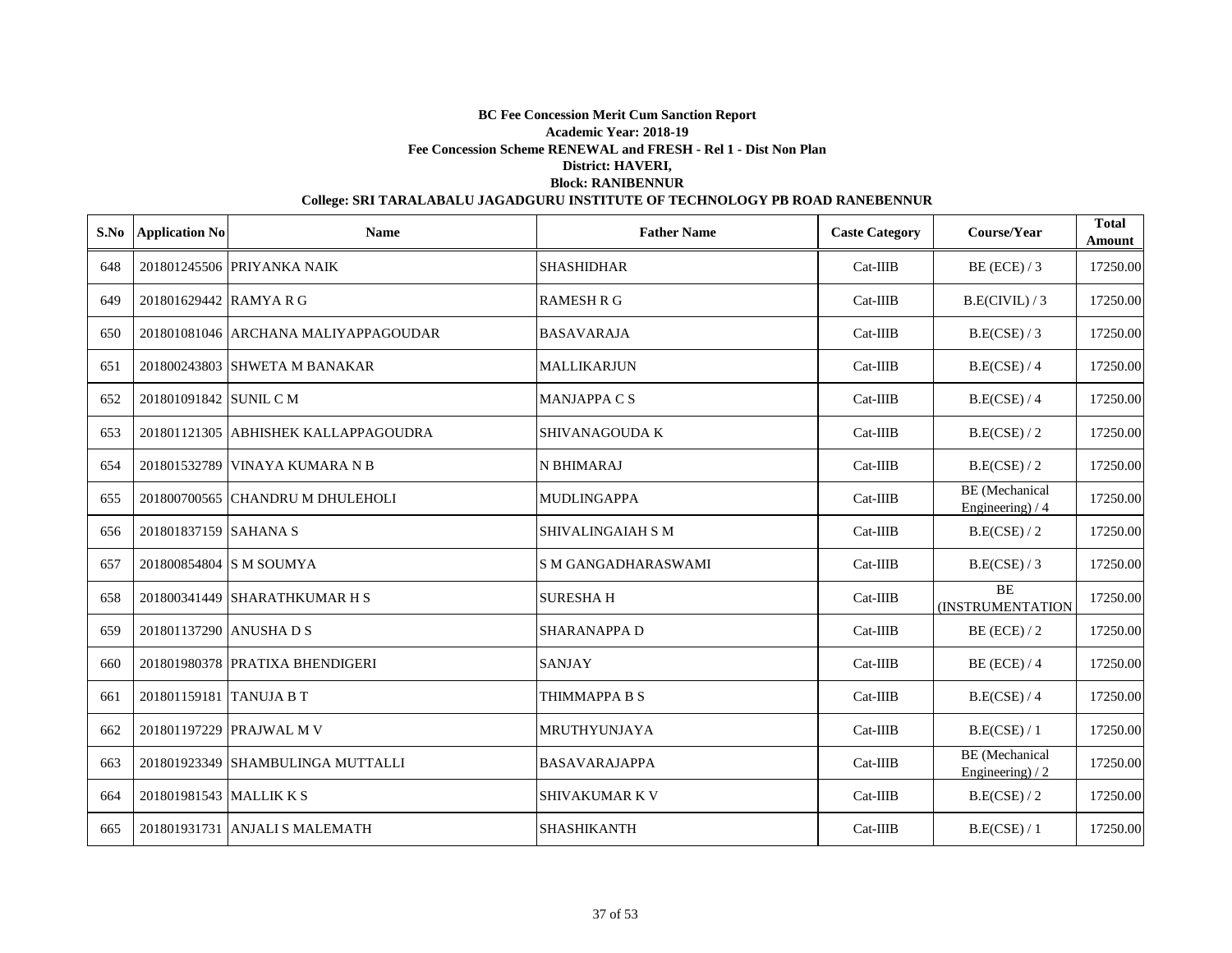**BC Fee Concession Merit Cum Sanction Report**

**Academic Year: 2018-19**

**Fee Concession Scheme RENEWAL and FRESH - Rel 1 - Dist Non Plan**

**District: HAVERI,**

**Block: RANIBENNUR**

**College: SRI TARALABALU JAGADGURU INSTITUTE OF TECHNOLOGY PB ROAD RANEBENNUR**

| S.No | Application No | Name | Father Name | Caste Category | Course/Year | Total Amount |
|---|---|---|---|---|---|---|
| 648 | 201801245506 | PRIYANKA NAIK | SHASHIDHAR | Cat-IIIB | BE (ECE) / 3 | 17250.00 |
| 649 | 201801629442 | RAMYA R G | RAMESH R G | Cat-IIIB | B.E(CIVIL) / 3 | 17250.00 |
| 650 | 201801081046 | ARCHANA MALIYAPPAGOUDAR | BASAVARAJA | Cat-IIIB | B.E(CSE) / 3 | 17250.00 |
| 651 | 201800243803 | SHWETA M BANAKAR | MALLIKARJUN | Cat-IIIB | B.E(CSE) / 4 | 17250.00 |
| 652 | 201801091842 | SUNIL C M | MANJAPPA C S | Cat-IIIB | B.E(CSE) / 4 | 17250.00 |
| 653 | 201801121305 | ABHISHEK KALLAPPAGOUDRA | SHIVANAGOUDA K | Cat-IIIB | B.E(CSE) / 2 | 17250.00 |
| 654 | 201801532789 | VINAYA KUMARA N B | N BHIMARAJ | Cat-IIIB | B.E(CSE) / 2 | 17250.00 |
| 655 | 201800700565 | CHANDRU M DHULEHOLI | MUDLINGAPPA | Cat-IIIB | BE (Mechanical Engineering) / 4 | 17250.00 |
| 656 | 201801837159 | SAHANA S | SHIVALINGAIAH S M | Cat-IIIB | B.E(CSE) / 2 | 17250.00 |
| 657 | 201800854804 | S M SOUMYA | S M GANGADHARASWAMI | Cat-IIIB | B.E(CSE) / 3 | 17250.00 |
| 658 | 201800341449 | SHARATHKUMAR H S | SURESHA H | Cat-IIIB | BE (INSTRUMENTATION | 17250.00 |
| 659 | 201801137290 | ANUSHA D S | SHARANAPPA D | Cat-IIIB | BE (ECE) / 2 | 17250.00 |
| 660 | 201801980378 | PRATIXA BHENDIGERI | SANJAY | Cat-IIIB | BE (ECE) / 4 | 17250.00 |
| 661 | 201801159181 | TANUJA B T | THIMMAPPA B S | Cat-IIIB | B.E(CSE) / 4 | 17250.00 |
| 662 | 201801197229 | PRAJWAL M V | MRUTHYUNJAYA | Cat-IIIB | B.E(CSE) / 1 | 17250.00 |
| 663 | 201801923349 | SHAMBULINGA MUTTALLI | BASAVARAJAPPA | Cat-IIIB | BE (Mechanical Engineering) / 2 | 17250.00 |
| 664 | 201801981543 | MALLIK K S | SHIVAKUMAR K V | Cat-IIIB | B.E(CSE) / 2 | 17250.00 |
| 665 | 201801931731 | ANJALI S MALEMATH | SHASHIKANTH | Cat-IIIB | B.E(CSE) / 1 | 17250.00 |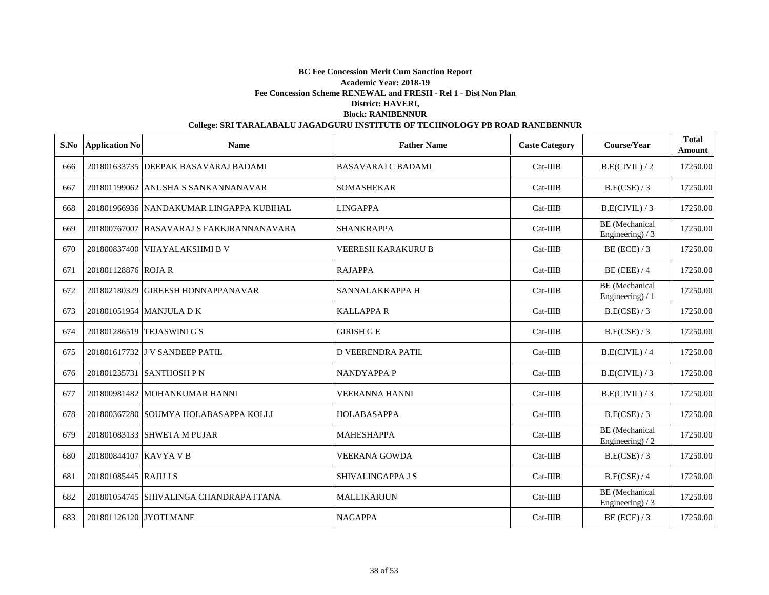**BC Fee Concession Merit Cum Sanction Report**

**Academic Year: 2018-19**

**Fee Concession Scheme RENEWAL and FRESH - Rel 1 - Dist Non Plan**

**District: HAVERI,**

**Block: RANIBENNUR**

**College: SRI TARALABALU JAGADGURU INSTITUTE OF TECHNOLOGY PB ROAD RANEBENNUR**

| S.No | Application No | Name | Father Name | Caste Category | Course/Year | Total Amount |
|---|---|---|---|---|---|---|
| 666 | 201801633735 | DEEPAK BASAVARAJ BADAMI | BASAVARAJ C BADAMI | Cat-IIIB | B.E(CIVIL) / 2 | 17250.00 |
| 667 | 201801199062 | ANUSHA S SANKANNANAVAR | SOMASHEKAR | Cat-IIIB | B.E(CSE) / 3 | 17250.00 |
| 668 | 201801966936 | NANDAKUMAR LINGAPPA KUBIHAL | LINGAPPA | Cat-IIIB | B.E(CIVIL) / 3 | 17250.00 |
| 669 | 201800767007 | BASAVARAJ S FAKKIRANNANAVARA | SHANKRAPPA | Cat-IIIB | BE (Mechanical Engineering) / 3 | 17250.00 |
| 670 | 201800837400 | VIJAYALAKSHMI B V | VEERESH KARAKURU B | Cat-IIIB | BE (ECE) / 3 | 17250.00 |
| 671 | 201801128876 | ROJA R | RAJAPPA | Cat-IIIB | BE (EEE) / 4 | 17250.00 |
| 672 | 201802180329 | GIREESH HONNAPPANAVAR | SANNALAKKAPPA H | Cat-IIIB | BE (Mechanical Engineering) / 1 | 17250.00 |
| 673 | 201801051954 | MANJULA D K | KALLAPPA R | Cat-IIIB | B.E(CSE) / 3 | 17250.00 |
| 674 | 201801286519 | TEJASWINI G S | GIRISH G E | Cat-IIIB | B.E(CSE) / 3 | 17250.00 |
| 675 | 201801617732 | J V SANDEEP PATIL | D VEERENDRA PATIL | Cat-IIIB | B.E(CIVIL) / 4 | 17250.00 |
| 676 | 201801235731 | SANTHOSH P N | NANDYAPPA P | Cat-IIIB | B.E(CIVIL) / 3 | 17250.00 |
| 677 | 201800981482 | MOHANKUMAR HANNI | VEERANNA HANNI | Cat-IIIB | B.E(CIVIL) / 3 | 17250.00 |
| 678 | 201800367280 | SOUMYA HOLABASAPPA KOLLI | HOLABASAPPA | Cat-IIIB | B.E(CSE) / 3 | 17250.00 |
| 679 | 201801083133 | SHWETA M PUJAR | MAHESHAPPA | Cat-IIIB | BE (Mechanical Engineering) / 2 | 17250.00 |
| 680 | 201800844107 | KAVYA V B | VEERANA GOWDA | Cat-IIIB | B.E(CSE) / 3 | 17250.00 |
| 681 | 201801085445 | RAJU J S | SHIVALINGAPPA J S | Cat-IIIB | B.E(CSE) / 4 | 17250.00 |
| 682 | 201801054745 | SHIVALINGA CHANDRAPATTANA | MALLIKARJUN | Cat-IIIB | BE (Mechanical Engineering) / 3 | 17250.00 |
| 683 | 201801126120 | JYOTI MANE | NAGAPPA | Cat-IIIB | BE (ECE) / 3 | 17250.00 |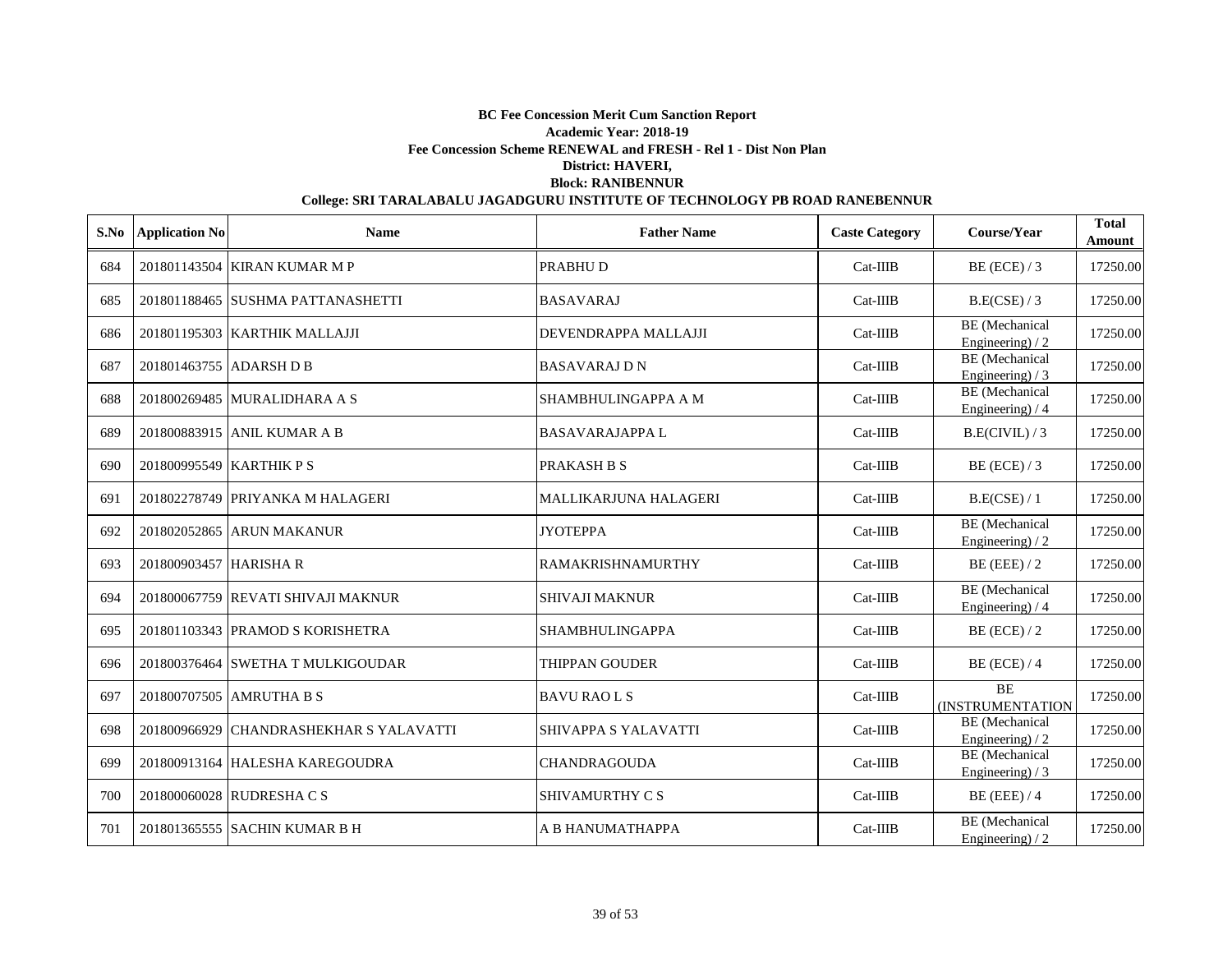**BC Fee Concession Merit Cum Sanction Report**

**Academic Year: 2018-19**

**Fee Concession Scheme RENEWAL and FRESH - Rel 1 - Dist Non Plan**

**District: HAVERI,**

**Block: RANIBENNUR**

**College: SRI TARALABALU JAGADGURU INSTITUTE OF TECHNOLOGY PB ROAD RANEBENNUR**

| S.No | Application No | Name | Father Name | Caste Category | Course/Year | Total Amount |
|---|---|---|---|---|---|---|
| 684 | 201801143504 | KIRAN KUMAR M P | PRABHU D | Cat-IIIB | BE (ECE) / 3 | 17250.00 |
| 685 | 201801188465 | SUSHMA PATTANASHETTI | BASAVARAJ | Cat-IIIB | B.E(CSE) / 3 | 17250.00 |
| 686 | 201801195303 | KARTHIK MALLAJJI | DEVENDRAPPA MALLAJJI | Cat-IIIB | BE (Mechanical Engineering) / 2 | 17250.00 |
| 687 | 201801463755 | ADARSH D B | BASAVARAJ D N | Cat-IIIB | BE (Mechanical Engineering) / 3 | 17250.00 |
| 688 | 201800269485 | MURALIDHARA A S | SHAMBHULINGAPPA A M | Cat-IIIB | BE (Mechanical Engineering) / 4 | 17250.00 |
| 689 | 201800883915 | ANIL KUMAR A B | BASAVARAJAPPA L | Cat-IIIB | B.E(CIVIL) / 3 | 17250.00 |
| 690 | 201800995549 | KARTHIK P S | PRAKASH B S | Cat-IIIB | BE (ECE) / 3 | 17250.00 |
| 691 | 201802278749 | PRIYANKA M HALAGERI | MALLIKARJUNA HALAGERI | Cat-IIIB | B.E(CSE) / 1 | 17250.00 |
| 692 | 201802052865 | ARUN MAKANUR | JYOTEPPA | Cat-IIIB | BE (Mechanical Engineering) / 2 | 17250.00 |
| 693 | 201800903457 | HARISHA R | RAMAKRISHNAMURTHY | Cat-IIIB | BE (EEE) / 2 | 17250.00 |
| 694 | 201800067759 | REVATI SHIVAJI MAKNUR | SHIVAJI MAKNUR | Cat-IIIB | BE (Mechanical Engineering) / 4 | 17250.00 |
| 695 | 201801103343 | PRAMOD S KORISHETRA | SHAMBHULINGAPPA | Cat-IIIB | BE (ECE) / 2 | 17250.00 |
| 696 | 201800376464 | SWETHA T MULKIGOUDAR | THIPPAN GOUDER | Cat-IIIB | BE (ECE) / 4 | 17250.00 |
| 697 | 201800707505 | AMRUTHA B S | BAVU RAO L S | Cat-IIIB | BE (INSTRUMENTATION | 17250.00 |
| 698 | 201800966929 | CHANDRASHEKHAR S YALAVATTI | SHIVAPPA S YALAVATTI | Cat-IIIB | BE (Mechanical Engineering) / 2 | 17250.00 |
| 699 | 201800913164 | HALESHA KAREGOUDRA | CHANDRAGOUDA | Cat-IIIB | BE (Mechanical Engineering) / 3 | 17250.00 |
| 700 | 201800060028 | RUDRESHA C S | SHIVAMURTHY C S | Cat-IIIB | BE (EEE) / 4 | 17250.00 |
| 701 | 201801365555 | SACHIN KUMAR B H | A B HANUMATHAPPA | Cat-IIIB | BE (Mechanical Engineering) / 2 | 17250.00 |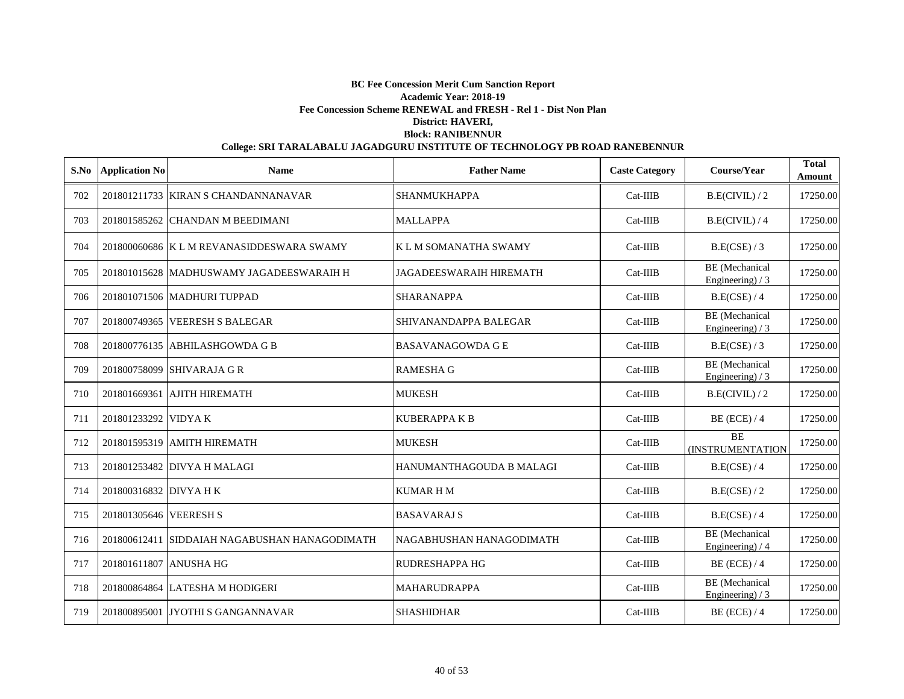**BC Fee Concession Merit Cum Sanction Report**

**Academic Year: 2018-19**

**Fee Concession Scheme RENEWAL and FRESH - Rel 1 - Dist Non Plan**

**District: HAVERI,**

**Block: RANIBENNUR**

**College: SRI TARALABALU JAGADGURU INSTITUTE OF TECHNOLOGY PB ROAD RANEBENNUR**

| S.No | Application No | Name | Father Name | Caste Category | Course/Year | Total Amount |
|---|---|---|---|---|---|---|
| 702 | 201801211733 | KIRAN S CHANDANNANAVAR | SHANMUKHAPPA | Cat-IIIB | B.E(CIVIL) / 2 | 17250.00 |
| 703 | 201801585262 | CHANDAN M BEEDIMANI | MALLAPPA | Cat-IIIB | B.E(CIVIL) / 4 | 17250.00 |
| 704 | 201800060686 | K L M REVANASIDDESWARA SWAMY | K L M SOMANATHA SWAMY | Cat-IIIB | B.E(CSE) / 3 | 17250.00 |
| 705 | 201801015628 | MADHUSWAMY JAGADEESWARAIH H | JAGADEESWARAIH HIREMATH | Cat-IIIB | BE (Mechanical Engineering) / 3 | 17250.00 |
| 706 | 201801071506 | MADHURI TUPPAD | SHARANAPPA | Cat-IIIB | B.E(CSE) / 4 | 17250.00 |
| 707 | 201800749365 | VEERESH S BALEGAR | SHIVANANDAPPA BALEGAR | Cat-IIIB | BE (Mechanical Engineering) / 3 | 17250.00 |
| 708 | 201800776135 | ABHILASHGOWDA G B | BASAVANAGOWDA G E | Cat-IIIB | B.E(CSE) / 3 | 17250.00 |
| 709 | 201800758099 | SHIVARAJA G R | RAMESHA G | Cat-IIIB | BE (Mechanical Engineering) / 3 | 17250.00 |
| 710 | 201801669361 | AJITH HIREMATH | MUKESH | Cat-IIIB | B.E(CIVIL) / 2 | 17250.00 |
| 711 | 201801233292 | VIDYA K | KUBERAPPA K B | Cat-IIIB | BE (ECE) / 4 | 17250.00 |
| 712 | 201801595319 | AMITH HIREMATH | MUKESH | Cat-IIIB | BE (INSTRUMENTATION | 17250.00 |
| 713 | 201801253482 | DIVYA H MALAGI | HANUMANTHAGOUDA B MALAGI | Cat-IIIB | B.E(CSE) / 4 | 17250.00 |
| 714 | 201800316832 | DIVYA H K | KUMAR H M | Cat-IIIB | B.E(CSE) / 2 | 17250.00 |
| 715 | 201801305646 | VEERESH S | BASAVARAJ S | Cat-IIIB | B.E(CSE) / 4 | 17250.00 |
| 716 | 201800612411 | SIDDAIAH NAGABUSHAN HANAGODIMATH | NAGABHUSHAN HANAGODIMATH | Cat-IIIB | BE (Mechanical Engineering) / 4 | 17250.00 |
| 717 | 201801611807 | ANUSHA HG | RUDRESHAPPA HG | Cat-IIIB | BE (ECE) / 4 | 17250.00 |
| 718 | 201800864864 | LATESHA M HODIGERI | MAHARUDRAPPA | Cat-IIIB | BE (Mechanical Engineering) / 3 | 17250.00 |
| 719 | 201800895001 | JYOTHI S GANGANNAVAR | SHASHIDHAR | Cat-IIIB | BE (ECE) / 4 | 17250.00 |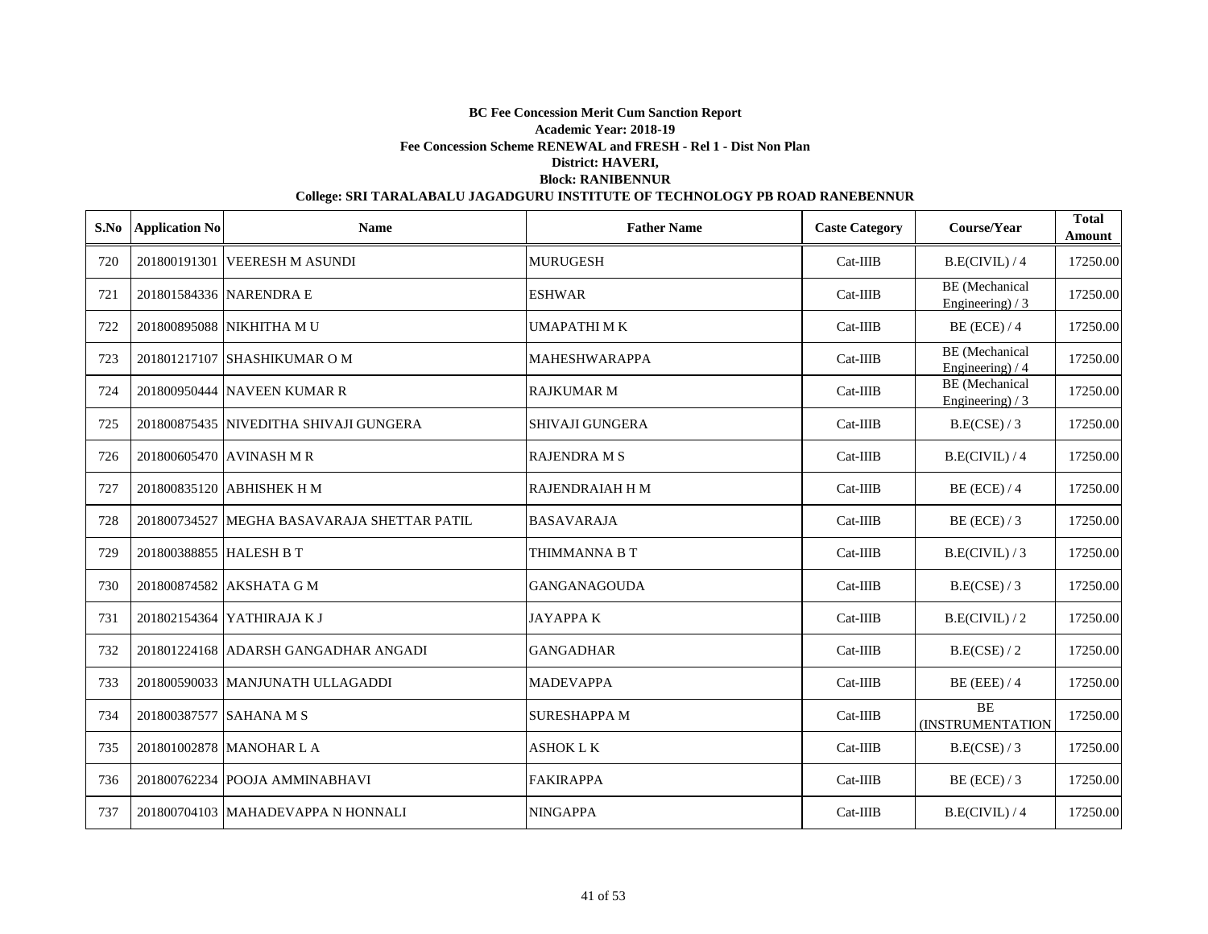**BC Fee Concession Merit Cum Sanction Report**

**Academic Year: 2018-19**

**Fee Concession Scheme RENEWAL and FRESH - Rel 1 - Dist Non Plan**

**District: HAVERI,**

**Block: RANIBENNUR**

**College: SRI TARALABALU JAGADGURU INSTITUTE OF TECHNOLOGY PB ROAD RANEBENNUR**

| S.No | Application No | Name | Father Name | Caste Category | Course/Year | Total Amount |
|---|---|---|---|---|---|---|
| 720 | 201800191301 | VEERESH M ASUNDI | MURUGESH | Cat-IIIB | B.E(CIVIL) / 4 | 17250.00 |
| 721 | 201801584336 | NARENDRA E | ESHWAR | Cat-IIIB | BE (Mechanical Engineering) / 3 | 17250.00 |
| 722 | 201800895088 | NIKHITHA M U | UMAPATHI M K | Cat-IIIB | BE (ECE) / 4 | 17250.00 |
| 723 | 201801217107 | SHASHIKUMAR O M | MAHESHWARAPPA | Cat-IIIB | BE (Mechanical Engineering) / 4 | 17250.00 |
| 724 | 201800950444 | NAVEEN KUMAR R | RAJKUMAR M | Cat-IIIB | BE (Mechanical Engineering) / 3 | 17250.00 |
| 725 | 201800875435 | NIVEDITHA SHIVAJI GUNGERA | SHIVAJI GUNGERA | Cat-IIIB | B.E(CSE) / 3 | 17250.00 |
| 726 | 201800605470 | AVINASH M R | RAJENDRA M S | Cat-IIIB | B.E(CIVIL) / 4 | 17250.00 |
| 727 | 201800835120 | ABHISHEK H M | RAJENDRAIAH H M | Cat-IIIB | BE (ECE) / 4 | 17250.00 |
| 728 | 201800734527 | MEGHA BASAVARAJA SHETTAR PATIL | BASAVARAJA | Cat-IIIB | BE (ECE) / 3 | 17250.00 |
| 729 | 201800388855 | HALESH B T | THIMMANNA B T | Cat-IIIB | B.E(CIVIL) / 3 | 17250.00 |
| 730 | 201800874582 | AKSHATA G M | GANGANAGOUDA | Cat-IIIB | B.E(CSE) / 3 | 17250.00 |
| 731 | 201802154364 | YATHIRAJA K J | JAYAPPA K | Cat-IIIB | B.E(CIVIL) / 2 | 17250.00 |
| 732 | 201801224168 | ADARSH GANGADHAR ANGADI | GANGADHAR | Cat-IIIB | B.E(CSE) / 2 | 17250.00 |
| 733 | 201800590033 | MANJUNATH ULLAGADDI | MADEVAPPA | Cat-IIIB | BE (EEE) / 4 | 17250.00 |
| 734 | 201800387577 | SAHANA M S | SURESHAPPA M | Cat-IIIB | BE (INSTRUMENTATION | 17250.00 |
| 735 | 201801002878 | MANOHAR L A | ASHOK L K | Cat-IIIB | B.E(CSE) / 3 | 17250.00 |
| 736 | 201800762234 | POOJA AMMINABHAVI | FAKIRAPPA | Cat-IIIB | BE (ECE) / 3 | 17250.00 |
| 737 | 201800704103 | MAHADEVAPPA N HONNALI | NINGAPPA | Cat-IIIB | B.E(CIVIL) / 4 | 17250.00 |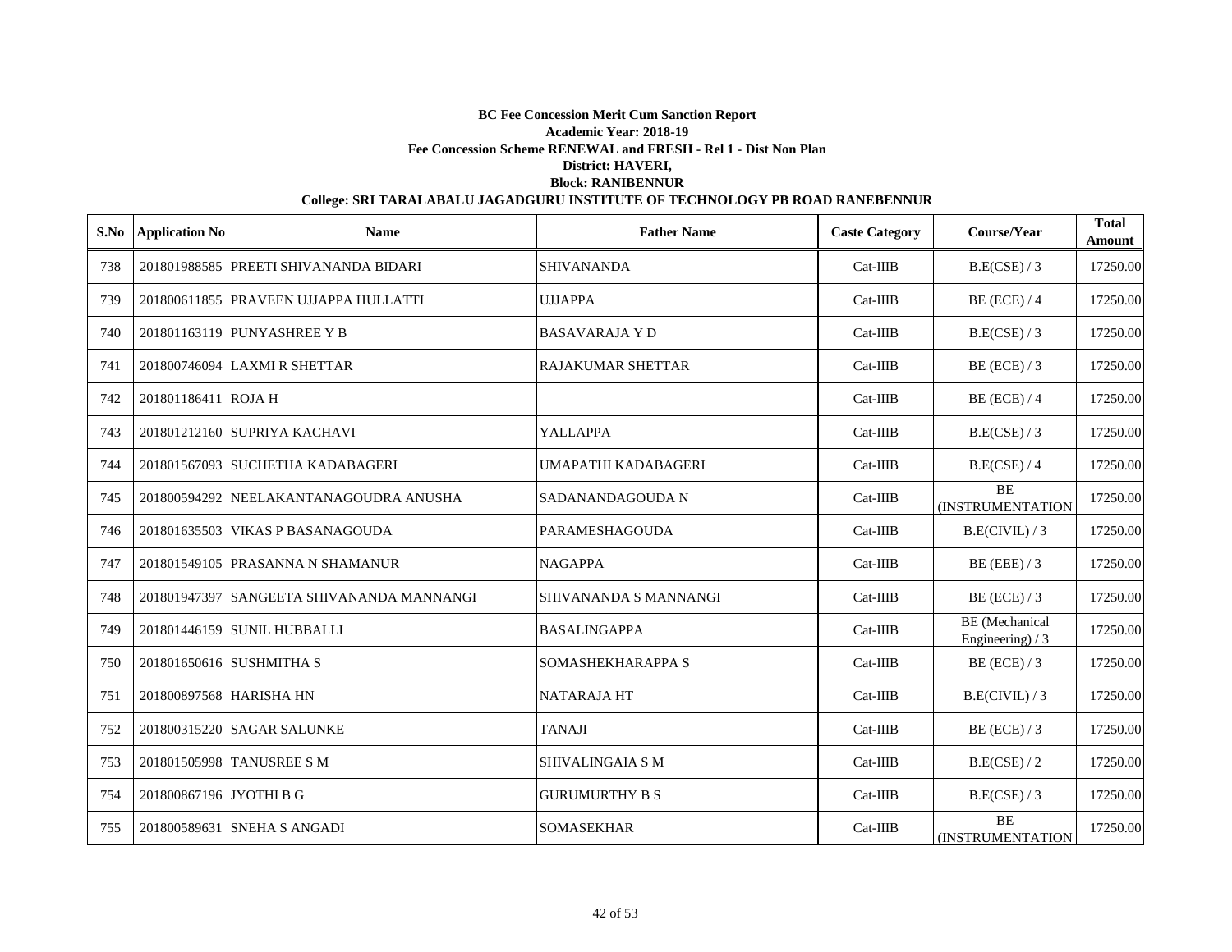**BC Fee Concession Merit Cum Sanction Report**

**Academic Year: 2018-19**

**Fee Concession Scheme RENEWAL and FRESH - Rel 1 - Dist Non Plan**

**District: HAVERI,**

**Block: RANIBENNUR**

**College: SRI TARALABALU JAGADGURU INSTITUTE OF TECHNOLOGY PB ROAD RANEBENNUR**

| S.No | Application No | Name | Father Name | Caste Category | Course/Year | Total Amount |
|---|---|---|---|---|---|---|
| 738 | 201801988585 | PREETI SHIVANANDA BIDARI | SHIVANANDA | Cat-IIIB | B.E(CSE) / 3 | 17250.00 |
| 739 | 201800611855 | PRAVEEN UJJAPPA HULLATTI | UJJAPPA | Cat-IIIB | BE (ECE) / 4 | 17250.00 |
| 740 | 201801163119 | PUNYASHREE Y B | BASAVARAJA Y D | Cat-IIIB | B.E(CSE) / 3 | 17250.00 |
| 741 | 201800746094 | LAXMI R SHETTAR | RAJAKUMAR SHETTAR | Cat-IIIB | BE (ECE) / 3 | 17250.00 |
| 742 | 201801186411 | ROJA H | | Cat-IIIB | BE (ECE) / 4 | 17250.00 |
| 743 | 201801212160 | SUPRIYA KACHAVI | YALLAPPA | Cat-IIIB | B.E(CSE) / 3 | 17250.00 |
| 744 | 201801567093 | SUCHETHA KADABAGERI | UMAPATHI KADABAGERI | Cat-IIIB | B.E(CSE) / 4 | 17250.00 |
| 745 | 201800594292 | NEELAKANTANAGOUDRA ANUSHA | SADANANDAGOUDA N | Cat-IIIB | BE (INSTRUMENTATION | 17250.00 |
| 746 | 201801635503 | VIKAS P BASANAGOUDA | PARAMESHAGOUDA | Cat-IIIB | B.E(CIVIL) / 3 | 17250.00 |
| 747 | 201801549105 | PRASANNA N SHAMANUR | NAGAPPA | Cat-IIIB | BE (EEE) / 3 | 17250.00 |
| 748 | 201801947397 | SANGEETA SHIVANANDA MANNANGI | SHIVANANDA S MANNANGI | Cat-IIIB | BE (ECE) / 3 | 17250.00 |
| 749 | 201801446159 | SUNIL HUBBALLI | BASALINGAPPA | Cat-IIIB | BE (Mechanical Engineering) / 3 | 17250.00 |
| 750 | 201801650616 | SUSHMITHA S | SOMASHEKHARAPPA S | Cat-IIIB | BE (ECE) / 3 | 17250.00 |
| 751 | 201800897568 | HARISHA HN | NATARAJA HT | Cat-IIIB | B.E(CIVIL) / 3 | 17250.00 |
| 752 | 201800315220 | SAGAR SALUNKE | TANAJI | Cat-IIIB | BE (ECE) / 3 | 17250.00 |
| 753 | 201801505998 | TANUSREE S M | SHIVALINGAIA S M | Cat-IIIB | B.E(CSE) / 2 | 17250.00 |
| 754 | 201800867196 | JYOTHI B G | GURUMURTHY B S | Cat-IIIB | B.E(CSE) / 3 | 17250.00 |
| 755 | 201800589631 | SNEHA S ANGADI | SOMASEKHAR | Cat-IIIB | BE (INSTRUMENTATION | 17250.00 |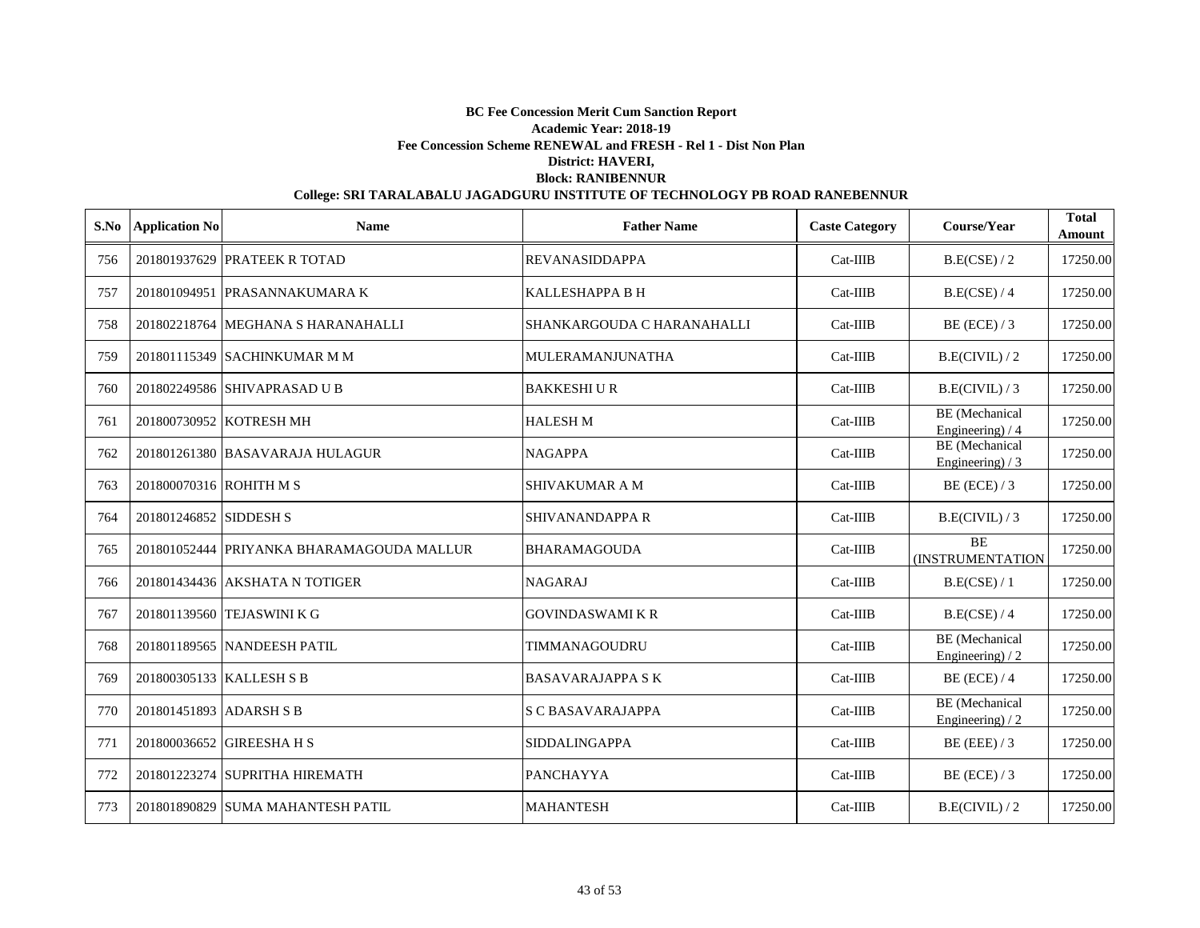**BC Fee Concession Merit Cum Sanction Report**

**Academic Year: 2018-19**

**Fee Concession Scheme RENEWAL and FRESH - Rel 1 - Dist Non Plan**

**District: HAVERI,**

**Block: RANIBENNUR**

**College: SRI TARALABALU JAGADGURU INSTITUTE OF TECHNOLOGY PB ROAD RANEBENNUR**

| S.No | Application No | Name | Father Name | Caste Category | Course/Year | Total Amount |
|---|---|---|---|---|---|---|
| 756 | 201801937629 | PRATEEK R TOTAD | REVANASIDDAPPA | Cat-IIIB | B.E(CSE) / 2 | 17250.00 |
| 757 | 201801094951 | PRASANNAKUMARA K | KALLESHAPPA B H | Cat-IIIB | B.E(CSE) / 4 | 17250.00 |
| 758 | 201802218764 | MEGHANA S HARANAHALLI | SHANKARGOUDA C HARANAHALLI | Cat-IIIB | BE (ECE) / 3 | 17250.00 |
| 759 | 201801115349 | SACHINKUMAR M M | MULERAMANJUNATHA | Cat-IIIB | B.E(CIVIL) / 2 | 17250.00 |
| 760 | 201802249586 | SHIVAPRASAD U B | BAKKESHI U R | Cat-IIIB | B.E(CIVIL) / 3 | 17250.00 |
| 761 | 201800730952 | KOTRESH MH | HALESH M | Cat-IIIB | BE (Mechanical Engineering) / 4 | 17250.00 |
| 762 | 201801261380 | BASAVARAJA HULAGUR | NAGAPPA | Cat-IIIB | BE (Mechanical Engineering) / 3 | 17250.00 |
| 763 | 201800070316 | ROHITH M S | SHIVAKUMAR A M | Cat-IIIB | BE (ECE) / 3 | 17250.00 |
| 764 | 201801246852 | SIDDESH S | SHIVANANDAPPA R | Cat-IIIB | B.E(CIVIL) / 3 | 17250.00 |
| 765 | 201801052444 | PRIYANKA BHARAMAGOUDA MALLUR | BHARAMAGOUDA | Cat-IIIB | BE (INSTRUMENTATION | 17250.00 |
| 766 | 201801434436 | AKSHATA N TOTIGER | NAGARAJ | Cat-IIIB | B.E(CSE) / 1 | 17250.00 |
| 767 | 201801139560 | TEJASWINI K G | GOVINDASWAMI K R | Cat-IIIB | B.E(CSE) / 4 | 17250.00 |
| 768 | 201801189565 | NANDEESH PATIL | TIMMANAGOUDRU | Cat-IIIB | BE (Mechanical Engineering) / 2 | 17250.00 |
| 769 | 201800305133 | KALLESH S B | BASAVARAJAPPA S K | Cat-IIIB | BE (ECE) / 4 | 17250.00 |
| 770 | 201801451893 | ADARSH S B | S C BASAVARAJAPPA | Cat-IIIB | BE (Mechanical Engineering) / 2 | 17250.00 |
| 771 | 201800036652 | GIREESHA H S | SIDDALINGAPPA | Cat-IIIB | BE (EEE) / 3 | 17250.00 |
| 772 | 201801223274 | SUPRITHA HIREMATH | PANCHAYYA | Cat-IIIB | BE (ECE) / 3 | 17250.00 |
| 773 | 201801890829 | SUMA MAHANTESH PATIL | MAHANTESH | Cat-IIIB | B.E(CIVIL) / 2 | 17250.00 |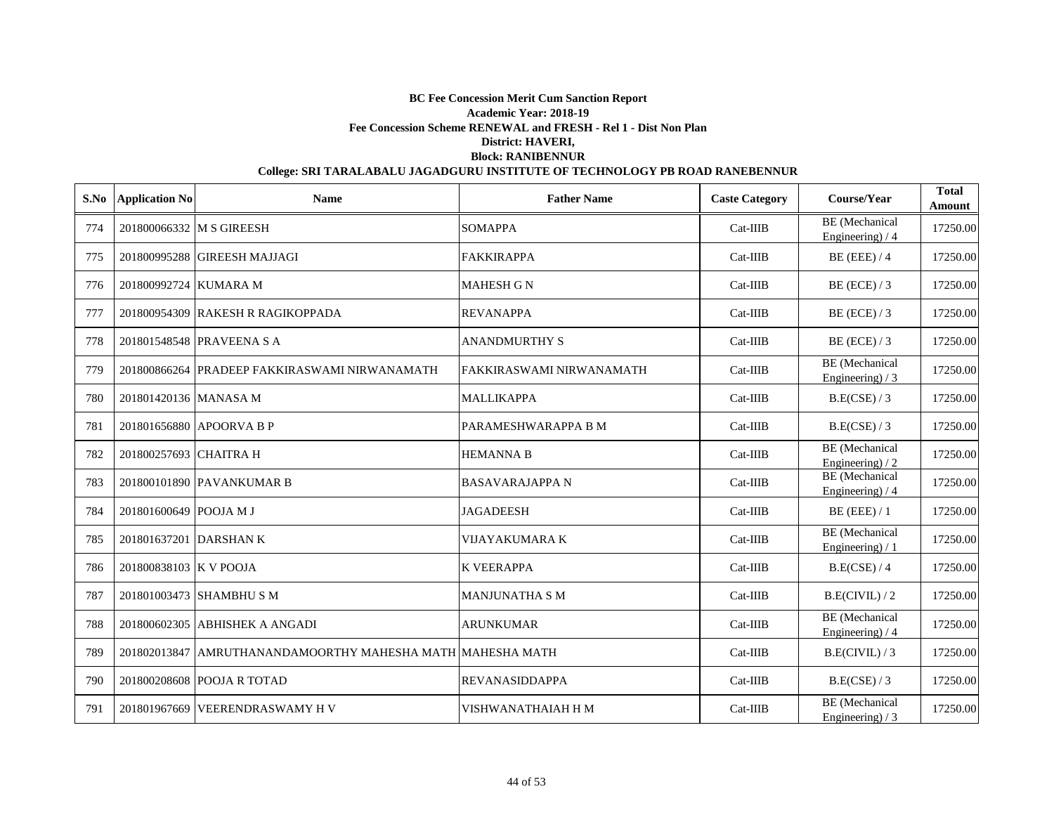**BC Fee Concession Merit Cum Sanction Report**

**Academic Year: 2018-19**

**Fee Concession Scheme RENEWAL and FRESH - Rel 1 - Dist Non Plan**

**District: HAVERI,**

**Block: RANIBENNUR**

**College: SRI TARALABALU JAGADGURU INSTITUTE OF TECHNOLOGY PB ROAD RANEBENNUR**

| S.No | Application No | Name | Father Name | Caste Category | Course/Year | Total Amount |
|---|---|---|---|---|---|---|
| 774 | 201800066332 | M S GIREESH | SOMAPPA | Cat-IIIB | BE (Mechanical Engineering) / 4 | 17250.00 |
| 775 | 201800995288 | GIREESH MAJJAGI | FAKKIRAPPA | Cat-IIIB | BE (EEE) / 4 | 17250.00 |
| 776 | 201800992724 | KUMARA M | MAHESH G N | Cat-IIIB | BE (ECE) / 3 | 17250.00 |
| 777 | 201800954309 | RAKESH R RAGIKOPPADA | REVANAPPA | Cat-IIIB | BE (ECE) / 3 | 17250.00 |
| 778 | 201801548548 | PRAVEENA S A | ANANDMURTHY S | Cat-IIIB | BE (ECE) / 3 | 17250.00 |
| 779 | 201800866264 | PRADEEP FAKKIRASWAMI NIRWANAMATH | FAKKIRASWAMI NIRWANAMATH | Cat-IIIB | BE (Mechanical Engineering) / 3 | 17250.00 |
| 780 | 201801420136 | MANASA M | MALLIKAPPA | Cat-IIIB | B.E(CSE) / 3 | 17250.00 |
| 781 | 201801656880 | APOORVA B P | PARAMESHWARAPPA B M | Cat-IIIB | B.E(CSE) / 3 | 17250.00 |
| 782 | 201800257693 | CHAITRA H | HEMANNA B | Cat-IIIB | BE (Mechanical Engineering) / 2 | 17250.00 |
| 783 | 201800101890 | PAVANKUMAR B | BASAVARAJAPPA N | Cat-IIIB | BE (Mechanical Engineering) / 4 | 17250.00 |
| 784 | 201801600649 | POOJA M J | JAGADEESH | Cat-IIIB | BE (EEE) / 1 | 17250.00 |
| 785 | 201801637201 | DARSHAN K | VIJAYAKUMARA K | Cat-IIIB | BE (Mechanical Engineering) / 1 | 17250.00 |
| 786 | 201800838103 | K V POOJA | K VEERAPPA | Cat-IIIB | B.E(CSE) / 4 | 17250.00 |
| 787 | 201801003473 | SHAMBHU S M | MANJUNATHA S M | Cat-IIIB | B.E(CIVIL) / 2 | 17250.00 |
| 788 | 201800602305 | ABHISHEK A ANGADI | ARUNKUMAR | Cat-IIIB | BE (Mechanical Engineering) / 4 | 17250.00 |
| 789 | 201802013847 | AMRUTHANANDAMOORTHY MAHESHA MATH | MAHESHA MATH | Cat-IIIB | B.E(CIVIL) / 3 | 17250.00 |
| 790 | 201800208608 | POOJA R TOTAD | REVANASIDDAPPA | Cat-IIIB | B.E(CSE) / 3 | 17250.00 |
| 791 | 201801967669 | VEERENDRASWAMY H V | VISHWANATHAIAH H M | Cat-IIIB | BE (Mechanical Engineering) / 3 | 17250.00 |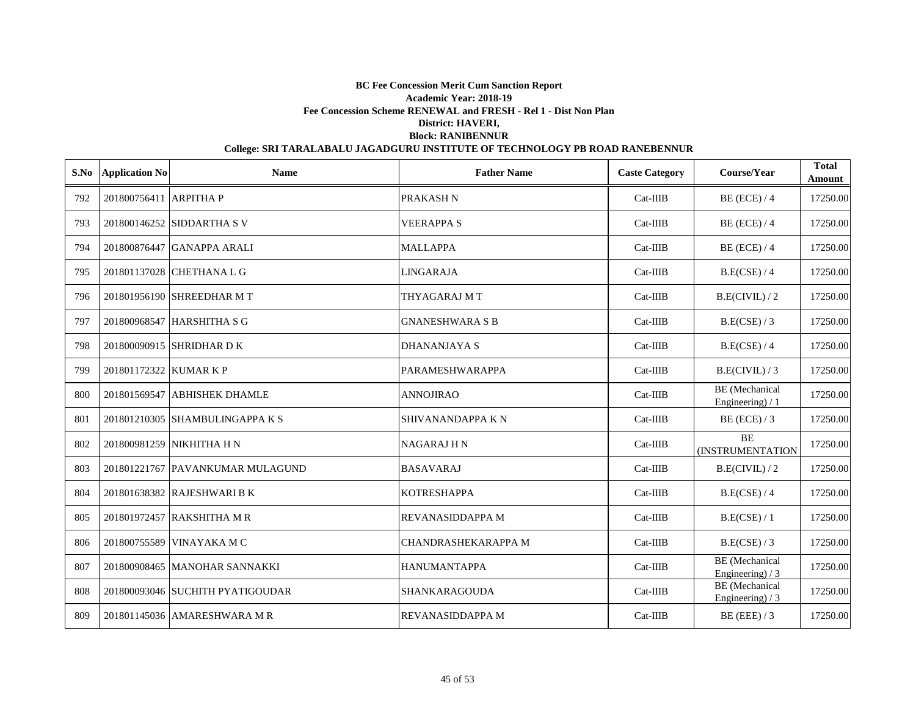**BC Fee Concession Merit Cum Sanction Report**

**Academic Year: 2018-19**

**Fee Concession Scheme RENEWAL and FRESH - Rel 1 - Dist Non Plan**

**District: HAVERI,**

**Block: RANIBENNUR**

**College: SRI TARALABALU JAGADGURU INSTITUTE OF TECHNOLOGY PB ROAD RANEBENNUR**

| S.No | Application No | Name | Father Name | Caste Category | Course/Year | Total Amount |
|---|---|---|---|---|---|---|
| 792 | 201800756411 | ARPITHA P | PRAKASH N | Cat-IIIB | BE (ECE) / 4 | 17250.00 |
| 793 | 201800146252 | SIDDARTHA S V | VEERAPPA S | Cat-IIIB | BE (ECE) / 4 | 17250.00 |
| 794 | 201800876447 | GANAPPA ARALI | MALLAPPA | Cat-IIIB | BE (ECE) / 4 | 17250.00 |
| 795 | 201801137028 | CHETHANA L G | LINGARAJA | Cat-IIIB | B.E(CSE) / 4 | 17250.00 |
| 796 | 201801956190 | SHREEDHAR M T | THYAGARAJ M T | Cat-IIIB | B.E(CIVIL) / 2 | 17250.00 |
| 797 | 201800968547 | HARSHITHA S G | GNANESHWARA S B | Cat-IIIB | B.E(CSE) / 3 | 17250.00 |
| 798 | 201800090915 | SHRIDHAR D K | DHANANJAYA S | Cat-IIIB | B.E(CSE) / 4 | 17250.00 |
| 799 | 201801172322 | KUMAR K P | PARAMESHWARAPPA | Cat-IIIB | B.E(CIVIL) / 3 | 17250.00 |
| 800 | 201801569547 | ABHISHEK DHAMLE | ANNOJIRAO | Cat-IIIB | BE (Mechanical Engineering) / 1 | 17250.00 |
| 801 | 201801210305 | SHAMBULINGAPPA K S | SHIVANANDAPPA K N | Cat-IIIB | BE (ECE) / 3 | 17250.00 |
| 802 | 201800981259 | NIKHITHA H N | NAGARAJ H N | Cat-IIIB | BE (INSTRUMENTATION | 17250.00 |
| 803 | 201801221767 | PAVANKUMAR MULAGUND | BASAVARAJ | Cat-IIIB | B.E(CIVIL) / 2 | 17250.00 |
| 804 | 201801638382 | RAJESHWARI B K | KOTRESHAPPA | Cat-IIIB | B.E(CSE) / 4 | 17250.00 |
| 805 | 201801972457 | RAKSHITHA M R | REVANASIDDAPPA M | Cat-IIIB | B.E(CSE) / 1 | 17250.00 |
| 806 | 201800755589 | VINAYAKA M C | CHANDRASHEKARAPPA M | Cat-IIIB | B.E(CSE) / 3 | 17250.00 |
| 807 | 201800908465 | MANOHAR SANNAKKI | HANUMANTAPPA | Cat-IIIB | BE (Mechanical Engineering) / 3 | 17250.00 |
| 808 | 201800093046 | SUCHITH PYATIGOUDAR | SHANKARAGOUDA | Cat-IIIB | BE (Mechanical Engineering) / 3 | 17250.00 |
| 809 | 201801145036 | AMARESHWARA M R | REVANASIDDAPPA M | Cat-IIIB | BE (EEE) / 3 | 17250.00 |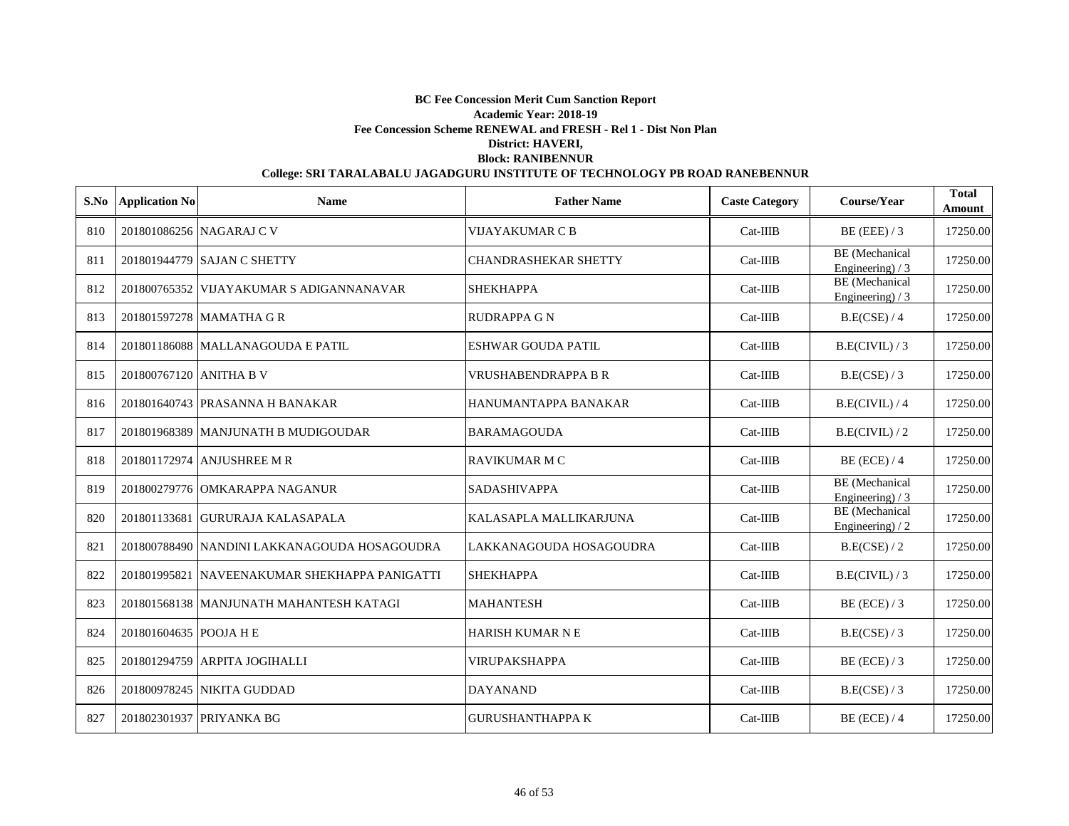**BC Fee Concession Merit Cum Sanction Report**

**Academic Year: 2018-19**

**Fee Concession Scheme RENEWAL and FRESH - Rel 1 - Dist Non Plan**

**District: HAVERI,**

**Block: RANIBENNUR**

**College: SRI TARALABALU JAGADGURU INSTITUTE OF TECHNOLOGY PB ROAD RANEBENNUR**

| S.No | Application No | Name | Father Name | Caste Category | Course/Year | Total Amount |
|---|---|---|---|---|---|---|
| 810 | 201801086256 | NAGARAJ C V | VIJAYAKUMAR C B | Cat-IIIB | BE (EEE) / 3 | 17250.00 |
| 811 | 201801944779 | SAJAN C SHETTY | CHANDRASHEKAR SHETTY | Cat-IIIB | BE (Mechanical Engineering) / 3 | 17250.00 |
| 812 | 201800765352 | VIJAYAKUMAR S ADIGANNANAVAR | SHEKHAPPA | Cat-IIIB | BE (Mechanical Engineering) / 3 | 17250.00 |
| 813 | 201801597278 | MAMATHA G R | RUDRAPPA G N | Cat-IIIB | B.E(CSE) / 4 | 17250.00 |
| 814 | 201801186088 | MALLANAGOUDA E PATIL | ESHWAR GOUDA PATIL | Cat-IIIB | B.E(CIVIL) / 3 | 17250.00 |
| 815 | 201800767120 | ANITHA B V | VRUSHABENDRAPPA B R | Cat-IIIB | B.E(CSE) / 3 | 17250.00 |
| 816 | 201801640743 | PRASANNA H BANAKAR | HANUMANTAPPA BANAKAR | Cat-IIIB | B.E(CIVIL) / 4 | 17250.00 |
| 817 | 201801968389 | MANJUNATH B MUDIGOUDAR | BARAMAGOUDA | Cat-IIIB | B.E(CIVIL) / 2 | 17250.00 |
| 818 | 201801172974 | ANJUSHREE M R | RAVIKUMAR M C | Cat-IIIB | BE (ECE) / 4 | 17250.00 |
| 819 | 201800279776 | OMKARAPPA NAGANUR | SADASHIVAPPA | Cat-IIIB | BE (Mechanical Engineering) / 3 | 17250.00 |
| 820 | 201801133681 | GURURAJA KALASAPALA | KALASAPLA MALLIKARJUNA | Cat-IIIB | BE (Mechanical Engineering) / 2 | 17250.00 |
| 821 | 201800788490 | NANDINI LAKKANAGOUDA HOSAGOUDRA | LAKKANAGOUDA HOSAGOUDRA | Cat-IIIB | B.E(CSE) / 2 | 17250.00 |
| 822 | 201801995821 | NAVEENAKUMAR SHEKHAPPA PANIGATTI | SHEKHAPPA | Cat-IIIB | B.E(CIVIL) / 3 | 17250.00 |
| 823 | 201801568138 | MANJUNATH MAHANTESH KATAGI | MAHANTESH | Cat-IIIB | BE (ECE) / 3 | 17250.00 |
| 824 | 201801604635 | POOJA H E | HARISH KUMAR N E | Cat-IIIB | B.E(CSE) / 3 | 17250.00 |
| 825 | 201801294759 | ARPITA JOGIHALLI | VIRUPAKSHAPPA | Cat-IIIB | BE (ECE) / 3 | 17250.00 |
| 826 | 201800978245 | NIKITA GUDDAD | DAYANAND | Cat-IIIB | B.E(CSE) / 3 | 17250.00 |
| 827 | 201802301937 | PRIYANKA BG | GURUSHANTHAPPA K | Cat-IIIB | BE (ECE) / 4 | 17250.00 |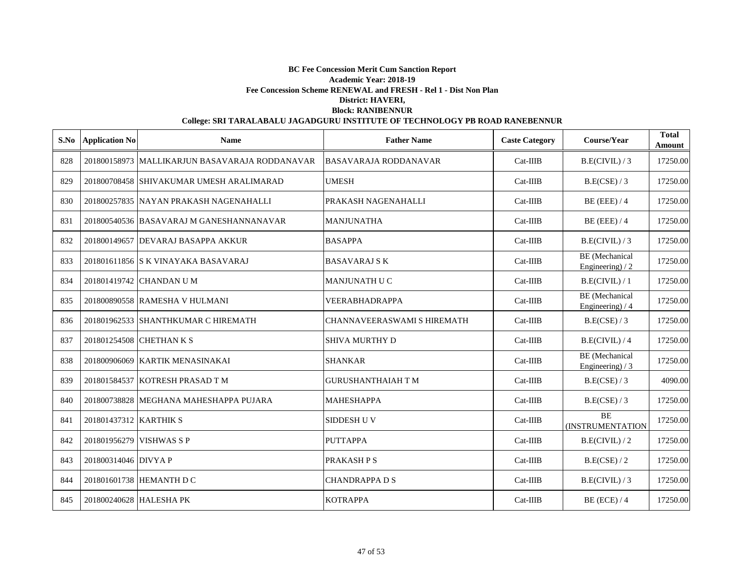**BC Fee Concession Merit Cum Sanction Report**

**Academic Year: 2018-19**

**Fee Concession Scheme RENEWAL and FRESH - Rel 1 - Dist Non Plan**

**District: HAVERI,**

**Block: RANIBENNUR**

**College: SRI TARALABALU JAGADGURU INSTITUTE OF TECHNOLOGY PB ROAD RANEBENNUR**

| S.No | Application No | Name | Father Name | Caste Category | Course/Year | Total Amount |
|---|---|---|---|---|---|---|
| 828 | 201800158973 | MALLIKARJUN BASAVARAJA RODDANAVAR | BASAVARAJA RODDANAVAR | Cat-IIIB | B.E(CIVIL) / 3 | 17250.00 |
| 829 | 201800708458 | SHIVAKUMAR UMESH ARALIMARAD | UMESH | Cat-IIIB | B.E(CSE) / 3 | 17250.00 |
| 830 | 201800257835 | NAYAN PRAKASH NAGENAHALLI | PRAKASH NAGENAHALLI | Cat-IIIB | BE (EEE) / 4 | 17250.00 |
| 831 | 201800540536 | BASAVARAJ M GANESHANNANAVAR | MANJUNATHA | Cat-IIIB | BE (EEE) / 4 | 17250.00 |
| 832 | 201800149657 | DEVARAJ BASAPPA AKKUR | BASAPPA | Cat-IIIB | B.E(CIVIL) / 3 | 17250.00 |
| 833 | 201801611856 | S K VINAYAKA BASAVARAJ | BASAVARAJ S K | Cat-IIIB | BE (Mechanical Engineering) / 2 | 17250.00 |
| 834 | 201801419742 | CHANDAN U M | MANJUNATH U C | Cat-IIIB | B.E(CIVIL) / 1 | 17250.00 |
| 835 | 201800890558 | RAMESHA V HULMANI | VEERABHADRAPPA | Cat-IIIB | BE (Mechanical Engineering) / 4 | 17250.00 |
| 836 | 201801962533 | SHANTHKUMAR C HIREMATH | CHANNAVEERASWAMI S HIREMATH | Cat-IIIB | B.E(CSE) / 3 | 17250.00 |
| 837 | 201801254508 | CHETHAN K S | SHIVA MURTHY D | Cat-IIIB | B.E(CIVIL) / 4 | 17250.00 |
| 838 | 201800906069 | KARTIK MENASINAKAI | SHANKAR | Cat-IIIB | BE (Mechanical Engineering) / 3 | 17250.00 |
| 839 | 201801584537 | KOTRESH PRASAD T M | GURUSHANTHAIAH T M | Cat-IIIB | B.E(CSE) / 3 | 4090.00 |
| 840 | 201800738828 | MEGHANA MAHESHAPPA PUJARA | MAHESHAPPA | Cat-IIIB | B.E(CSE) / 3 | 17250.00 |
| 841 | 201801437312 | KARTHIK S | SIDDESH U V | Cat-IIIB | BE (INSTRUMENTATION | 17250.00 |
| 842 | 201801956279 | VISHWAS S P | PUTTAPPA | Cat-IIIB | B.E(CIVIL) / 2 | 17250.00 |
| 843 | 201800314046 | DIVYA P | PRAKASH P S | Cat-IIIB | B.E(CSE) / 2 | 17250.00 |
| 844 | 201801601738 | HEMANTH D C | CHANDRAPPA D S | Cat-IIIB | B.E(CIVIL) / 3 | 17250.00 |
| 845 | 201800240628 | HALESHA PK | KOTRAPPA | Cat-IIIB | BE (ECE) / 4 | 17250.00 |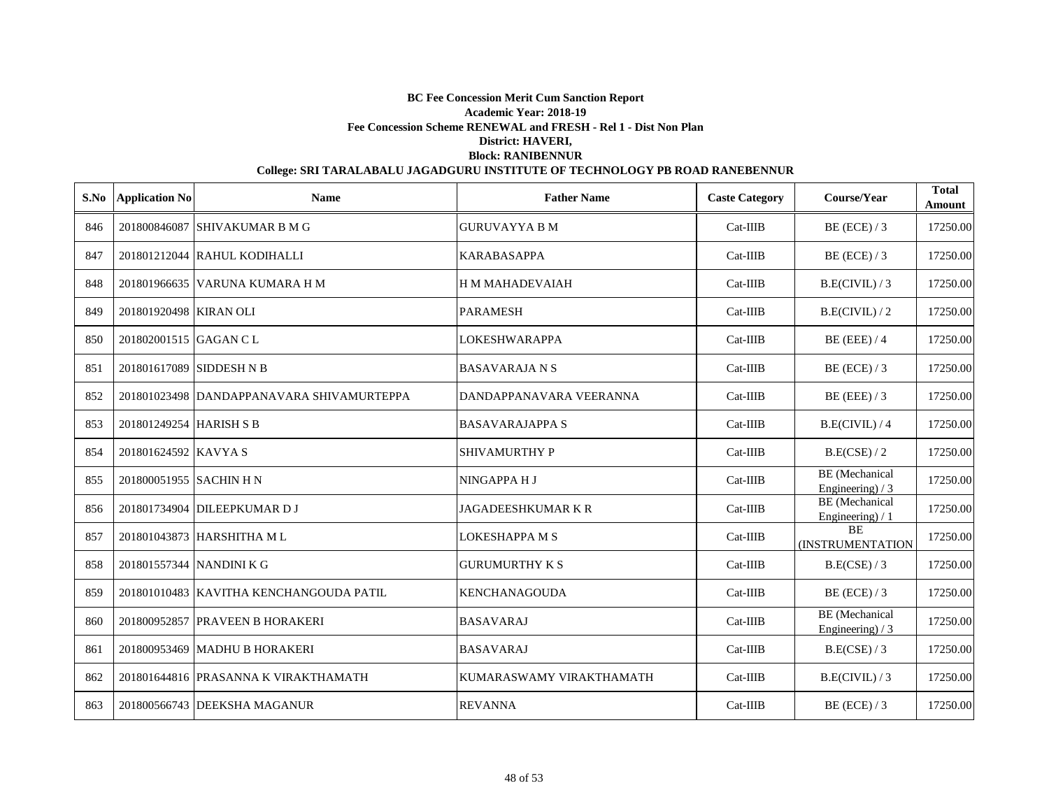**BC Fee Concession Merit Cum Sanction Report**

**Academic Year: 2018-19**

**Fee Concession Scheme RENEWAL and FRESH - Rel 1 - Dist Non Plan**

**District: HAVERI,**

**Block: RANIBENNUR**

**College: SRI TARALABALU JAGADGURU INSTITUTE OF TECHNOLOGY PB ROAD RANEBENNUR**

| S.No | Application No | Name | Father Name | Caste Category | Course/Year | Total Amount |
|---|---|---|---|---|---|---|
| 846 | 201800846087 | SHIVAKUMAR B M G | GURUVAYYA B M | Cat-IIIB | BE (ECE) / 3 | 17250.00 |
| 847 | 201801212044 | RAHUL KODIHALLI | KARABASAPPA | Cat-IIIB | BE (ECE) / 3 | 17250.00 |
| 848 | 201801966635 | VARUNA KUMARA H M | H M MAHADEVAIAH | Cat-IIIB | B.E(CIVIL) / 3 | 17250.00 |
| 849 | 201801920498 | KIRAN OLI | PARAMESH | Cat-IIIB | B.E(CIVIL) / 2 | 17250.00 |
| 850 | 201802001515 | GAGAN C L | LOKESHWARAPPA | Cat-IIIB | BE (EEE) / 4 | 17250.00 |
| 851 | 201801617089 | SIDDESH N B | BASAVARAJA N S | Cat-IIIB | BE (ECE) / 3 | 17250.00 |
| 852 | 201801023498 | DANDAPPANAVARA SHIVAMURTEPPA | DANDAPPANAVARA VEERANNA | Cat-IIIB | BE (EEE) / 3 | 17250.00 |
| 853 | 201801249254 | HARISH S B | BASAVARAJAPPA S | Cat-IIIB | B.E(CIVIL) / 4 | 17250.00 |
| 854 | 201801624592 | KAVYA S | SHIVAMURTHY P | Cat-IIIB | B.E(CSE) / 2 | 17250.00 |
| 855 | 201800051955 | SACHIN H N | NINGAPPA H J | Cat-IIIB | BE (Mechanical Engineering) / 3 | 17250.00 |
| 856 | 201801734904 | DILEEPKUMAR D J | JAGADEESHKUMAR K R | Cat-IIIB | BE (Mechanical Engineering) / 1 | 17250.00 |
| 857 | 201801043873 | HARSHITHA M L | LOKESHAPPA M S | Cat-IIIB | BE (INSTRUMENTATION | 17250.00 |
| 858 | 201801557344 | NANDINI K G | GURUMURTHY K S | Cat-IIIB | B.E(CSE) / 3 | 17250.00 |
| 859 | 201801010483 | KAVITHA KENCHANGOUDA PATIL | KENCHANAGOUDA | Cat-IIIB | BE (ECE) / 3 | 17250.00 |
| 860 | 201800952857 | PRAVEEN B HORAKERI | BASAVARAJ | Cat-IIIB | BE (Mechanical Engineering) / 3 | 17250.00 |
| 861 | 201800953469 | MADHU B HORAKERI | BASAVARAJ | Cat-IIIB | B.E(CSE) / 3 | 17250.00 |
| 862 | 201801644816 | PRASANNA K VIRAKTHAMATH | KUMARASWAMY VIRAKTHAMATH | Cat-IIIB | B.E(CIVIL) / 3 | 17250.00 |
| 863 | 201800566743 | DEEKSHA MAGANUR | REVANNA | Cat-IIIB | BE (ECE) / 3 | 17250.00 |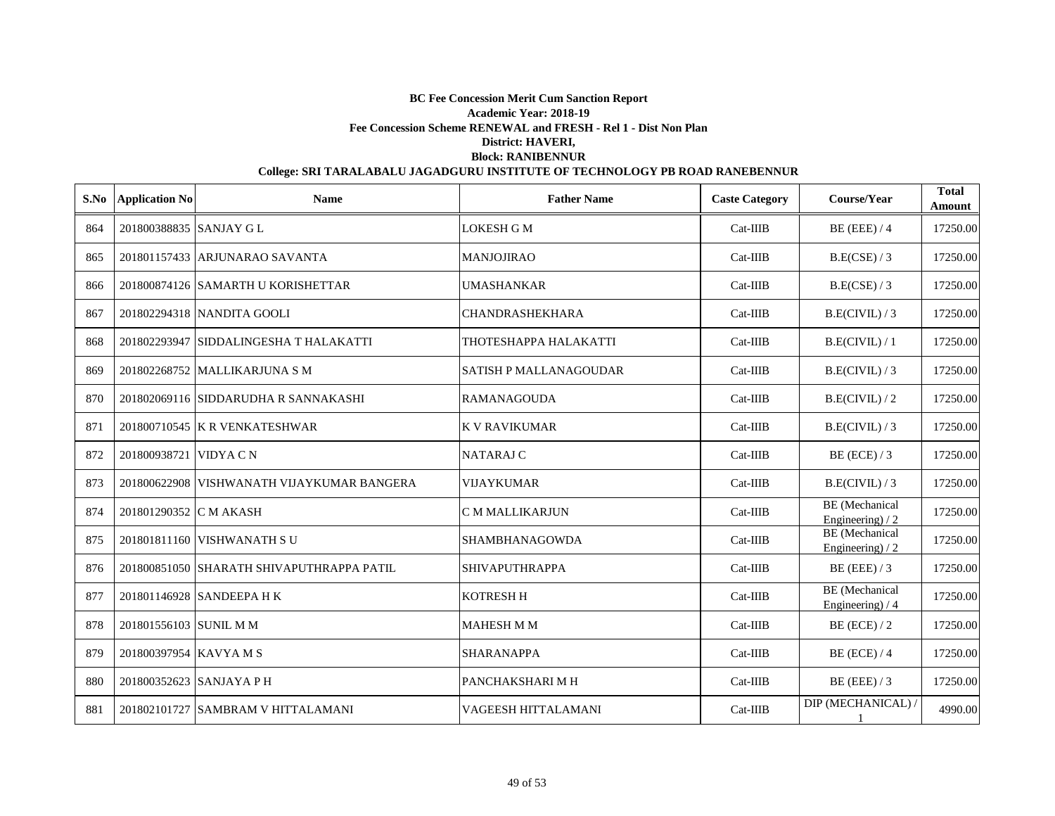**BC Fee Concession Merit Cum Sanction Report**
**Academic Year: 2018-19**
**Fee Concession Scheme RENEWAL and FRESH - Rel 1 - Dist Non Plan**
**District: HAVERI,**
**Block: RANIBENNUR**
**College: SRI TARALABALU JAGADGURU INSTITUTE OF TECHNOLOGY PB ROAD RANEBENNUR**

| S.No | Application No | Name | Father Name | Caste Category | Course/Year | Total Amount |
|---|---|---|---|---|---|---|
| 864 | 201800388835 | SANJAY G L | LOKESH G M | Cat-IIIB | BE (EEE) / 4 | 17250.00 |
| 865 | 201801157433 | ARJUNARAO SAVANTA | MANJOJIRAO | Cat-IIIB | B.E(CSE) / 3 | 17250.00 |
| 866 | 201800874126 | SAMARTH U KORISHETTAR | UMASHANKAR | Cat-IIIB | B.E(CSE) / 3 | 17250.00 |
| 867 | 201802294318 | NANDITA GOOLI | CHANDRASHEKHARA | Cat-IIIB | B.E(CIVIL) / 3 | 17250.00 |
| 868 | 201802293947 | SIDDALINGESHA T HALAKATTI | THOTESHAPPA HALAKATTI | Cat-IIIB | B.E(CIVIL) / 1 | 17250.00 |
| 869 | 201802268752 | MALLIKARJUNA S M | SATISH P MALLANAGOUDAR | Cat-IIIB | B.E(CIVIL) / 3 | 17250.00 |
| 870 | 201802069116 | SIDDARUDHA R SANNAKASHI | RAMANAGOUDA | Cat-IIIB | B.E(CIVIL) / 2 | 17250.00 |
| 871 | 201800710545 | K R VENKATESHWAR | K V RAVIKUMAR | Cat-IIIB | B.E(CIVIL) / 3 | 17250.00 |
| 872 | 201800938721 | VIDYA C N | NATARAJ C | Cat-IIIB | BE (ECE) / 3 | 17250.00 |
| 873 | 201800622908 | VISHWANATH VIJAYKUMAR BANGERA | VIJAYKUMAR | Cat-IIIB | B.E(CIVIL) / 3 | 17250.00 |
| 874 | 201801290352 | C M AKASH | C M MALLIKARJUN | Cat-IIIB | BE (Mechanical Engineering) / 2 | 17250.00 |
| 875 | 201801811160 | VISHWANATH S U | SHAMBHANAGOWDA | Cat-IIIB | BE (Mechanical Engineering) / 2 | 17250.00 |
| 876 | 201800851050 | SHARATH SHIVAPUTHRAPPA PATIL | SHIVAPUTHRAPPA | Cat-IIIB | BE (EEE) / 3 | 17250.00 |
| 877 | 201801146928 | SANDEEPA H K | KOTRESH H | Cat-IIIB | BE (Mechanical Engineering) / 4 | 17250.00 |
| 878 | 201801556103 | SUNIL M M | MAHESH M M | Cat-IIIB | BE (ECE) / 2 | 17250.00 |
| 879 | 201800397954 | KAVYA M S | SHARANAPPA | Cat-IIIB | BE (ECE) / 4 | 17250.00 |
| 880 | 201800352623 | SANJAYA P H | PANCHAKSHARI M H | Cat-IIIB | BE (EEE) / 3 | 17250.00 |
| 881 | 201802101727 | SAMBRAM V HITTALAMANI | VAGEESH HITTALAMANI | Cat-IIIB | DIP (MECHANICAL) / 1 | 4990.00 |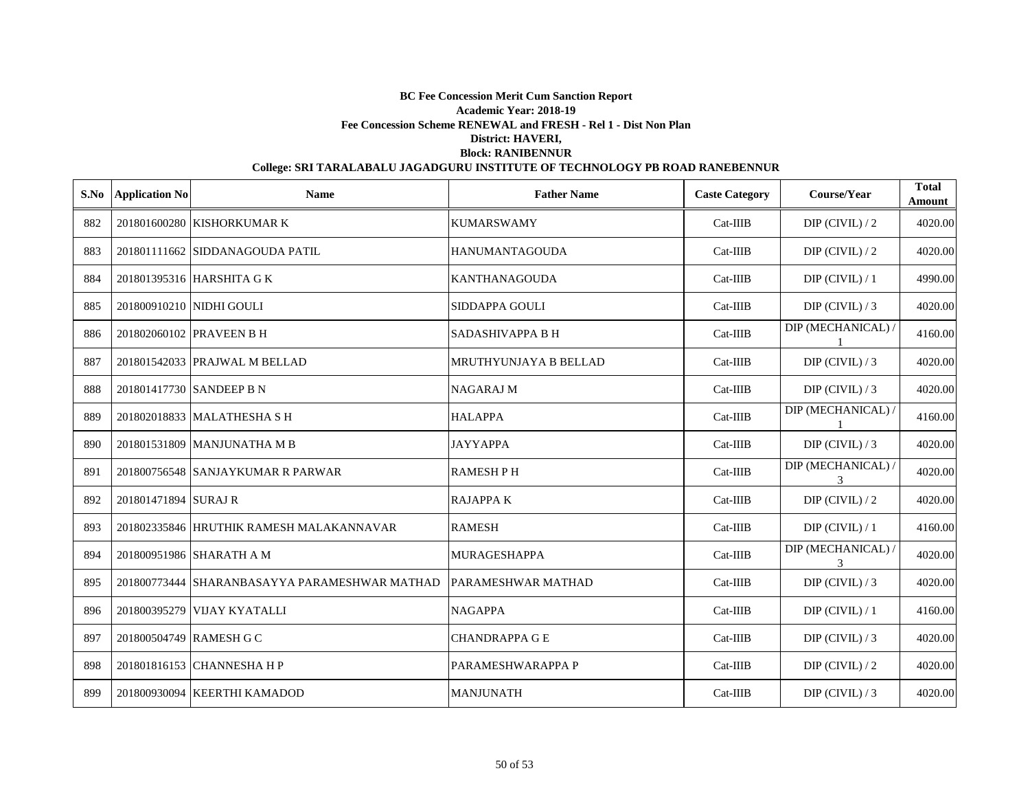**BC Fee Concession Merit Cum Sanction Report**
**Academic Year: 2018-19**
**Fee Concession Scheme RENEWAL and FRESH - Rel 1 - Dist Non Plan**
**District: HAVERI,**
**Block: RANIBENNUR**
**College: SRI TARALABALU JAGADGURU INSTITUTE OF TECHNOLOGY PB ROAD RANEBENNUR**

| S.No | Application No | Name | Father Name | Caste Category | Course/Year | Total Amount |
|---|---|---|---|---|---|---|
| 882 | 201801600280 | KISHORKUMAR K | KUMARSWAMY | Cat-IIIB | DIP (CIVIL) / 2 | 4020.00 |
| 883 | 201801111662 | SIDDANAGOUDA PATIL | HANUMANTAGOUDA | Cat-IIIB | DIP (CIVIL) / 2 | 4020.00 |
| 884 | 201801395316 | HARSHITA G K | KANTHANAGOUDA | Cat-IIIB | DIP (CIVIL) / 1 | 4990.00 |
| 885 | 201800910210 | NIDHI GOULI | SIDDAPPA GOULI | Cat-IIIB | DIP (CIVIL) / 3 | 4020.00 |
| 886 | 201802060102 | PRAVEEN B H | SADASHIVAPPA B H | Cat-IIIB | DIP (MECHANICAL) / 1 | 4160.00 |
| 887 | 201801542033 | PRAJWAL M BELLAD | MRUTHYUNJAYA B BELLAD | Cat-IIIB | DIP (CIVIL) / 3 | 4020.00 |
| 888 | 201801417730 | SANDEEP B N | NAGARAJ M | Cat-IIIB | DIP (CIVIL) / 3 | 4020.00 |
| 889 | 201802018833 | MALATHESHA S H | HALAPPA | Cat-IIIB | DIP (MECHANICAL) / 1 | 4160.00 |
| 890 | 201801531809 | MANJUNATHA M B | JAYYAPPA | Cat-IIIB | DIP (CIVIL) / 3 | 4020.00 |
| 891 | 201800756548 | SANJAYKUMAR R PARWAR | RAMESH P H | Cat-IIIB | DIP (MECHANICAL) / 3 | 4020.00 |
| 892 | 201801471894 | SURAJ R | RAJAPPA K | Cat-IIIB | DIP (CIVIL) / 2 | 4020.00 |
| 893 | 201802335846 | HRUTHIK RAMESH MALAKANNAVAR | RAMESH | Cat-IIIB | DIP (CIVIL) / 1 | 4160.00 |
| 894 | 201800951986 | SHARATH A M | MURAGESHAPPA | Cat-IIIB | DIP (MECHANICAL) / 3 | 4020.00 |
| 895 | 201800773444 | SHARANBASAYYA PARAMESHWAR MATHAD | PARAMESHWAR MATHAD | Cat-IIIB | DIP (CIVIL) / 3 | 4020.00 |
| 896 | 201800395279 | VIJAY KYATALLI | NAGAPPA | Cat-IIIB | DIP (CIVIL) / 1 | 4160.00 |
| 897 | 201800504749 | RAMESH G C | CHANDRAPPA G E | Cat-IIIB | DIP (CIVIL) / 3 | 4020.00 |
| 898 | 201801816153 | CHANNESHA H P | PARAMESHWARAPPA P | Cat-IIIB | DIP (CIVIL) / 2 | 4020.00 |
| 899 | 201800930094 | KEERTHI KAMADOD | MANJUNATH | Cat-IIIB | DIP (CIVIL) / 3 | 4020.00 |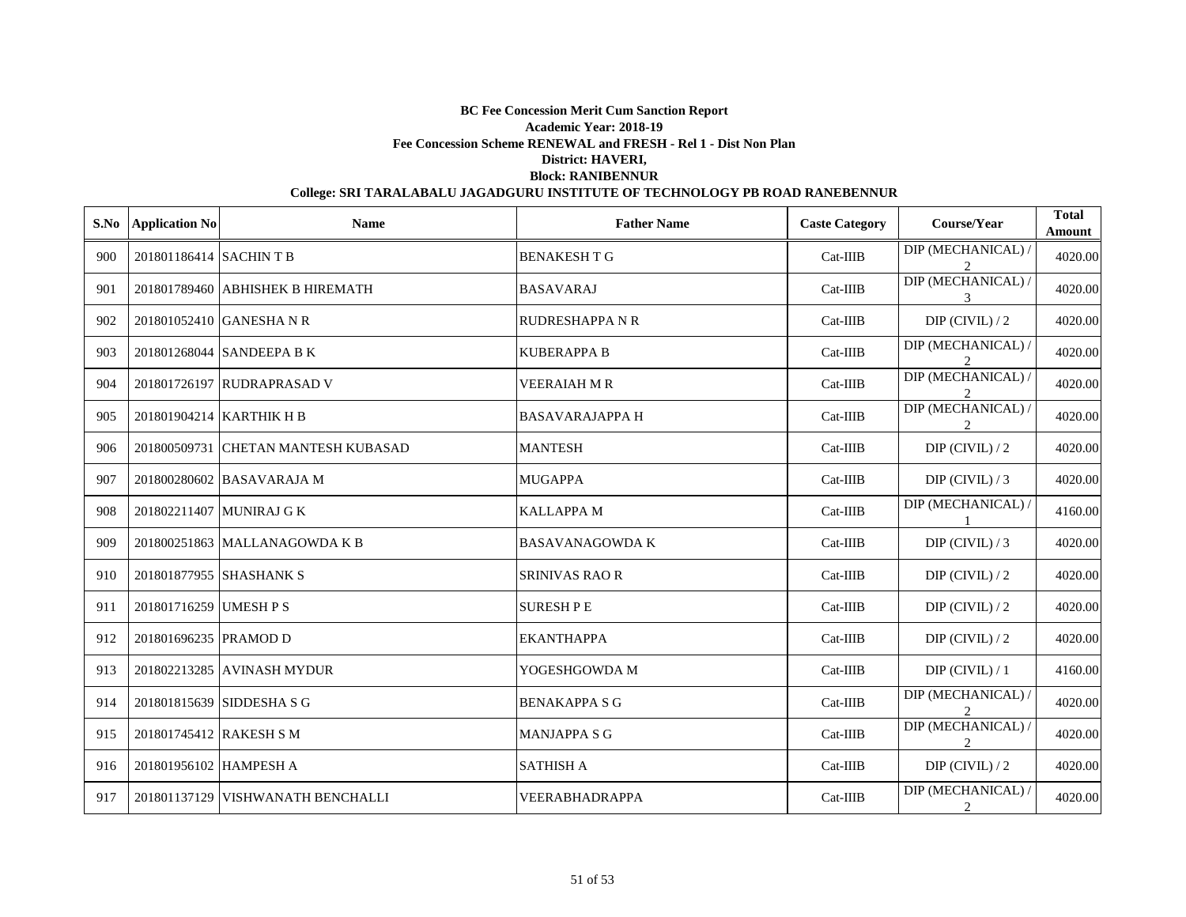**BC Fee Concession Merit Cum Sanction Report**

**Academic Year: 2018-19**

**Fee Concession Scheme RENEWAL and FRESH - Rel 1 - Dist Non Plan**

**District: HAVERI,**

**Block: RANIBENNUR**

**College: SRI TARALABALU JAGADGURU INSTITUTE OF TECHNOLOGY PB ROAD RANEBENNUR**

| S.No | Application No | Name | Father Name | Caste Category | Course/Year | Total Amount |
|---|---|---|---|---|---|---|
| 900 | 201801186414 | SACHIN T B | BENAKESH T G | Cat-IIIB | DIP (MECHANICAL) / 2 | 4020.00 |
| 901 | 201801789460 | ABHISHEK B HIREMATH | BASAVARAJ | Cat-IIIB | DIP (MECHANICAL) / 3 | 4020.00 |
| 902 | 201801052410 | GANESHA N R | RUDRESHAPPA N R | Cat-IIIB | DIP (CIVIL) / 2 | 4020.00 |
| 903 | 201801268044 | SANDEEPA B K | KUBERAPPA B | Cat-IIIB | DIP (MECHANICAL) / 2 | 4020.00 |
| 904 | 201801726197 | RUDRAPRASAD V | VEERAIAH M R | Cat-IIIB | DIP (MECHANICAL) / 2 | 4020.00 |
| 905 | 201801904214 | KARTHIK H B | BASAVARAJAPPA H | Cat-IIIB | DIP (MECHANICAL) / 2 | 4020.00 |
| 906 | 201800509731 | CHETAN MANTESH KUBASAD | MANTESH | Cat-IIIB | DIP (CIVIL) / 2 | 4020.00 |
| 907 | 201800280602 | BASAVARAJA M | MUGAPPA | Cat-IIIB | DIP (CIVIL) / 3 | 4020.00 |
| 908 | 201802211407 | MUNIRAJ G K | KALLAPPA M | Cat-IIIB | DIP (MECHANICAL) / 1 | 4160.00 |
| 909 | 201800251863 | MALLANAGOWDA K B | BASAVANAGOWDA K | Cat-IIIB | DIP (CIVIL) / 3 | 4020.00 |
| 910 | 201801877955 | SHASHANK S | SRINIVAS RAO R | Cat-IIIB | DIP (CIVIL) / 2 | 4020.00 |
| 911 | 201801716259 | UMESH P S | SURESH P E | Cat-IIIB | DIP (CIVIL) / 2 | 4020.00 |
| 912 | 201801696235 | PRAMOD D | EKANTHAPPA | Cat-IIIB | DIP (CIVIL) / 2 | 4020.00 |
| 913 | 201802213285 | AVINASH MYDUR | YOGESHGOWDA M | Cat-IIIB | DIP (CIVIL) / 1 | 4160.00 |
| 914 | 201801815639 | SIDDESHA S G | BENAKAPPA S G | Cat-IIIB | DIP (MECHANICAL) / 2 | 4020.00 |
| 915 | 201801745412 | RAKESH S M | MANJAPPA S G | Cat-IIIB | DIP (MECHANICAL) / 2 | 4020.00 |
| 916 | 201801956102 | HAMPESH A | SATHISH A | Cat-IIIB | DIP (CIVIL) / 2 | 4020.00 |
| 917 | 201801137129 | VISHWANATH BENCHALLI | VEERABHADRAPPA | Cat-IIIB | DIP (MECHANICAL) / 2 | 4020.00 |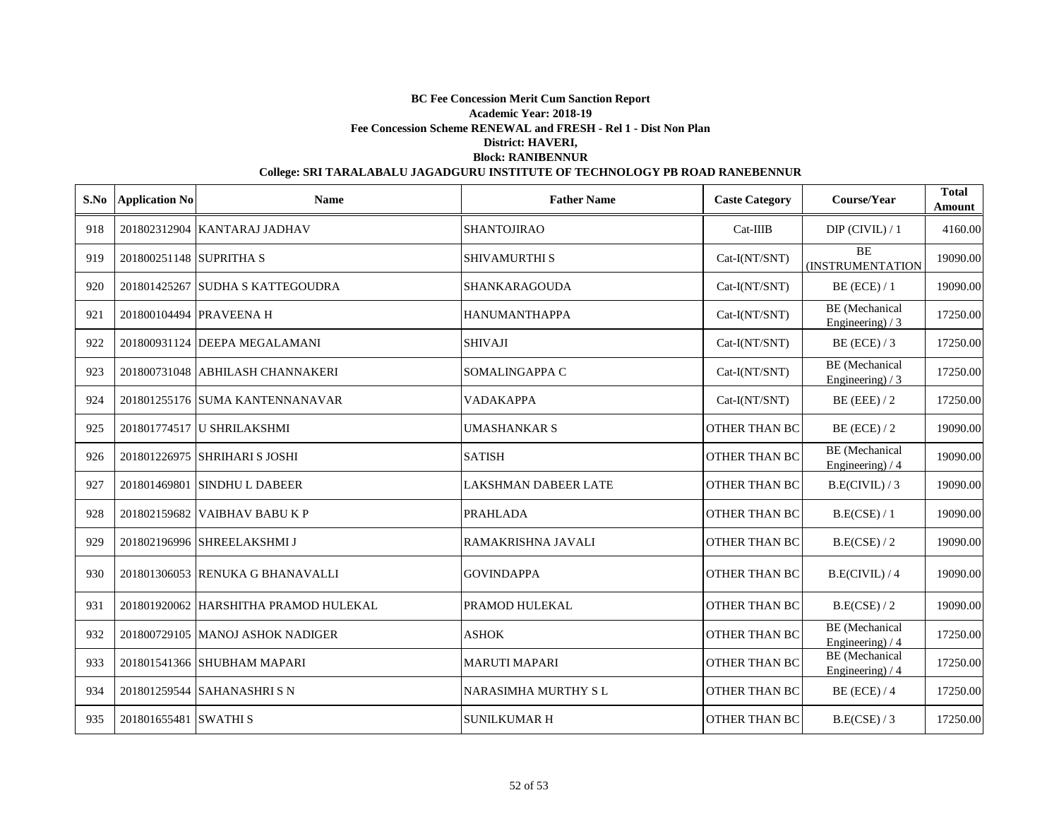**BC Fee Concession Merit Cum Sanction Report**

**Academic Year: 2018-19**

**Fee Concession Scheme RENEWAL and FRESH - Rel 1 - Dist Non Plan**

**District: HAVERI,**

**Block: RANIBENNUR**

**College: SRI TARALABALU JAGADGURU INSTITUTE OF TECHNOLOGY PB ROAD RANEBENNUR**

| S.No | Application No | Name | Father Name | Caste Category | Course/Year | Total Amount |
|---|---|---|---|---|---|---|
| 918 | 201802312904 | KANTARAJ JADHAV | SHANTOJIRAO | Cat-IIIB | DIP (CIVIL) / 1 | 4160.00 |
| 919 | 201800251148 | SUPRITHA S | SHIVAMURTHI S | Cat-I(NT/SNT) | BE (INSTRUMENTATION | 19090.00 |
| 920 | 201801425267 | SUDHA S KATTEGOUDRA | SHANKARAGOUDA | Cat-I(NT/SNT) | BE (ECE) / 1 | 19090.00 |
| 921 | 201800104494 | PRAVEENA H | HANUMANTHAPPA | Cat-I(NT/SNT) | BE (Mechanical Engineering) / 3 | 17250.00 |
| 922 | 201800931124 | DEEPA MEGALAMANI | SHIVAJI | Cat-I(NT/SNT) | BE (ECE) / 3 | 17250.00 |
| 923 | 201800731048 | ABHILASH CHANNAKERI | SOMALINGAPPA C | Cat-I(NT/SNT) | BE (Mechanical Engineering) / 3 | 17250.00 |
| 924 | 201801255176 | SUMA KANTENNANAVAR | VADAKAPPA | Cat-I(NT/SNT) | BE (EEE) / 2 | 17250.00 |
| 925 | 201801774517 | U SHRILAKSHMI | UMASHANKAR S | OTHER THAN BC | BE (ECE) / 2 | 19090.00 |
| 926 | 201801226975 | SHRIHARI S JOSHI | SATISH | OTHER THAN BC | BE (Mechanical Engineering) / 4 | 19090.00 |
| 927 | 201801469801 | SINDHU L DABEER | LAKSHMAN DABEER LATE | OTHER THAN BC | B.E(CIVIL) / 3 | 19090.00 |
| 928 | 201802159682 | VAIBHAV BABU K P | PRAHLADA | OTHER THAN BC | B.E(CSE) / 1 | 19090.00 |
| 929 | 201802196996 | SHREELAKSHMI J | RAMAKRISHNA JAVALI | OTHER THAN BC | B.E(CSE) / 2 | 19090.00 |
| 930 | 201801306053 | RENUKA G BHANAVALLI | GOVINDAPPA | OTHER THAN BC | B.E(CIVIL) / 4 | 19090.00 |
| 931 | 201801920062 | HARSHITHA PRAMOD HULEKAL | PRAMOD HULEKAL | OTHER THAN BC | B.E(CSE) / 2 | 19090.00 |
| 932 | 201800729105 | MANOJ ASHOK NADIGER | ASHOK | OTHER THAN BC | BE (Mechanical Engineering) / 4 | 17250.00 |
| 933 | 201801541366 | SHUBHAM MAPARI | MARUTI MAPARI | OTHER THAN BC | BE (Mechanical Engineering) / 4 | 17250.00 |
| 934 | 201801259544 | SAHANASHRI S N | NARASIMHA MURTHY S L | OTHER THAN BC | BE (ECE) / 4 | 17250.00 |
| 935 | 201801655481 | SWATHI S | SUNILKUMAR H | OTHER THAN BC | B.E(CSE) / 3 | 17250.00 |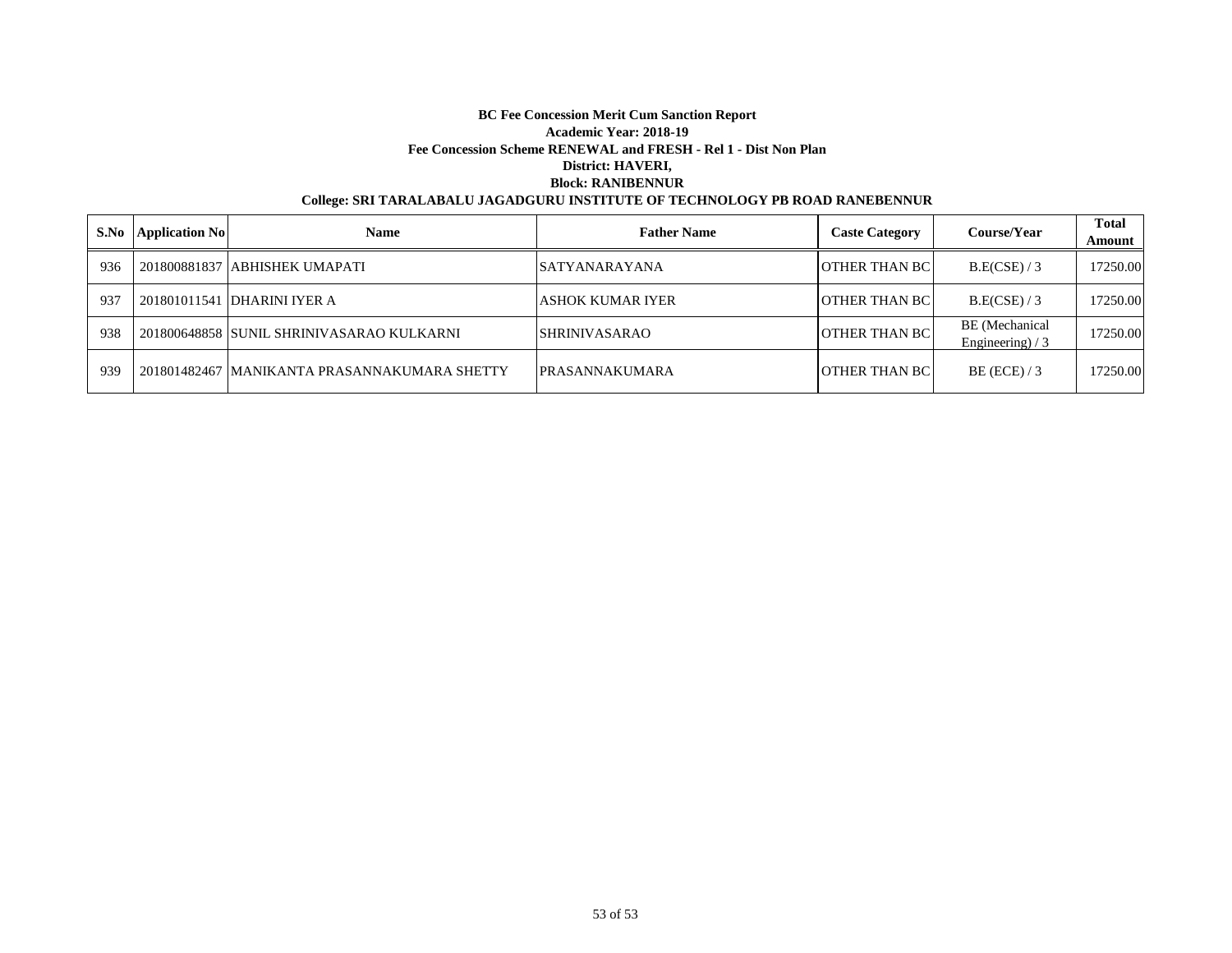**BC Fee Concession Merit Cum Sanction Report**

**Academic Year: 2018-19**

**Fee Concession Scheme RENEWAL and FRESH - Rel 1 - Dist Non Plan**

**District: HAVERI,**

**Block: RANIBENNUR**

**College: SRI TARALABALU JAGADGURU INSTITUTE OF TECHNOLOGY PB ROAD RANEBENNUR**

| S.No | Application No | Name | Father Name | Caste Category | Course/Year | Total Amount |
|---|---|---|---|---|---|---|
| 936 | 201800881837 | ABHISHEK UMAPATI | SATYANARAYANA | OTHER THAN BC | B.E(CSE) / 3 | 17250.00 |
| 937 | 201801011541 | DHARINI IYER A | ASHOK KUMAR IYER | OTHER THAN BC | B.E(CSE) / 3 | 17250.00 |
| 938 | 201800648858 | SUNIL SHRINIVASARAO KULKARNI | SHRINIVASARAO | OTHER THAN BC | BE (Mechanical Engineering) / 3 | 17250.00 |
| 939 | 201801482467 | MANIKANTA PRASANNAKUMARA SHETTY | PRASANNAKUMARA | OTHER THAN BC | BE (ECE) / 3 | 17250.00 |